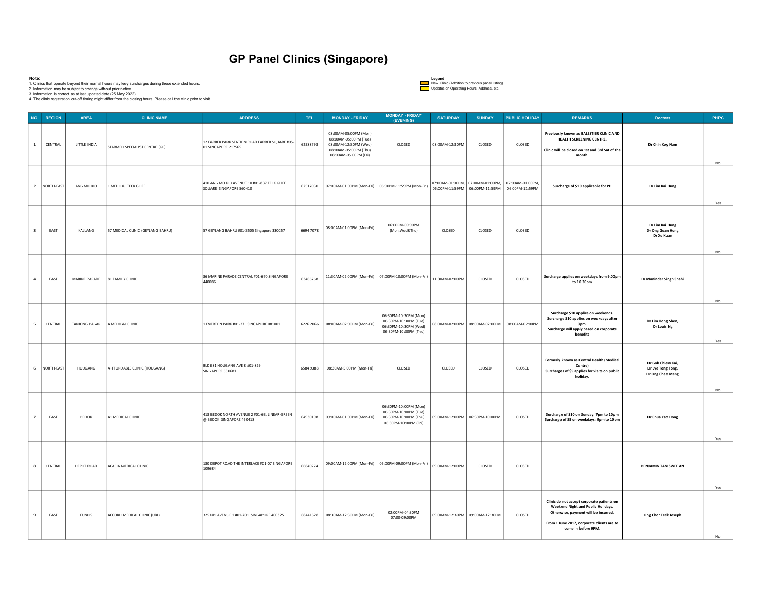# GP Panel Clinics (Singapore)

**Note:**
1. Clinics that operate beyond their normal hours may levy surcharges during these extended hours.
2. Information may be subject to change without prior notice.
3. Information is correct as at last updated date (25 May 2022).
4. The clinic registration cut-off timing might differ from the closing hours. Please call the clinic prior to visit.

**Legend**
- New Clinic (Addition to previous panel listing)
- Updates on Operating Hours, Address, etc.

| NO. | REGION | AREA | CLINIC NAME | ADDRESS | TEL | MONDAY - FRIDAY | MONDAY - FRIDAY (EVENING) | SATURDAY | SUNDAY | PUBLIC HOLIDAY | REMARKS | Doctors | PHPC |
|---|---|---|---|---|---|---|---|---|---|---|---|---|---|
| 1 | CENTRAL | LITTLE INDIA | STARMED SPECIALIST CENTRE (GP) | 12 FARRER PARK STATION ROAD FARRER SQUARE #05-01 SINGAPORE 217565 | 62588798 | 08:00AM-05:00PM (Mon) 08:00AM-05:00PM (Tue) 08:00AM-12:30PM (Wed) 08:00AM-05:00PM (Thu) 08:00AM-05:00PM (Fri) | CLOSED | 08:00AM-12:30PM | CLOSED | CLOSED | Previously known as BALESTIER CLINIC AND HEALTH SCREENING CENTRE. Clinic will be closed on 1st and 3rd Sat of the month. | Dr Chin Koy Nam | No |
| 2 | NORTH-EAST | ANG MO KIO | 1 MEDICAL TECK GHEE | 410 ANG MO KIO AVENUE 10 #01-837 TECK GHEE SQUARE SINGAPORE 560410 | 62517030 | 07:00AM-01:00PM (Mon-Fri) | 06:00PM-11:59PM (Mon-Fri) | 07:00AM-01:00PM, 06:00PM-11:59PM | 07:00AM-01:00PM, 06:00PM-11:59PM | 07:00AM-01:00PM, 06:00PM-11:59PM | Surcharge of $10 applicable for PH | Dr Lim Kai Hung | Yes |
| 3 | EAST | KALLANG | 57 MEDICAL CLINIC (GEYLANG BAHRU) | 57 GEYLANG BAHRU #01-3505 Singapore 330057 | 6694 7078 | 08:00AM-01:00PM (Mon-Fri) | 06:00PM-09:00PM (Mon,Wed&Thu) | CLOSED | CLOSED | CLOSED | | Dr Lim Kai Hung Dr Ong Guan Hong Dr Xu Kuan | No |
| 4 | EAST | MARINE PARADE | 81 FAMILY CLINIC | 86 MARINE PARADE CENTRAL #01-670 SINGAPORE 440086 | 63466768 | 11:30AM-02:00PM (Mon-Fri) | 07:00PM-10:00PM (Mon-Fri) | 11:30AM-02:00PM | CLOSED | CLOSED | Surcharge applies on weekdays from 9.00pm to 10.30pm | Dr Maninder Singh Shahi | No |
| 5 | CENTRAL | TANJONG PAGAR | A MEDICAL CLINIC | 1 EVERTON PARK #01-27 SINGAPORE 081001 | 6226 2066 | 08:00AM-02:00PM (Mon-Fri) | 06:30PM-10:30PM (Mon) 06:30PM-10:30PM (Tue) 06:30PM-10:30PM (Wed) 06:30PM-10:30PM (Thu) | 08:00AM-02:00PM | 08:00AM-02:00PM | 08:00AM-02:00PM | Surcharge $10 applies on weekends. Surcharge $10 applies on weekdays after 9pm. Surcharge will apply based on corporate benefits | Dr Lim Hong Shen, Dr Louis Ng | Yes |
| 6 | NORTH-EAST | HOUGANG | A+FFORDABLE CLINIC (HOUGANG) | BLK 681 HOUGANG AVE 8 #01-829 SINGAPORE 530681 | 6584 9388 | 08:30AM-5:00PM (Mon-Fri) | CLOSED | CLOSED | CLOSED | CLOSED | Formerly known as Central Health (Medical Centre) Surcharges of $5 applies for visits on public holiday. | Dr Goh Chiew Kai, Dr Lye Tong Fong, Dr Ong Chee Meng | No |
| 7 | EAST | BEDOK | A1 MEDICAL CLINIC | 418 BEDOK NORTH AVENUE 2 #01-63, LINEAR GREEN @ BEDOK SINGAPORE 460418 | 64930198 | 09:00AM-01:00PM (Mon-Fri) | 06:30PM-10:00PM (Mon) 06:30PM-10:00PM (Tue) 06:30PM-10:00PM (Thu) 06:30PM-10:00PM (Fri) | 09:00AM-12:00PM | 06:30PM-10:00PM | CLOSED | Surcharge of $10 on Sunday: 7pm to 10pm Surcharge of $5 on weekdays: 9pm to 10pm | Dr Chua Yao Dong | Yes |
| 8 | CENTRAL | DEPOT ROAD | ACACIA MEDICAL CLINIC | 180 DEPOT ROAD THE INTERLACE #01-07 SINGAPORE 109684 | 66840274 | 09:00AM-12:00PM (Mon-Fri) | 06:00PM-09:00PM (Mon-Fri) | 09:00AM-12:00PM | CLOSED | CLOSED | | BENJAMIN TAN SWEE AN | Yes |
| 9 | EAST | EUNOS | ACCORD MEDICAL CLINIC (UBI) | 325 UBI AVENUE 1 #01-701 SINGAPORE 400325 | 68441528 | 08:30AM-12:30PM (Mon-Fri) | 02:00PM-04:30PM 07:00-09:00PM | 09:00AM-12:30PM | 09:00AM-12:30PM | CLOSED | Clinic do not accept corporate patients on Weekend Night and Public Holidays. Otherwise, payment will be incurred. From 1 June 2017, corporate clients are to come in before 9PM. | Ong Chor Teck Joseph | No |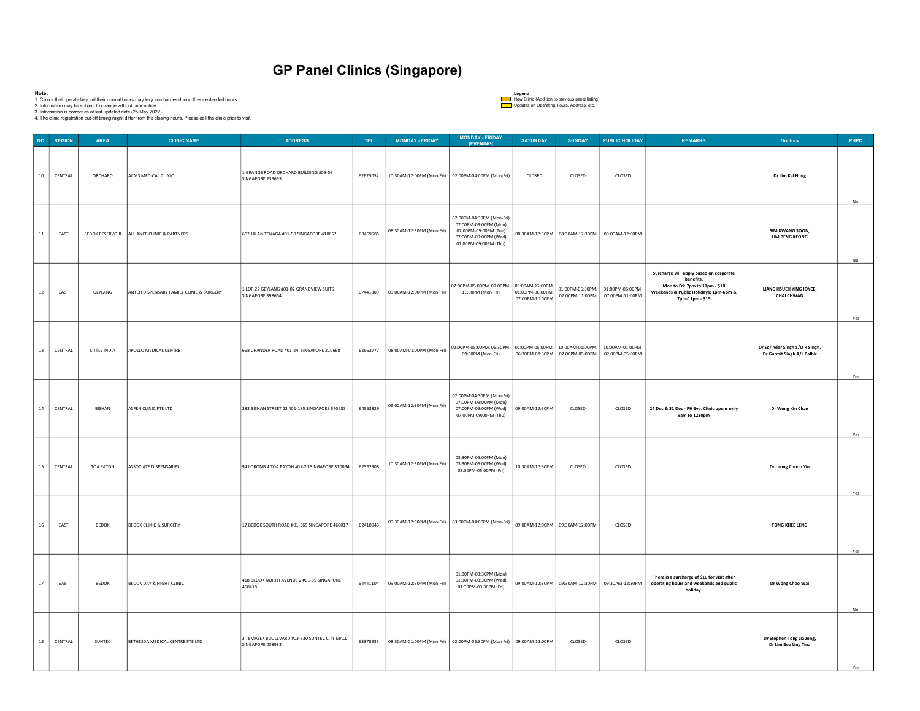# GP Panel Clinics (Singapore)

**Note:**
1. Clinics that operate beyond their normal hours may levy surcharges during these extended hours.
2. Information may be subject to change without prior notice.
3. Information is correct as at last updated date (25 May 2022).
4. The clinic registration cut-off timing might differ from the closing hours. Please call the clinic prior to visit.

**Legend**
New Clinic (Addition to previous panel listing)
Updates on Operating Hours, Address, etc.

| NO. | REGION | AREA | CLINIC NAME | ADDRESS | TEL | MONDAY - FRIDAY | MONDAY - FRIDAY (EVENING) | SATURDAY | SUNDAY | PUBLIC HOLIDAY | REMARKS | Doctors | PHPC |
|---|---|---|---|---|---|---|---|---|---|---|---|---|---|
| 10 | CENTRAL | ORCHARD | ACMS MEDICAL CLINIC | 1 GRANGE ROAD ORCHARD BUILDING #06-06 SINGAPORE 239693 | 62625052 | 10:30AM-12:00PM (Mon-Fri) | 02:00PM-04:00PM (Mon-Fri) | CLOSED | CLOSED | CLOSED | | **Dr Lim Kai Hung** | No |
| 11 | EAST | BEDOK RESERVOIR | ALLIANCE CLINIC & PARTNERS | 652 JALAN TENAGA #01-50 SINGAPORE 410652 | 68469585 | 08:30AM-12:30PM (Mon-Fri) | 02:00PM-04:30PM (Mon-Fri) 07:00PM-09:00PM (Mon) 07:00PM-09:00PM (Tue) 07:00PM-09:00PM (Wed) 07:00PM-09:00PM (Thu) | 08:30AM-12:30PM | 08:30AM-12:30PM | 09:00AM-12:00PM | | **SIM KWANG SOON, LIM PENG KEONG** | No |
| 12 | EAST | GEYLANG | ANTEH DISPENSARY FAMILY CLINIC & SURGERY | 1 LOR 22 GEYLANG #01-02 GRANDVIEW SUITS SINGAPORE 398664 | 67441809 | 09:00AM-12:00PM (Mon-Fri) | 02:00PM-05:00PM, 07:00PM-11:00PM (Mon-Fri) | 09:00AM-12:00PM, 01:00PM-06:00PM, 07:00PM-11:00PM | 01:00PM-06:00PM, 07:00PM-11:00PM | 01:00PM-06:00PM, 07:00PM-11:00PM | **Surcharge will apply based on corporate benefits. Mon to Fri: 7pm to 11pm - $10 Weekends & Public Holidays: 1pm-6pm & 7pm-11pm - $15** | **LIANG HSUEH YING JOYCE, CHAI CHWAN** | Yes |
| 13 | CENTRAL | LITTLE INDIA | APOLLO MEDICAL CENTRE | 668 CHANDER ROAD #01-24 SINGAPORE 210668 | 62962777 | 08:00AM-01:00PM (Mon-Fri) | 02:00PM-05:00PM, 06:30PM-09:30PM (Mon-Fri) | 02:00PM-05:00PM, 06:30PM-09:30PM | 10:00AM-01:00PM, 02:00PM-05:00PM | 10:00AM-01:00PM, 02:00PM-05:00PM | | **Dr Sorinder Singh S/O R Singh, Dr Gurmit Singh A/L Balbir** | Yes |
| 14 | CENTRAL | BISHAN | ASPEN CLINIC PTE LTD | 283 BISHAN STREET 22 #01-185 SINGAPORE 570283 | 64553829 | 09:00AM-12:30PM (Mon-Fri) | 02:00PM-04:30PM (Mon-Fri) 07:00PM-09:00PM (Mon) 07:00PM-09:00PM (Wed) 07:00PM-09:00PM (Thu) | 09:00AM-12:30PM | CLOSED | CLOSED | **24 Dec & 31 Dec - PH Eve. Clinic opens only 9am to 1230pm** | **Dr Wong Kin Chan** | Yes |
| 15 | CENTRAL | TOA PAYOH | ASSOCIATE DISPENSARIES | 94 LORONG 4 TOA PAYOH #01-20 SINGAPORE 310094 | 62562308 | 10:30AM-12:30PM (Mon-Fri) | 03:30PM-05:00PM (Mon) 03:30PM-05:00PM (Wed) 03:30PM-05:00PM (Fri) | 10:30AM-12:30PM | CLOSED | CLOSED | | **Dr Leong Choon Yin** | Yes |
| 16 | EAST | BEDOK | BEDOK CLINIC & SURGERY | 17 BEDOK SOUTH ROAD #01-565 SINGAPORE 460017 | 62410943 | 09:30AM-12:00PM (Mon-Fri) | 03:00PM-04:00PM (Mon-Fri) | 09:00AM-12:00PM | 09:30AM-12:00PM | CLOSED | | **FONG KHEE LENG** | Yes |
| 17 | EAST | BEDOK | BEDOK DAY & NIGHT CLINIC | 418 BEDOK NORTH AVENUE 2 #01-85 SINGAPORE 460418 | 64441104 | 09:00AM-12:30PM (Mon-Fri) | 01:30PM-03:30PM (Mon) 01:30PM-03:30PM (Wed) 01:30PM-03:30PM (Fri) | 09:00AM-12:30PM | 09:30AM-12:30PM | 09:30AM-12:30PM | **There is a surcharge of $10 for visit after operating hours and weekends and public holiday.** | **Dr Wong Choo Wai** | No |
| 18 | CENTRAL | SUNTEC | BETHESDA MEDICAL CENTRE PTE LTD | 3 TEMASEK BOULEVARD #03-330 SUNTEC CITY MALL SINGAPORE 038983 | 63378933 | 08:30AM-01:00PM (Mon-Fri) | 02:00PM-05:30PM (Mon-Fri) | 09:00AM-12:00PM | CLOSED | CLOSED | | **Dr Stephen Tong Jia Jong, Dr Lim Bee Ling Tina** | Yes |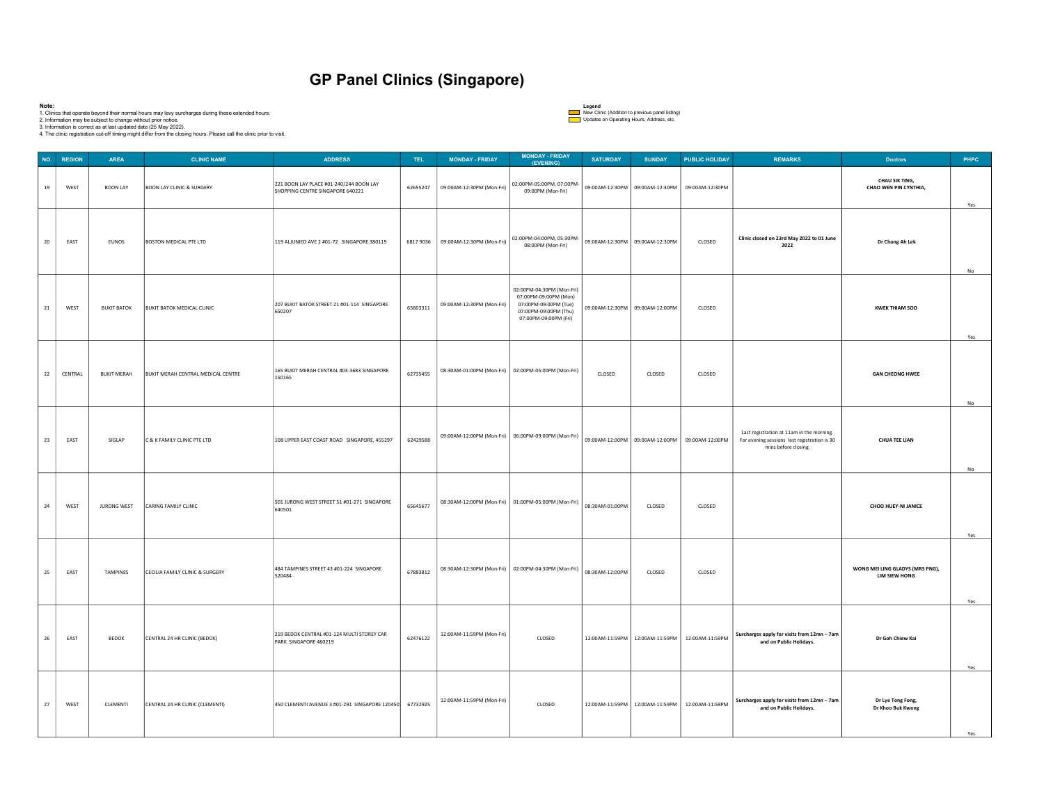# GP Panel Clinics (Singapore)

**Note:**
1. Clinics that operate beyond their normal hours may levy surcharges during these extended hours.
2. Information may be subject to change without prior notice.
3. Information is correct as at last updated date (25 May 2022).
4. The clinic registration cut-off timing might differ from the closing hours. Please call the clinic prior to visit.

**Legend**
- New Clinic (Addition to previous panel listing)
- Updates on Operating Hours, Address, etc.

| NO. | REGION | AREA | CLINIC NAME | ADDRESS | TEL | MONDAY - FRIDAY | MONDAY - FRIDAY (EVENING) | SATURDAY | SUNDAY | PUBLIC HOLIDAY | REMARKS | Doctors | PHPC |
|---|---|---|---|---|---|---|---|---|---|---|---|---|---|
| 19 | WEST | BOON LAY | BOON LAY CLINIC & SURGERY | 221 BOON LAY PLACE #01-240/244 BOON LAY SHOPPING CENTRE SINGAPORE 640221 | 62655247 | 09:00AM-12:30PM (Mon-Fri) | 02:00PM-05:00PM, 07:00PM-09:00PM (Mon-Fri) | 09:00AM-12:30PM | 09:00AM-12:30PM | 09:00AM-12:30PM | | CHAU SIK TING, CHAO WEN PIN CYNTHIA, | Yes |
| 20 | EAST | EUNOS | BOSTON MEDICAL PTE LTD | 119 ALJUNIED AVE 2 #01-72 SINGAPORE 380119 | 6817 9036 | 09:00AM-12:30PM (Mon-Fri) | 02:00PM-04:00PM, 05:30PM-08:00PM (Mon-Fri) | 09:00AM-12:30PM | 09:00AM-12:30PM | CLOSED | **Clinic closed on 23rd May 2022 to 01 June 2022** | Dr Chong Ah Lek | No |
| 21 | WEST | BUKIT BATOK | BUKIT BATOK MEDICAL CLINIC | 207 BUKIT BATOK STREET 21 #01-114 SINGAPORE 650207 | 65603311 | 09:00AM-12:30PM (Mon-Fri) | 02:00PM-04:30PM (Mon-Fri) 07:00PM-09:00PM (Mon) 07:00PM-09:00PM (Tue) 07:00PM-09:00PM (Thu) 07:00PM-09:00PM (Fri) | 09:00AM-12:30PM | 09:00AM-12:00PM | CLOSED | | KWEK THIAM SOO | Yes |
| 22 | CENTRAL | BUKIT MERAH | BUKIT MERAH CENTRAL MEDICAL CENTRE | 165 BUKIT MERAH CENTRAL #03-3683 SINGAPORE 150165 | 62735455 | 08:30AM-01:00PM (Mon-Fri) | 02:00PM-05:00PM (Mon-Fri) | CLOSED | CLOSED | CLOSED | | GAN CHEONG HWEE | No |
| 23 | EAST | SIGLAP | C & K FAMILY CLINIC PTE LTD | 108 UPPER EAST COAST ROAD SINGAPORE, 455297 | 62429588 | 09:00AM-12:00PM (Mon-Fri) | 06:00PM-09:00PM (Mon-Fri) | 09:00AM-12:00PM | 09:00AM-12:00PM | 09:00AM-12:00PM | Last registration at 11am in the morning. For evening sessions last registration is 30 mins before closing. | CHUA TEE LIAN | No |
| 24 | WEST | JURONG WEST | CARING FAMILY CLINIC | 501 JURONG WEST STREET 51 #01-271 SINGAPORE 640501 | 65645677 | 08:30AM-12:00PM (Mon-Fri) | 01:00PM-05:00PM (Mon-Fri) | 08:30AM-01:00PM | CLOSED | CLOSED | | CHOO HUEY-NI JANICE | Yes |
| 25 | EAST | TAMPINES | CECILIA FAMILY CLINIC & SURGERY | 484 TAMPINES STREET 43 #01-224 SINGAPORE 520484 | 67883812 | 08:30AM-12:30PM (Mon-Fri) | 02:00PM-04:30PM (Mon-Fri) | 08:30AM-12:00PM | CLOSED | CLOSED | | WONG MEI LING GLADYS (MRS PNG), LIM SIEW HONG | Yes |
| 26 | EAST | BEDOK | CENTRAL 24 HR CLINIC (BEDOK) | 219 BEDOK CENTRAL #01-124 MULTI STOREY CAR PARK SINGAPORE 460219 | 62476122 | 12:00AM-11:59PM (Mon-Fri) | CLOSED | 12:00AM-11:59PM | 12:00AM-11:59PM | 12:00AM-11:59PM | **Surcharges apply for visits from 12mn – 7am and on Public Holidays.** | Dr Goh Chiew Kai | Yes |
| 27 | WEST | CLEMENTI | CENTRAL 24 HR CLINIC (CLEMENTI) | 450 CLEMENTI AVENUE 3 #01-291 SINGAPORE 120450 | 67732925 | 12:00AM-11:59PM (Mon-Fri) | CLOSED | 12:00AM-11:59PM | 12:00AM-11:59PM | 12:00AM-11:59PM | **Surcharges apply for visits from 12mn – 7am and on Public Holidays.** | Dr Lye Tong Fong, Dr Khoo Buk Kwong | Yes |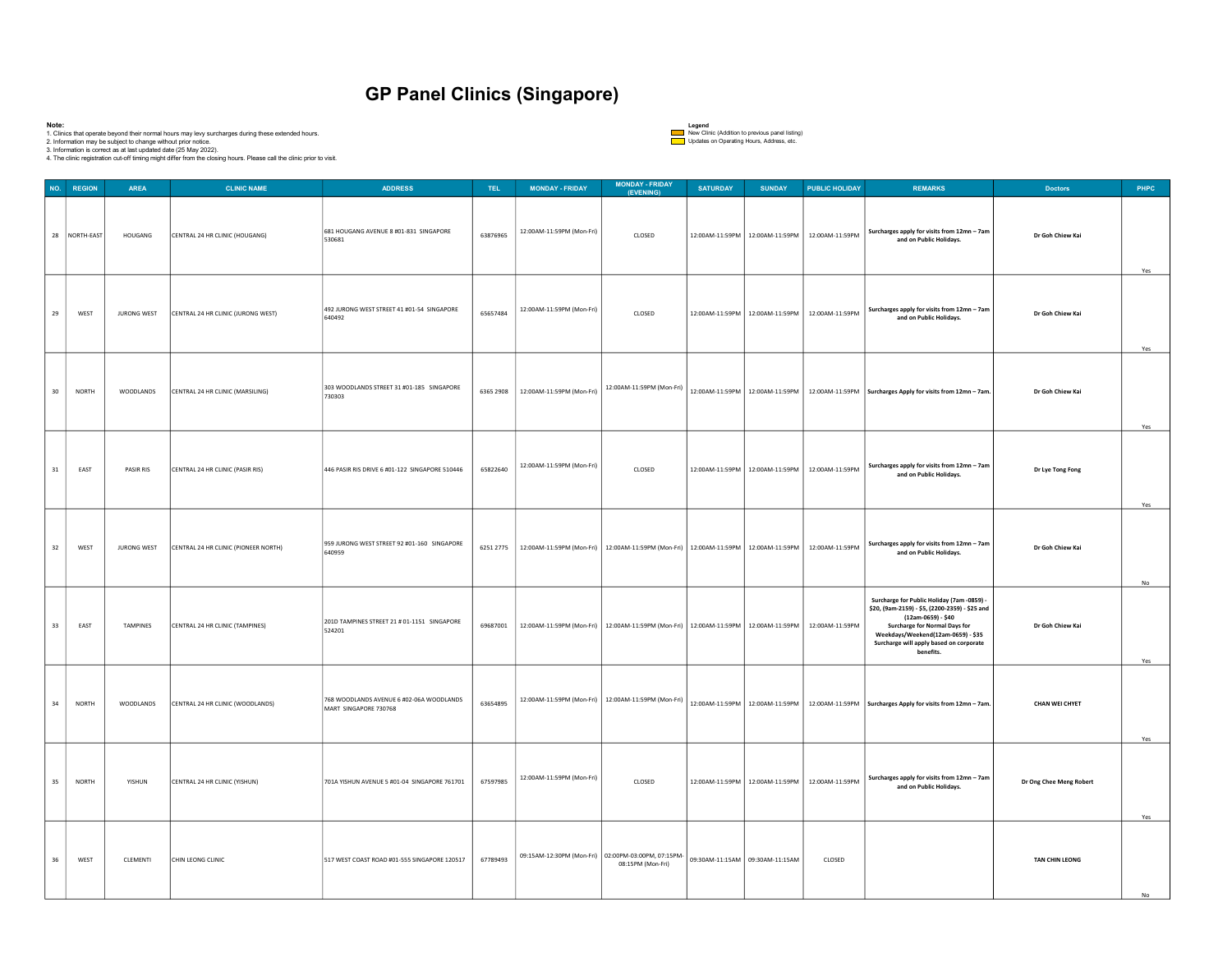# GP Panel Clinics (Singapore)

**Note:**
1. Clinics that operate beyond their normal hours may levy surcharges during these extended hours.
2. Information may be subject to change without prior notice.
3. Information is correct as at last updated date (25 May 2022).
4. The clinic registration cut-off timing might differ from the closing hours. Please call the clinic prior to visit.

**Legend**
New Clinic (Addition to previous panel listing)
Updates on Operating Hours, Address, etc.

| NO. | REGION | AREA | CLINIC NAME | ADDRESS | TEL | MONDAY - FRIDAY | MONDAY - FRIDAY (EVENING) | SATURDAY | SUNDAY | PUBLIC HOLIDAY | REMARKS | Doctors | PHPC |
|---|---|---|---|---|---|---|---|---|---|---|---|---|---|
| 28 | NORTH-EAST | HOUGANG | CENTRAL 24 HR CLINIC (HOUGANG) | 681 HOUGANG AVENUE 8 #01-831 SINGAPORE 530681 | 63876965 | 12:00AM-11:59PM (Mon-Fri) | CLOSED | 12:00AM-11:59PM | 12:00AM-11:59PM | 12:00AM-11:59PM | **Surcharges apply for visits from 12mn – 7am and on Public Holidays.** | **Dr Goh Chiew Kai** | Yes |
| 29 | WEST | JURONG WEST | CENTRAL 24 HR CLINIC (JURONG WEST) | 492 JURONG WEST STREET 41 #01-54 SINGAPORE 640492 | 65657484 | 12:00AM-11:59PM (Mon-Fri) | CLOSED | 12:00AM-11:59PM | 12:00AM-11:59PM | 12:00AM-11:59PM | **Surcharges apply for visits from 12mn – 7am and on Public Holidays.** | **Dr Goh Chiew Kai** | Yes |
| 30 | NORTH | WOODLANDS | CENTRAL 24 HR CLINIC (MARSILING) | 303 WOODLANDS STREET 31 #01-185 SINGAPORE 730303 | 6365 2908 | 12:00AM-11:59PM (Mon-Fri) | 12:00AM-11:59PM (Mon-Fri) | 12:00AM-11:59PM | 12:00AM-11:59PM | 12:00AM-11:59PM | **Surcharges Apply for visits from 12mn – 7am.** | **Dr Goh Chiew Kai** | Yes |
| 31 | EAST | PASIR RIS | CENTRAL 24 HR CLINIC (PASIR RIS) | 446 PASIR RIS DRIVE 6 #01-122 SINGAPORE 510446 | 65822640 | 12:00AM-11:59PM (Mon-Fri) | CLOSED | 12:00AM-11:59PM | 12:00AM-11:59PM | 12:00AM-11:59PM | **Surcharges apply for visits from 12mn – 7am and on Public Holidays.** | **Dr Lye Tong Fong** | Yes |
| 32 | WEST | JURONG WEST | CENTRAL 24 HR CLINIC (PIONEER NORTH) | 959 JURONG WEST STREET 92 #01-160 SINGAPORE 640959 | 6251 2775 | 12:00AM-11:59PM (Mon-Fri) | 12:00AM-11:59PM (Mon-Fri) | 12:00AM-11:59PM | 12:00AM-11:59PM | 12:00AM-11:59PM | **Surcharges apply for visits from 12mn – 7am and on Public Holidays.** | **Dr Goh Chiew Kai** | No |
| 33 | EAST | TAMPINES | CENTRAL 24 HR CLINIC (TAMPINES) | 201D TAMPINES STREET 21 # 01-1151 SINGAPORE 524201 | 69687001 | 12:00AM-11:59PM (Mon-Fri) | 12:00AM-11:59PM (Mon-Fri) | 12:00AM-11:59PM | 12:00AM-11:59PM | 12:00AM-11:59PM | **Surcharge for Public Holiday (7am -0859) - $20, (9am-2159) - $5, (2200-2359) - $25 and (12am-0659) - $40 Surcharge for Normal Days for Weekdays/Weekend(12am-0659) - $35 Surcharge will apply based on corporate benefits.** | **Dr Goh Chiew Kai** | Yes |
| 34 | NORTH | WOODLANDS | CENTRAL 24 HR CLINIC (WOODLANDS) | 768 WOODLANDS AVENUE 6 #02-06A WOODLANDS MART SINGAPORE 730768 | 63654895 | 12:00AM-11:59PM (Mon-Fri) | 12:00AM-11:59PM (Mon-Fri) | 12:00AM-11:59PM | 12:00AM-11:59PM | 12:00AM-11:59PM | **Surcharges Apply for visits from 12mn – 7am.** | **CHAN WEI CHYET** | Yes |
| 35 | NORTH | YISHUN | CENTRAL 24 HR CLINIC (YISHUN) | 701A YISHUN AVENUE 5 #01-04 SINGAPORE 761701 | 67597985 | 12:00AM-11:59PM (Mon-Fri) | CLOSED | 12:00AM-11:59PM | 12:00AM-11:59PM | 12:00AM-11:59PM | **Surcharges apply for visits from 12mn – 7am and on Public Holidays.** | **Dr Ong Chee Meng Robert** | Yes |
| 36 | WEST | CLEMENTI | CHIN LEONG CLINIC | 517 WEST COAST ROAD #01-555 SINGAPORE 120517 | 67789493 | 09:15AM-12:30PM (Mon-Fri) | 02:00PM-03:00PM, 07:15PM-08:15PM (Mon-Fri) | 09:30AM-11:15AM | 09:30AM-11:15AM | CLOSED | | **TAN CHIN LEONG** | No |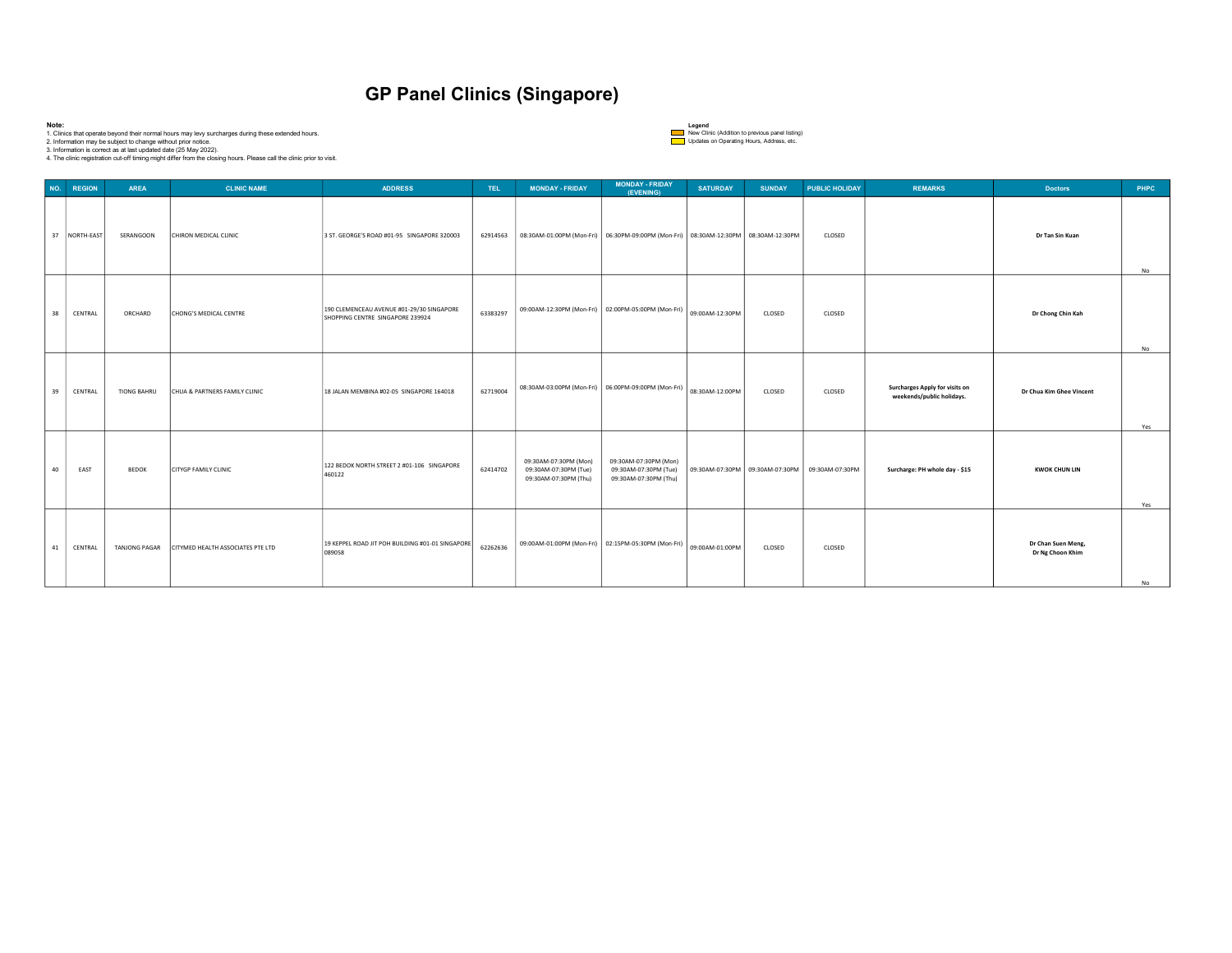# GP Panel Clinics (Singapore)

**Note:**
1. Clinics that operate beyond their normal hours may levy surcharges during these extended hours.
2. Information may be subject to change without prior notice.
3. Information is correct as at last updated date (25 May 2022).
4. The clinic registration cut-off timing might differ from the closing hours. Please call the clinic prior to visit.

**Legend**
New Clinic (Addition to previous panel listing)
Updates on Operating Hours, Address, etc.

| NO. | REGION | AREA | CLINIC NAME | ADDRESS | TEL | MONDAY - FRIDAY | MONDAY - FRIDAY (EVENING) | SATURDAY | SUNDAY | PUBLIC HOLIDAY | REMARKS | Doctors | PHPC |
|---|---|---|---|---|---|---|---|---|---|---|---|---|---|
| 37 | NORTH-EAST | SERANGOON | CHIRON MEDICAL CLINIC | 3 ST. GEORGE'S ROAD #01-95 SINGAPORE 320003 | 62914563 | 08:30AM-01:00PM (Mon-Fri) | 06:30PM-09:00PM (Mon-Fri) | 08:30AM-12:30PM | 08:30AM-12:30PM | CLOSED | | **Dr Tan Sin Kuan** | No |
| 38 | CENTRAL | ORCHARD | CHONG'S MEDICAL CENTRE | 190 CLEMENCEAU AVENUE #01-29/30 SINGAPORE SHOPPING CENTRE SINGAPORE 239924 | 63383297 | 09:00AM-12:30PM (Mon-Fri) | 02:00PM-05:00PM (Mon-Fri) | 09:00AM-12:30PM | CLOSED | CLOSED | | **Dr Chong Chin Kah** | No |
| 39 | CENTRAL | TIONG BAHRU | CHUA & PARTNERS FAMILY CLINIC | 18 JALAN MEMBINA #02-05 SINGAPORE 164018 | 62719004 | 08:30AM-03:00PM (Mon-Fri) | 06:00PM-09:00PM (Mon-Fri) | 08:30AM-12:00PM | CLOSED | CLOSED | **Surcharges Apply for visits on weekends/public holidays.** | **Dr Chua Kim Ghee Vincent** | Yes |
| 40 | EAST | BEDOK | CITYGP FAMILY CLINIC | 122 BEDOK NORTH STREET 2 #01-106 SINGAPORE 460122 | 62414702 | 09:30AM-07:30PM (Mon)<br>09:30AM-07:30PM (Tue)<br>09:30AM-07:30PM (Thu) | 09:30AM-07:30PM (Mon)<br>09:30AM-07:30PM (Tue)<br>09:30AM-07:30PM (Thu) | 09:30AM-07:30PM | 09:30AM-07:30PM | 09:30AM-07:30PM | **Surcharge: PH whole day - $15** | **KWOK CHUN LIN** | Yes |
| 41 | CENTRAL | TANJONG PAGAR | CITYMED HEALTH ASSOCIATES PTE LTD | 19 KEPPEL ROAD JIT POH BUILDING #01-01 SINGAPORE 089058 | 62262636 | 09:00AM-01:00PM (Mon-Fri) | 02:15PM-05:30PM (Mon-Fri) | 09:00AM-01:00PM | CLOSED | CLOSED | | **Dr Chan Suen Meng, Dr Ng Choon Khim** | No |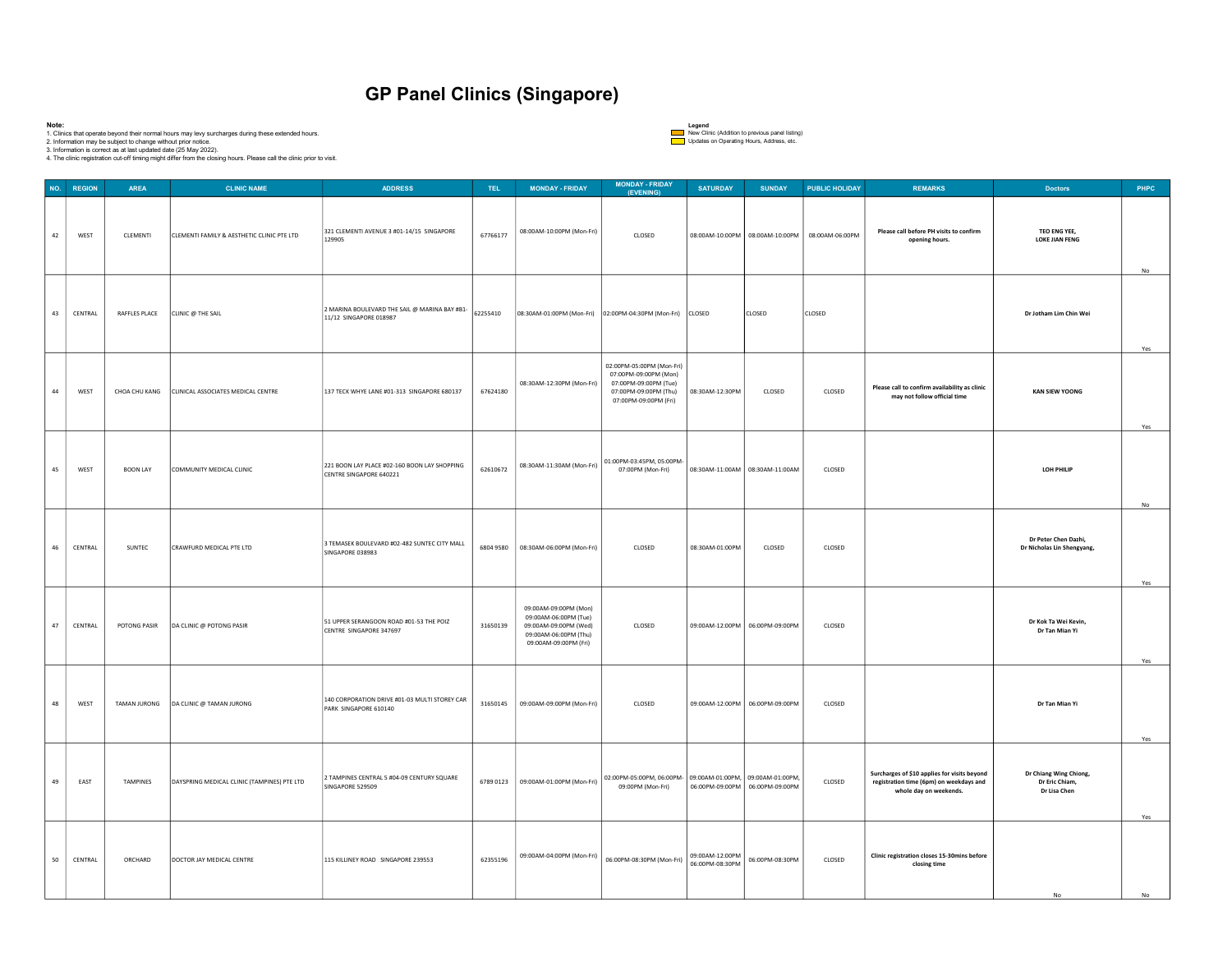# GP Panel Clinics (Singapore)

**Note:**
1. Clinics that operate beyond their normal hours may levy surcharges during these extended hours.
2. Information may be subject to change without prior notice.
3. Information is correct as at last updated date (25 May 2022).
4. The clinic registration cut-off timing might differ from the closing hours. Please call the clinic prior to visit.

**Legend**
New Clinic (Addition to previous panel listing)
Updates on Operating Hours, Address, etc.

| NO. | REGION | AREA | CLINIC NAME | ADDRESS | TEL | MONDAY - FRIDAY | MONDAY - FRIDAY (EVENING) | SATURDAY | SUNDAY | PUBLIC HOLIDAY | REMARKS | Doctors | PHPC |
|---|---|---|---|---|---|---|---|---|---|---|---|---|---|
| 42 | WEST | CLEMENTI | CLEMENTI FAMILY & AESTHETIC CLINIC PTE LTD | 321 CLEMENTI AVENUE 3 #01-14/15 SINGAPORE 129905 | 67766177 | 08:00AM-10:00PM (Mon-Fri) | CLOSED | 08:00AM-10:00PM | 08:00AM-10:00PM | 08:00AM-06:00PM | **Please call before PH visits to confirm opening hours.** | **TEO ENG YEE, LOKE JIAN FENG** | No |
| 43 | CENTRAL | RAFFLES PLACE | CLINIC @ THE SAIL | 2 MARINA BOULEVARD THE SAIL @ MARINA BAY #B1-11/12 SINGAPORE 018987 | 62255410 | 08:30AM-01:00PM (Mon-Fri) | 02:00PM-04:30PM (Mon-Fri) | CLOSED | CLOSED | CLOSED | | **Dr Jotham Lim Chin Wei** | Yes |
| 44 | WEST | CHOA CHU KANG | CLINICAL ASSOCIATES MEDICAL CENTRE | 137 TECK WHYE LANE #01-313 SINGAPORE 680137 | 67624180 | 08:30AM-12:30PM (Mon-Fri) | 02:00PM-05:00PM (Mon-Fri) 07:00PM-09:00PM (Mon) 07:00PM-09:00PM (Tue) 07:00PM-09:00PM (Thu) 07:00PM-09:00PM (Fri) | 08:30AM-12:30PM | CLOSED | CLOSED | **Please call to confirm availability as clinic may not follow official time** | **KAN SIEW YOONG** | Yes |
| 45 | WEST | BOON LAY | COMMUNITY MEDICAL CLINIC | 221 BOON LAY PLACE #02-160 BOON LAY SHOPPING CENTRE SINGAPORE 640221 | 62610672 | 08:30AM-11:30AM (Mon-Fri) | 01:00PM-03:45PM, 05:00PM-07:00PM (Mon-Fri) | 08:30AM-11:00AM | 08:30AM-11:00AM | CLOSED | | **LOH PHILIP** | No |
| 46 | CENTRAL | SUNTEC | CRAWFURD MEDICAL PTE LTD | 3 TEMASEK BOULEVARD #02-482 SUNTEC CITY MALL SINGAPORE 038983 | 6804 9580 | 08:30AM-06:00PM (Mon-Fri) | CLOSED | 08:30AM-01:00PM | CLOSED | CLOSED | | **Dr Peter Chen Dazhi, Dr Nicholas Lin Shengyang,** | Yes |
| 47 | CENTRAL | POTONG PASIR | DA CLINIC @ POTONG PASIR | 51 UPPER SERANGOON ROAD #01-53 THE POIZ CENTRE SINGAPORE 347697 | 31650139 | 09:00AM-09:00PM (Mon) 09:00AM-06:00PM (Tue) 09:00AM-09:00PM (Wed) 09:00AM-06:00PM (Thu) 09:00AM-09:00PM (Fri) | CLOSED | 09:00AM-12:00PM | 06:00PM-09:00PM | CLOSED | | **Dr Kok Ta Wei Kevin, Dr Tan Mian Yi** | Yes |
| 48 | WEST | TAMAN JURONG | DA CLINIC @ TAMAN JURONG | 140 CORPORATION DRIVE #01-03 MULTI STOREY CAR PARK SINGAPORE 610140 | 31650145 | 09:00AM-09:00PM (Mon-Fri) | CLOSED | 09:00AM-12:00PM | 06:00PM-09:00PM | CLOSED | | **Dr Tan Mian Yi** | Yes |
| 49 | EAST | TAMPINES | DAYSPRING MEDICAL CLINIC (TAMPINES) PTE LTD | 2 TAMPINES CENTRAL 5 #04-09 CENTURY SQUARE SINGAPORE 529509 | 6789 0123 | 09:00AM-01:00PM (Mon-Fri) | 02:00PM-05:00PM, 06:00PM-09:00PM (Mon-Fri) | 09:00AM-01:00PM, 06:00PM-09:00PM | 09:00AM-01:00PM, 06:00PM-09:00PM | CLOSED | **Surcharges of $10 applies for visits beyond registration time (6pm) on weekdays and whole day on weekends.** | **Dr Chiang Wing Chiong, Dr Eric Chiam, Dr Lisa Chen** | Yes |
| 50 | CENTRAL | ORCHARD | DOCTOR JAY MEDICAL CENTRE | 115 KILLINEY ROAD SINGAPORE 239553 | 62355196 | 09:00AM-04:00PM (Mon-Fri) | 06:00PM-08:30PM (Mon-Fri) | 09:00AM-12:00PM 06:00PM-08:30PM | 06:00PM-08:30PM | CLOSED | **Clinic registration closes 15-30mins before closing time** | No | No |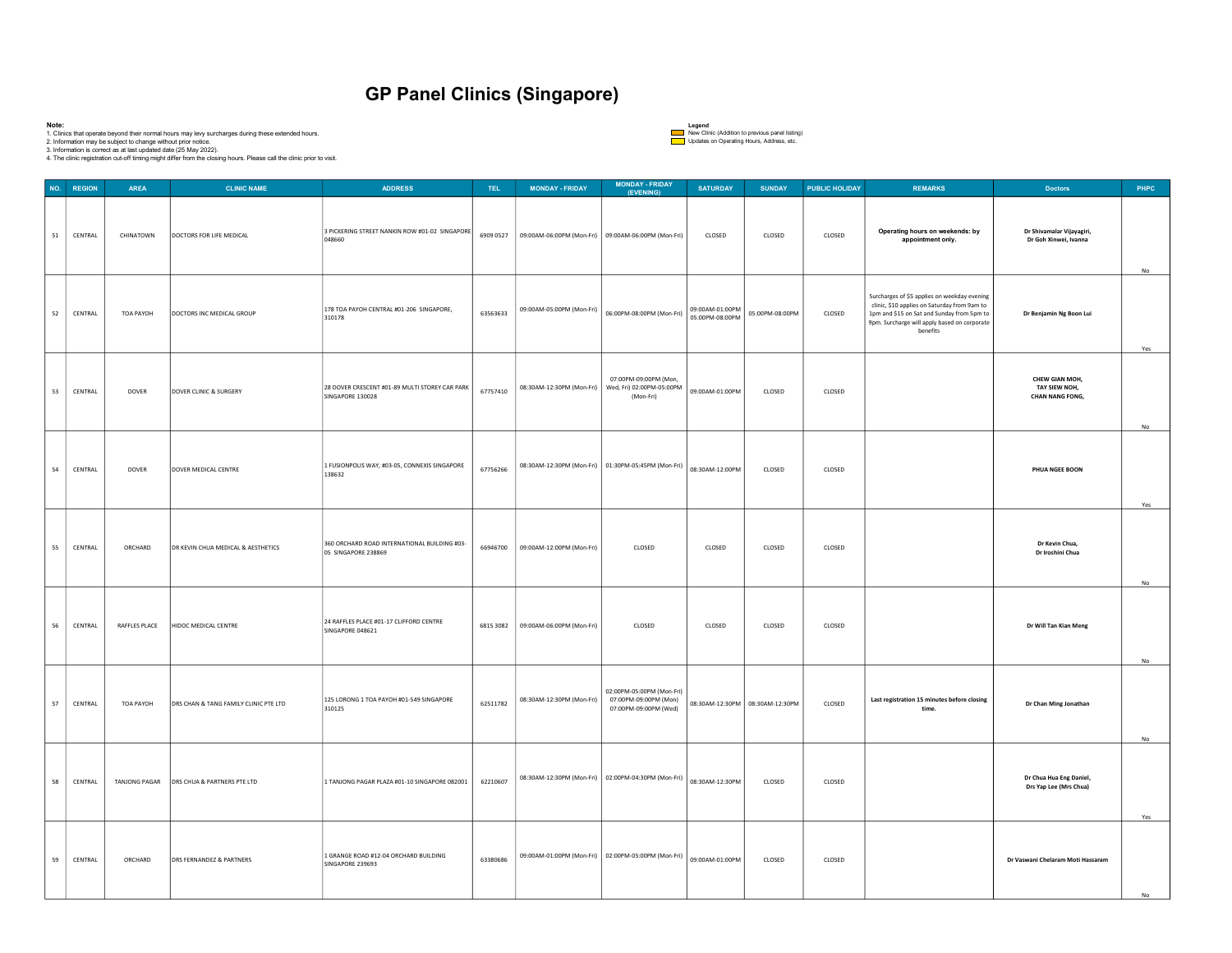# GP Panel Clinics (Singapore)

**Note:**
1. Clinics that operate beyond their normal hours may levy surcharges during these extended hours.
2. Information may be subject to change without prior notice.
3. Information is correct as at last updated date (25 May 2022).
4. The clinic registration cut-off timing might differ from the closing hours. Please call the clinic prior to visit.

**Legend**
- New Clinic (Addition to previous panel listing)
- Updates on Operating Hours, Address, etc.

| NO. | REGION | AREA | CLINIC NAME | ADDRESS | TEL | MONDAY - FRIDAY | MONDAY - FRIDAY (EVENING) | SATURDAY | SUNDAY | PUBLIC HOLIDAY | REMARKS | Doctors | PHPC |
|---|---|---|---|---|---|---|---|---|---|---|---|---|---|
| 51 | CENTRAL | CHINATOWN | DOCTORS FOR LIFE MEDICAL | 3 PICKERING STREET NANKIN ROW #01-02 SINGAPORE 048660 | 6909 0527 | 09:00AM-06:00PM (Mon-Fri) | 09:00AM-06:00PM (Mon-Fri) | CLOSED | CLOSED | CLOSED | **Operating hours on weekends: by appointment only.** | Dr Shivamalar Vijayagiri, Dr Goh Xinwei, Ivanna | No |
| 52 | CENTRAL | TOA PAYOH | DOCTORS INC MEDICAL GROUP | 178 TOA PAYOH CENTRAL #01-206 SINGAPORE, 310178 | 63563633 | 09:00AM-05:00PM (Mon-Fri) | 06:00PM-08:00PM (Mon-Fri) | 09:00AM-01:00PM 05:00PM-08:00PM | 05:00PM-08:00PM | CLOSED | Surcharges of $5 applies on weekday evening clinic, $10 applies on Saturday from 9am to 1pm and $15 on Sat and Sunday from 5pm to 9pm. Surcharge will apply based on corporate benefits | Dr Benjamin Ng Boon Lui | Yes |
| 53 | CENTRAL | DOVER | DOVER CLINIC & SURGERY | 28 DOVER CRESCENT #01-89 MULTI STOREY CAR PARK SINGAPORE 130028 | 67757410 | 08:30AM-12:30PM (Mon-Fri) | 07:00PM-09:00PM (Mon, Wed, Fri) 02:00PM-05:00PM (Mon-Fri) | 09:00AM-01:00PM | CLOSED | CLOSED | | CHEW GIAN MOH, TAY SIEW NOH, CHAN NANG FONG, | No |
| 54 | CENTRAL | DOVER | DOVER MEDICAL CENTRE | 1 FUSIONOPOLIS WAY, #03-05, CONNEXIS SINGAPORE 138632 | 67756266 | 08:30AM-12:30PM (Mon-Fri) | 01:30PM-05:45PM (Mon-Fri) | 08:30AM-12:00PM | CLOSED | CLOSED | | PHUA NGEE BOON | Yes |
| 55 | CENTRAL | ORCHARD | DR KEVIN CHUA MEDICAL & AESTHETICS | 360 ORCHARD ROAD INTERNATIONAL BUILDING #03-05 SINGAPORE 238869 | 66946700 | 09:00AM-12:00PM (Mon-Fri) | CLOSED | CLOSED | CLOSED | CLOSED | | Dr Kevin Chua, Dr Iroshini Chua | No |
| 56 | CENTRAL | RAFFLES PLACE | HIDOC MEDICAL CENTRE | 24 RAFFLES PLACE #01-17 CLIFFORD CENTRE SINGAPORE 048621 | 6815 3082 | 09:00AM-06:00PM (Mon-Fri) | CLOSED | CLOSED | CLOSED | CLOSED | | Dr Will Tan Kian Meng | No |
| 57 | CENTRAL | TOA PAYOH | DRS CHAN & TANG FAMILY CLINIC PTE LTD | 125 LORONG 1 TOA PAYOH #01-549 SINGAPORE 310125 | 62511782 | 08:30AM-12:30PM (Mon-Fri) | 02:00PM-05:00PM (Mon-Fri) 07:00PM-09:00PM (Mon) 07:00PM-09:00PM (Wed) | 08:30AM-12:30PM | 08:30AM-12:30PM | CLOSED | **Last registration 15 minutes before closing time.** | Dr Chan Ming Jonathan | No |
| 58 | CENTRAL | TANJONG PAGAR | DRS CHUA & PARTNERS PTE LTD | 1 TANJONG PAGAR PLAZA #01-10 SINGAPORE 082001 | 62210607 | 08:30AM-12:30PM (Mon-Fri) | 02:00PM-04:30PM (Mon-Fri) | 08:30AM-12:30PM | CLOSED | CLOSED | | Dr Chua Hua Eng Daniel, Drs Yap Lee (Mrs Chua) | Yes |
| 59 | CENTRAL | ORCHARD | DRS FERNANDEZ & PARTNERS | 1 GRANGE ROAD #12-04 ORCHARD BUILDING SINGAPORE 239693 | 63380686 | 09:00AM-01:00PM (Mon-Fri) | 02:00PM-05:00PM (Mon-Fri) | 09:00AM-01:00PM | CLOSED | CLOSED | | Dr Vaswani Chelaram Moti Hassaram | No |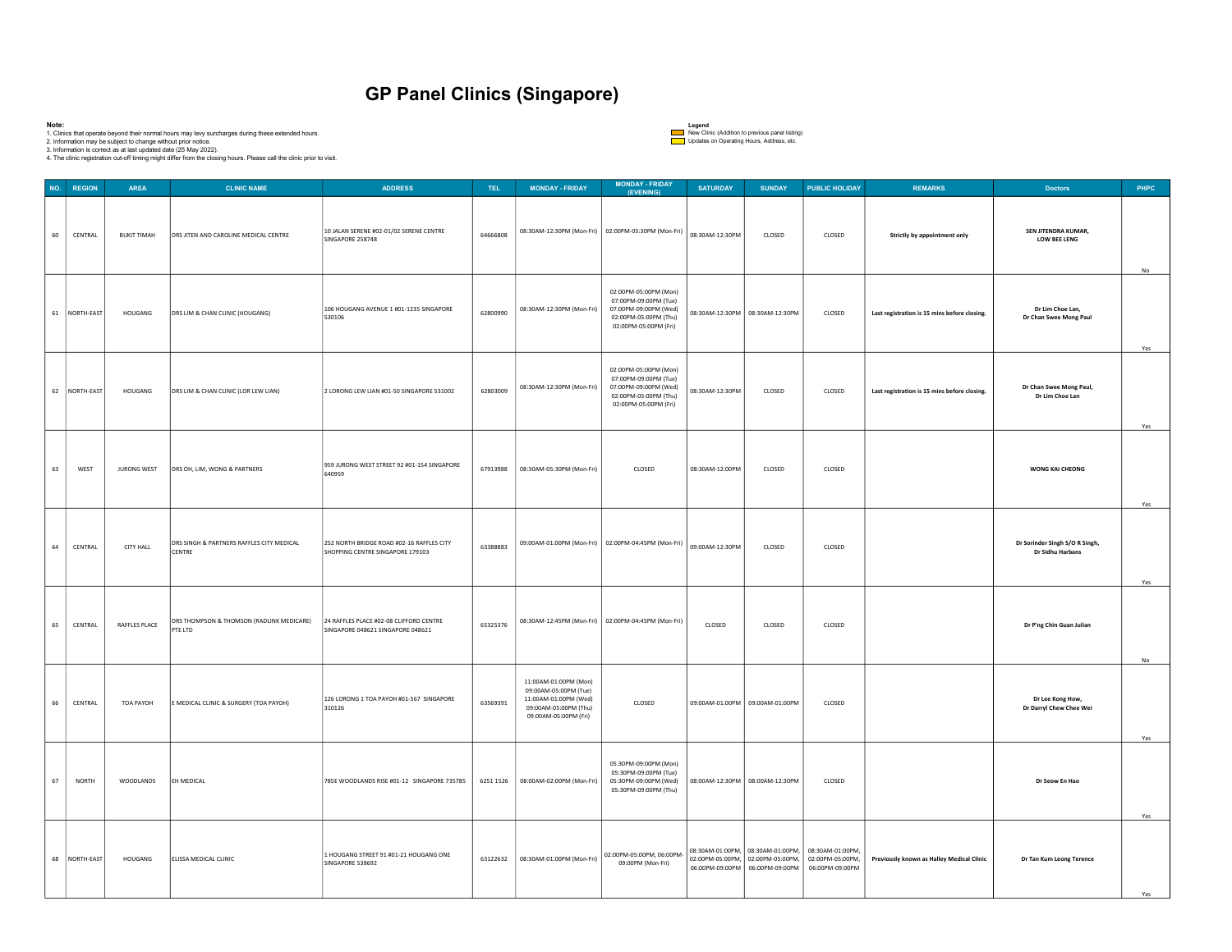# GP Panel Clinics (Singapore)

**Note:**
1. Clinics that operate beyond their normal hours may levy surcharges during these extended hours.
2. Information may be subject to change without prior notice.
3. Information is correct as at last updated date (25 May 2022).
4. The clinic registration cut-off timing might differ from the closing hours. Please call the clinic prior to visit.

**Legend**
New Clinic (Addition to previous panel listing)
Updates on Operating Hours, Address, etc.

| NO. | REGION | AREA | CLINIC NAME | ADDRESS | TEL | MONDAY - FRIDAY | MONDAY - FRIDAY (EVENING) | SATURDAY | SUNDAY | PUBLIC HOLIDAY | REMARKS | Doctors | PHPC |
|---|---|---|---|---|---|---|---|---|---|---|---|---|---|
| 60 | CENTRAL | BUKIT TIMAH | DRS JITEN AND CAROLINE MEDICAL CENTRE | 10 JALAN SERENE #02-01/02 SERENE CENTRE SINGAPORE 258748 | 64666808 | 08:30AM-12:30PM (Mon-Fri) | 02:00PM-05:30PM (Mon-Fri) | 08:30AM-12:30PM | CLOSED | CLOSED | **Strictly by appointment only** | **SEN JITENDRA KUMAR, LOW BEE LENG** | No |
| 61 | NORTH-EAST | HOUGANG | DRS LIM & CHAN CLINIC (HOUGANG) | 106 HOUGANG AVENUE 1 #01-1235 SINGAPORE 530106 | 62800990 | 08:30AM-12:30PM (Mon-Fri) | 02:00PM-05:00PM (Mon) 07:00PM-09:00PM (Tue) 07:00PM-09:00PM (Wed) 02:00PM-05:00PM (Thu) 02:00PM-05:00PM (Fri) | 08:30AM-12:30PM | 08:30AM-12:30PM | CLOSED | **Last registration is 15 mins before closing.** | **Dr Lim Choe Lan, Dr Chan Swee Mong Paul** | Yes |
| 62 | NORTH-EAST | HOUGANG | DRS LIM & CHAN CLINIC (LOR LEW LIAN) | 2 LORONG LEW LIAN #01-50 SINGAPORE 531002 | 62803009 | 08:30AM-12:30PM (Mon-Fri) | 02:00PM-05:00PM (Mon) 07:00PM-09:00PM (Tue) 07:00PM-09:00PM (Wed) 02:00PM-05:00PM (Thu) 02:00PM-05:00PM (Fri) | 08:30AM-12:30PM | CLOSED | CLOSED | **Last registration is 15 mins before closing.** | **Dr Chan Swee Mong Paul, Dr Lim Choe Lan** | Yes |
| 63 | WEST | JURONG WEST | DRS OH, LIM, WONG & PARTNERS | 959 JURONG WEST STREET 92 #01-154 SINGAPORE 640959 | 67913988 | 08:30AM-05:30PM (Mon-Fri) | CLOSED | 08:30AM-12:00PM | CLOSED | CLOSED | | **WONG KAI CHEONG** | Yes |
| 64 | CENTRAL | CITY HALL | DRS SINGH & PARTNERS RAFFLES CITY MEDICAL CENTRE | 252 NORTH BRIDGE ROAD #02-16 RAFFLES CITY SHOPPING CENTRE SINGAPORE 179103 | 63388883 | 09:00AM-01:00PM (Mon-Fri) | 02:00PM-04:45PM (Mon-Fri) | 09:00AM-12:30PM | CLOSED | CLOSED | | **Dr Sorinder Singh S/O R Singh, Dr Sidhu Harbans** | Yes |
| 65 | CENTRAL | RAFFLES PLACE | DRS THOMPSON & THOMSON (RADLINK MEDICARE) PTE LTD | 24 RAFFLES PLACE #02-08 CLIFFORD CENTRE SINGAPORE 048621 SINGAPORE 048621 | 65325376 | 08:30AM-12:45PM (Mon-Fri) | 02:00PM-04:45PM (Mon-Fri) | CLOSED | CLOSED | CLOSED | | **Dr P'ng Chin Guan Julian** | No |
| 66 | CENTRAL | TOA PAYOH | E MEDICAL CLINIC & SURGERY (TOA PAYOH) | 126 LORONG 1 TOA PAYOH #01-567 SINGAPORE 310126 | 63569391 | 11:00AM-01:00PM (Mon) 09:00AM-05:00PM (Tue) 11:00AM-01:00PM (Wed) 09:00AM-05:00PM (Thu) 09:00AM-05:00PM (Fri) | CLOSED | 09:00AM-01:00PM | 09:00AM-01:00PM | CLOSED | | **Dr Lee Kong How, Dr Darryl Chew Chee Wei** | Yes |
| 67 | NORTH | WOODLANDS | EH MEDICAL | 785E WOODLANDS RISE #01-12 SINGAPORE 735785 | 6251 1526 | 08:00AM-02:00PM (Mon-Fri) | 05:30PM-09:00PM (Mon) 05:30PM-09:00PM (Tue) 05:30PM-09:00PM (Wed) 05:30PM-09:00PM (Thu) | 08:00AM-12:30PM | 08:00AM-12:30PM | CLOSED | | **Dr Seow En Hao** | Yes |
| 68 | NORTH-EAST | HOUGANG | ELISSA MEDICAL CLINIC | 1 HOUGANG STREET 91 #01-21 HOUGANG ONE SINGAPORE 538692 | 63122632 | 08:30AM-01:00PM (Mon-Fri) | 02:00PM-05:00PM, 06:00PM-09:00PM (Mon-Fri) | 08:30AM-01:00PM, 02:00PM-05:00PM, 06:00PM-09:00PM | 08:30AM-01:00PM, 02:00PM-05:00PM, 06:00PM-09:00PM | 08:30AM-01:00PM, 02:00PM-05:00PM, 06:00PM-09:00PM | **Previously known as Halley Medical Clinic** | **Dr Tan Kum Leong Terence** | Yes |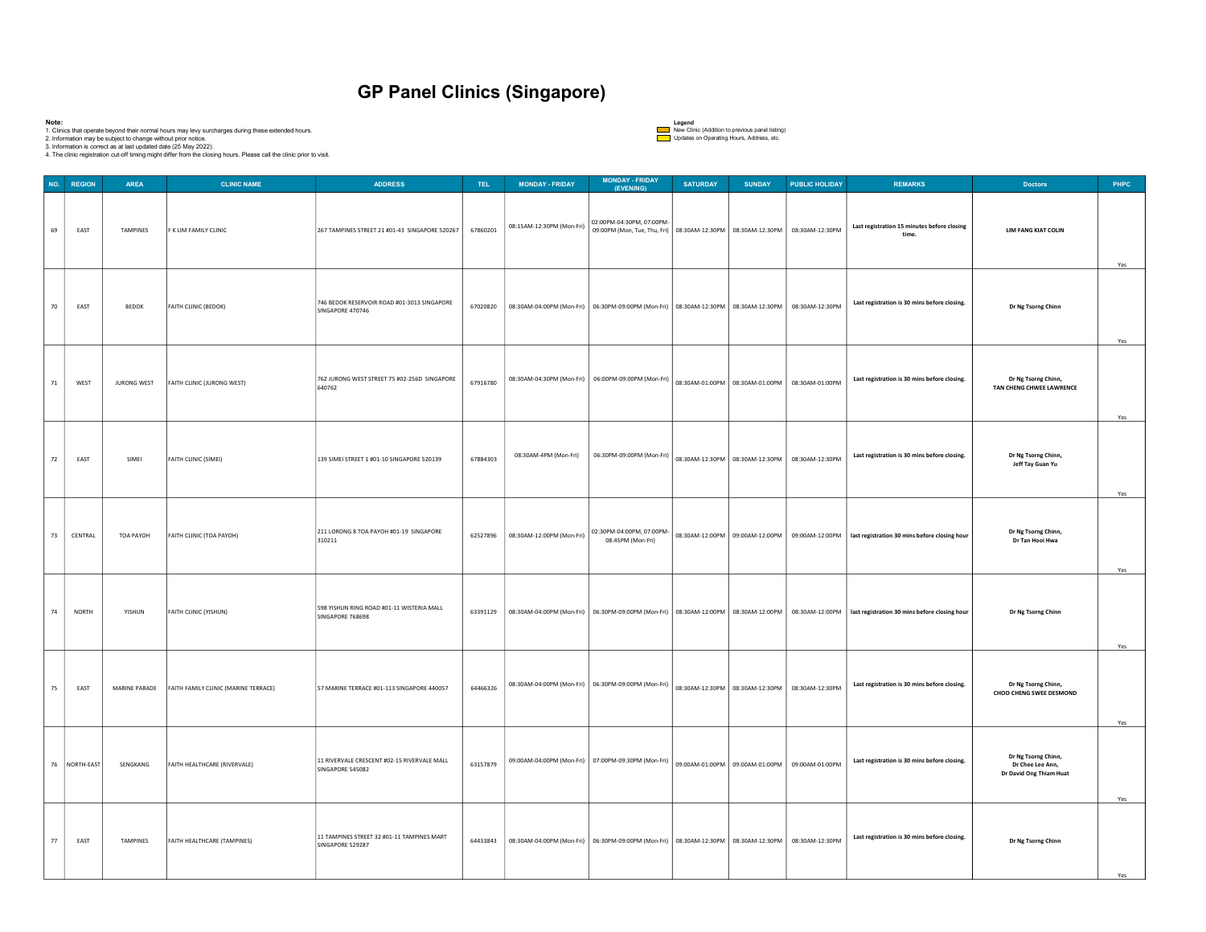# GP Panel Clinics (Singapore)

**Note:**
1. Clinics that operate beyond their normal hours may levy surcharges during these extended hours.
2. Information may be subject to change without prior notice.
3. Information is correct as at last updated date (25 May 2022).
4. The clinic registration cut-off timing might differ from the closing hours. Please call the clinic prior to visit.

**Legend**
New Clinic (Addition to previous panel listing)
Updates on Operating Hours, Address, etc.

| NO. | REGION | AREA | CLINIC NAME | ADDRESS | TEL | MONDAY - FRIDAY | MONDAY - FRIDAY (EVENING) | SATURDAY | SUNDAY | PUBLIC HOLIDAY | REMARKS | Doctors | PHPC |
|---|---|---|---|---|---|---|---|---|---|---|---|---|---|
| 69 | EAST | TAMPINES | F K LIM FAMILY CLINIC | 267 TAMPINES STREET 21 #01-43 SINGAPORE 520267 | 67860201 | 08:15AM-12:30PM (Mon-Fri) | 02:00PM-04:30PM, 07:00PM-09:00PM (Mon, Tue, Thu, Fri) | 08:30AM-12:30PM | 08:30AM-12:30PM | 08:30AM-12:30PM | **Last registration 15 minutes before closing time.** | **LIM FANG KIAT COLIN** | Yes |
| 70 | EAST | BEDOK | FAITH CLINIC (BEDOK) | 746 BEDOK RESERVOIR ROAD #01-3013 SINGAPORE SINGAPORE 470746 | 67020820 | 08:30AM-04:00PM (Mon-Fri) | 06:30PM-09:00PM (Mon-Fri) | 08:30AM-12:30PM | 08:30AM-12:30PM | 08:30AM-12:30PM | **Last registration is 30 mins before closing.** | **Dr Ng Tsorng Chinn** | Yes |
| 71 | WEST | JURONG WEST | FAITH CLINIC (JURONG WEST) | 762 JURONG WEST STREET 75 #02-256D SINGAPORE 640762 | 67916780 | 08:30AM-04:30PM (Mon-Fri) | 06:00PM-09:00PM (Mon-Fri) | 08:30AM-01:00PM | 08:30AM-01:00PM | 08:30AM-01:00PM | **Last registration is 30 mins before closing.** | **Dr Ng Tsorng Chinn, TAN CHENG CHWEE LAWRENCE** | Yes |
| 72 | EAST | SIMEI | FAITH CLINIC (SIMEI) | 139 SIMEI STREET 1 #01-10 SINGAPORE 520139 | 67884303 | 08:30AM-4PM (Mon-Fri) | 06:30PM-09:00PM (Mon-Fri) | 08:30AM-12:30PM | 08:30AM-12:30PM | 08:30AM-12:30PM | **Last registration is 30 mins before closing.** | **Dr Ng Tsorng Chinn, Jeff Tay Guan Yu** | Yes |
| 73 | CENTRAL | TOA PAYOH | FAITH CLINIC (TOA PAYOH) | 211 LORONG 8 TOA PAYOH #01-19 SINGAPORE 310211 | 62527896 | 08:30AM-12:00PM (Mon-Fri) | 02:30PM-04:00PM, 07:00PM-08:45PM (Mon-Fri) | 08:30AM-12:00PM | 09:00AM-12:00PM | 09:00AM-12:00PM | **last registration 30 mins before closing hour** | **Dr Ng Tsorng Chinn, Dr Tan Hooi Hwa** | Yes |
| 74 | NORTH | YISHUN | FAITH CLINIC (YISHUN) | 598 YISHUN RING ROAD #01-11 WISTERIA MALL SINGAPORE 768698 | 63391129 | 08:30AM-04:00PM (Mon-Fri) | 06:30PM-09:00PM (Mon-Fri) | 08:30AM-12:00PM | 08:30AM-12:00PM | 08:30AM-12:00PM | **last registration 30 mins before closing hour** | **Dr Ng Tsorng Chinn** | Yes |
| 75 | EAST | MARINE PARADE | FAITH FAMILY CLINIC (MARINE TERRACE) | 57 MARINE TERRACE #01-113 SINGAPORE 440057 | 64466326 | 08:30AM-04:00PM (Mon-Fri) | 06:30PM-09:00PM (Mon-Fri) | 08:30AM-12:30PM | 08:30AM-12:30PM | 08:30AM-12:30PM | **Last registration is 30 mins before closing.** | **Dr Ng Tsorng Chinn, CHOO CHENG SWEE DESMOND** | Yes |
| 76 | NORTH-EAST | SENGKANG | FAITH HEALTHCARE (RIVERVALE) | 11 RIVERVALE CRESCENT #02-15 RIVERVALE MALL SINGAPORE 545082 | 63157879 | 09:00AM-04:00PM (Mon-Fri) | 07:00PM-09:30PM (Mon-Fri) | 09:00AM-01:00PM | 09:00AM-01:00PM | 09:00AM-01:00PM | **Last registration is 30 mins before closing.** | **Dr Ng Tsorng Chinn, Dr Chee Lee Ann, Dr David Ong Thiam Huat** | Yes |
| 77 | EAST | TAMPINES | FAITH HEALTHCARE (TAMPINES) | 11 TAMPINES STREET 32 #01-11 TAMPINES MART SINGAPORE 529287 | 64433843 | 08:30AM-04:00PM (Mon-Fri) | 06:30PM-09:00PM (Mon-Fri) | 08:30AM-12:30PM | 08:30AM-12:30PM | 08:30AM-12:30PM | **Last registration is 30 mins before closing.** | **Dr Ng Tsorng Chinn** | Yes |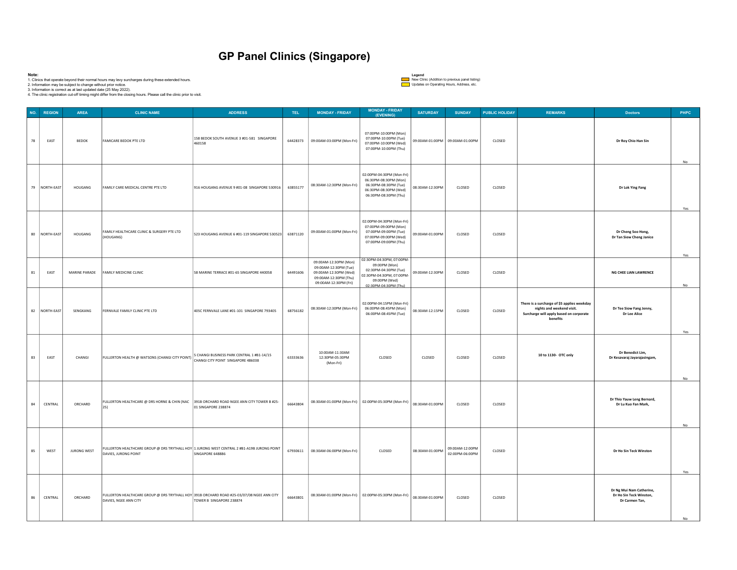# GP Panel Clinics (Singapore)

**Note:**
1. Clinics that operate beyond their normal hours may levy surcharges during these extended hours.
2. Information may be subject to change without prior notice.
3. Information is correct as at last updated date (25 May 2022).
4. The clinic registration cut-off timing might differ from the closing hours. Please call the clinic prior to visit.

**Legend**
New Clinic (Addition to previous panel listing)
Updates on Operating Hours, Address, etc.

| NO. | REGION | AREA | CLINIC NAME | ADDRESS | TEL | MONDAY - FRIDAY | MONDAY - FRIDAY (EVENING) | SATURDAY | SUNDAY | PUBLIC HOLIDAY | REMARKS | Doctors | PHPC |
|---|---|---|---|---|---|---|---|---|---|---|---|---|---|
| 78 | EAST | BEDOK | FAMICARE BEDOK PTE LTD | 158 BEDOK SOUTH AVENUE 3 #01-581 SINGAPORE 460158 | 64428373 | 09:00AM-03:00PM (Mon-Fri) | 07:00PM-10:00PM (Mon) 07:00PM-10:00PM (Tue) 07:00PM-10:00PM (Wed) 07:00PM-10:00PM (Thu) | 09:00AM-01:00PM | 09:00AM-01:00PM | CLOSED | | Dr Roy Chio Han Sin | No |
| 79 | NORTH-EAST | HOUGANG | FAMILY CARE MEDICAL CENTRE PTE LTD | 916 HOUGANG AVENUE 9 #01-08 SINGAPORE 530916 | 63855177 | 08:30AM-12:30PM (Mon-Fri) | 02:00PM-04:30PM (Mon-Fri) 06:30PM-08:30PM (Mon) 06:30PM-08:30PM (Tue) 06:30PM-08:30PM (Wed) 06:30PM-08:30PM (Thu) | 08:30AM-12:30PM | CLOSED | CLOSED | | Dr Lok Ying Fang | Yes |
| 80 | NORTH-EAST | HOUGANG | FAMILY HEALTHCARE CLINIC & SURGERY PTE LTD (HOUGANG) | 523 HOUGANG AVENUE 6 #01-119 SINGAPORE 530523 | 63871120 | 09:00AM-01:00PM (Mon-Fri) | 02:00PM-04:30PM (Mon-Fri) 07:00PM-09:00PM (Mon) 07:00PM-09:00PM (Tue) 07:00PM-09:00PM (Wed) 07:00PM-09:00PM (Thu) | 09:00AM-01:00PM | CLOSED | CLOSED | | Dr Cheng Soo Hong, Dr Tan Siew Cheng Janice | Yes |
| 81 | EAST | MARINE PARADE | FAMILY MEDICINE CLINIC | 58 MARINE TERRACE #01-65 SINGAPORE 440058 | 64491606 | 09:00AM-12:30PM (Mon) 09:00AM-12:30PM (Tue) 09:00AM-12:30PM (Wed) 09:00AM-12:30PM (Thu) 09:00AM-12:30PM (Fri) | 02:30PM-04:30PM, 07:00PM-09:00PM (Mon) 02:30PM-04:30PM (Tue) 02:30PM-04:30PM, 07:00PM-09:00PM (Wed) 02:30PM-04:30PM (Thu) | 09:00AM-12:30PM | CLOSED | CLOSED | | NG CHEE LIAN LAWRENCE | No |
| 82 | NORTH-EAST | SENGKANG | FERNVALE FAMILY CLINIC PTE LTD | 405C FERNVALE LANE #01-101 SINGAPORE 793405 | 68756182 | 08:30AM-12:30PM (Mon-Fri) | 02:00PM-04:15PM (Mon-Fri) 06:00PM-08:45PM (Mon) 06:00PM-08:45PM (Tue) | 08:30AM-12:15PM | CLOSED | CLOSED | There is a surcharge of $5 applies weekday nights and weekend visit. Surcharge will apply based on corporate benefits | Dr Tee Siow Fang Jenny, Dr Lee Alice | Yes |
| 83 | EAST | CHANGI | FULLERTON HEALTH @ WATSONS (CHANGI CITY POINT) | 5 CHANGI BUSINESS PARK CENTRAL 1 #B1-14/15 CHANGI CITY POINT SINGAPORE 486038 | 63333636 | 10:00AM-11:30AM 12:30PM-05:30PM (Mon-Fri) | CLOSED | CLOSED | CLOSED | CLOSED | 10 to 1130- OTC only | Dr Benedict Lim, Dr Kesavaraj Jayarajasingam, | No |
| 84 | CENTRAL | ORCHARD | FULLERTON HEALTHCARE @ DRS HORNE & CHIN (NAC 25) | 391B ORCHARD ROAD NGEE ANN CITY TOWER B #25-01 SINGAPORE 238874 | 66643804 | 08:30AM-01:00PM (Mon-Fri) | 02:00PM-05:30PM (Mon-Fri) | 08:30AM-01:00PM | CLOSED | CLOSED | | Dr Thio Yauw Leng Bernard, Dr Lu Kuo Fan Mark, | No |
| 85 | WEST | JURONG WEST | FULLERTON HEALTHCARE GROUP @ DRS TRYTHALL HOY DAVIES, JURONG POINT | 1 JURONG WEST CENTRAL 2 #B1-A19B JURONG POINT SINGAPORE 648886 | 67930611 | 08:30AM-06:00PM (Mon-Fri) | CLOSED | 08:30AM-01:00PM | 09:00AM-12:00PM 02:00PM-06:00PM | CLOSED | | Dr Ho Sin Teck Winston | Yes |
| 86 | CENTRAL | ORCHARD | FULLERTON HEALTHCARE GROUP @ DRS TRYTHALL HOY DAVIES, NGEE ANN CITY | 391B ORCHARD ROAD #25-03/07/08 NGEE ANN CITY TOWER B SINGAPORE 238874 | 66643801 | 08:30AM-01:00PM (Mon-Fri) | 02:00PM-05:30PM (Mon-Fri) | 08:30AM-01:00PM | CLOSED | CLOSED | | Dr Ng Mui Nam Catherine, Dr Ho Sin Teck Winston, Dr Carmen Tan, | No |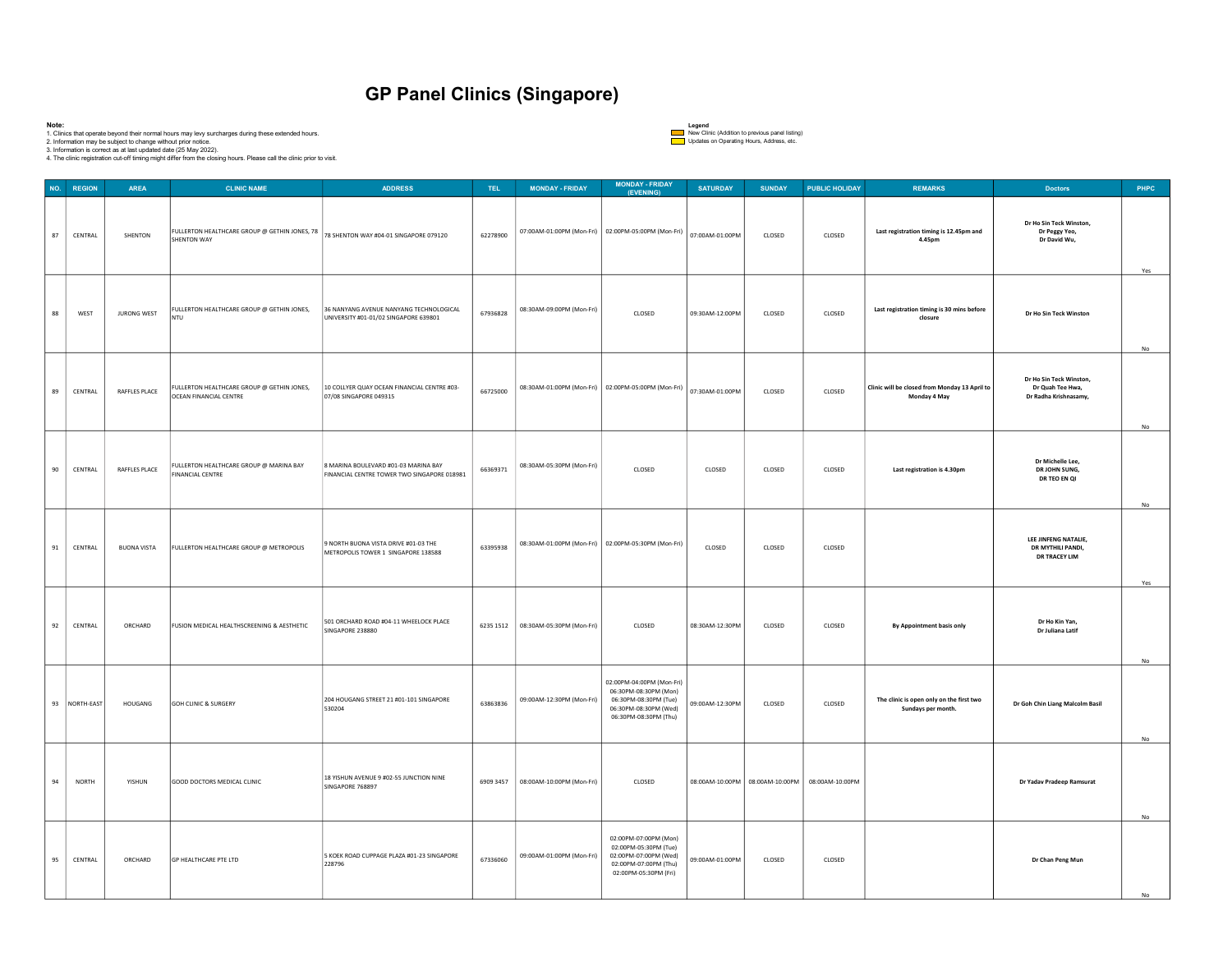# GP Panel Clinics (Singapore)

**Note:**
1. Clinics that operate beyond their normal hours may levy surcharges during these extended hours.
2. Information may be subject to change without prior notice.
3. Information is correct as at last updated date (25 May 2022).
4. The clinic registration cut-off timing might differ from the closing hours. Please call the clinic prior to visit.

**Legend**
New Clinic (Addition to previous panel listing)
Updates on Operating Hours, Address, etc.

| NO. | REGION | AREA | CLINIC NAME | ADDRESS | TEL | MONDAY - FRIDAY | MONDAY - FRIDAY (EVENING) | SATURDAY | SUNDAY | PUBLIC HOLIDAY | REMARKS | Doctors | PHPC |
|---|---|---|---|---|---|---|---|---|---|---|---|---|---|
| 87 | CENTRAL | SHENTON | FULLERTON HEALTHCARE GROUP @ GETHIN JONES, 78 SHENTON WAY | 78 SHENTON WAY #04-01 SINGAPORE 079120 | 62278900 | 07:00AM-01:00PM (Mon-Fri) | 02:00PM-05:00PM (Mon-Fri) | 07:00AM-01:00PM | CLOSED | CLOSED | **Last registration timing is 12.45pm and 4.45pm** | **Dr Ho Sin Teck Winston, Dr Peggy Yeo, Dr David Wu,** | Yes |
| 88 | WEST | JURONG WEST | FULLERTON HEALTHCARE GROUP @ GETHIN JONES, NTU | 36 NANYANG AVENUE NANYANG TECHNOLOGICAL UNIVERSITY #01-01/02 SINGAPORE 639801 | 67936828 | 08:30AM-09:00PM (Mon-Fri) | CLOSED | 09:30AM-12:00PM | CLOSED | CLOSED | **Last registration timing is 30 mins before closure** | **Dr Ho Sin Teck Winston** | No |
| 89 | CENTRAL | RAFFLES PLACE | FULLERTON HEALTHCARE GROUP @ GETHIN JONES, OCEAN FINANCIAL CENTRE | 10 COLLYER QUAY OCEAN FINANCIAL CENTRE #03-07/08 SINGAPORE 049315 | 66725000 | 08:30AM-01:00PM (Mon-Fri) | 02:00PM-05:00PM (Mon-Fri) | 07:30AM-01:00PM | CLOSED | CLOSED | **Clinic will be closed from Monday 13 April to Monday 4 May** | **Dr Ho Sin Teck Winston, Dr Quah Tee Hwa, Dr Radha Krishnasamy,** | No |
| 90 | CENTRAL | RAFFLES PLACE | FULLERTON HEALTHCARE GROUP @ MARINA BAY FINANCIAL CENTRE | 8 MARINA BOULEVARD #01-03 MARINA BAY FINANCIAL CENTRE TOWER TWO SINGAPORE 018981 | 66369371 | 08:30AM-05:30PM (Mon-Fri) | CLOSED | CLOSED | CLOSED | CLOSED | **Last registration is 4.30pm** | **Dr Michelle Lee, DR JOHN SUNG, DR TEO EN QI** | No |
| 91 | CENTRAL | BUONA VISTA | FULLERTON HEALTHCARE GROUP @ METROPOLIS | 9 NORTH BUONA VISTA DRIVE #01-03 THE METROPOLIS TOWER 1 SINGAPORE 138588 | 63395938 | 08:30AM-01:00PM (Mon-Fri) | 02:00PM-05:30PM (Mon-Fri) | CLOSED | CLOSED | CLOSED | | **LEE JINFENG NATALIE, DR MYTHILI PANDI, DR TRACEY LIM** | Yes |
| 92 | CENTRAL | ORCHARD | FUSION MEDICAL HEALTHSCREENING & AESTHETIC | 501 ORCHARD ROAD #04-11 WHEELOCK PLACE SINGAPORE 238880 | 6235 1512 | 08:30AM-05:30PM (Mon-Fri) | CLOSED | 08:30AM-12:30PM | CLOSED | CLOSED | **By Appointment basis only** | **Dr Ho Kin Yan, Dr Juliana Latif** | No |
| 93 | NORTH-EAST | HOUGANG | GOH CLINIC & SURGERY | 204 HOUGANG STREET 21 #01-101 SINGAPORE 530204 | 63863836 | 09:00AM-12:30PM (Mon-Fri) | 02:00PM-04:00PM (Mon-Fri) 06:30PM-08:30PM (Mon) 06:30PM-08:30PM (Tue) 06:30PM-08:30PM (Wed) 06:30PM-08:30PM (Thu) | 09:00AM-12:30PM | CLOSED | CLOSED | **The clinic is open only on the first two Sundays per month.** | **Dr Goh Chin Liang Malcolm Basil** | No |
| 94 | NORTH | YISHUN | GOOD DOCTORS MEDICAL CLINIC | 18 YISHUN AVENUE 9 #02-55 JUNCTION NINE SINGAPORE 768897 | 6909 3457 | 08:00AM-10:00PM (Mon-Fri) | CLOSED | 08:00AM-10:00PM | 08:00AM-10:00PM | 08:00AM-10:00PM | | **Dr Yadav Pradeep Ramsurat** | No |
| 95 | CENTRAL | ORCHARD | GP HEALTHCARE PTE LTD | 5 KOEK ROAD CUPPAGE PLAZA #01-23 SINGAPORE 228796 | 67336060 | 09:00AM-01:00PM (Mon-Fri) | 02:00PM-07:00PM (Mon) 02:00PM-05:30PM (Tue) 02:00PM-07:00PM (Wed) 02:00PM-07:00PM (Thu) 02:00PM-05:30PM (Fri) | 09:00AM-01:00PM | CLOSED | CLOSED | | **Dr Chan Peng Mun** | No |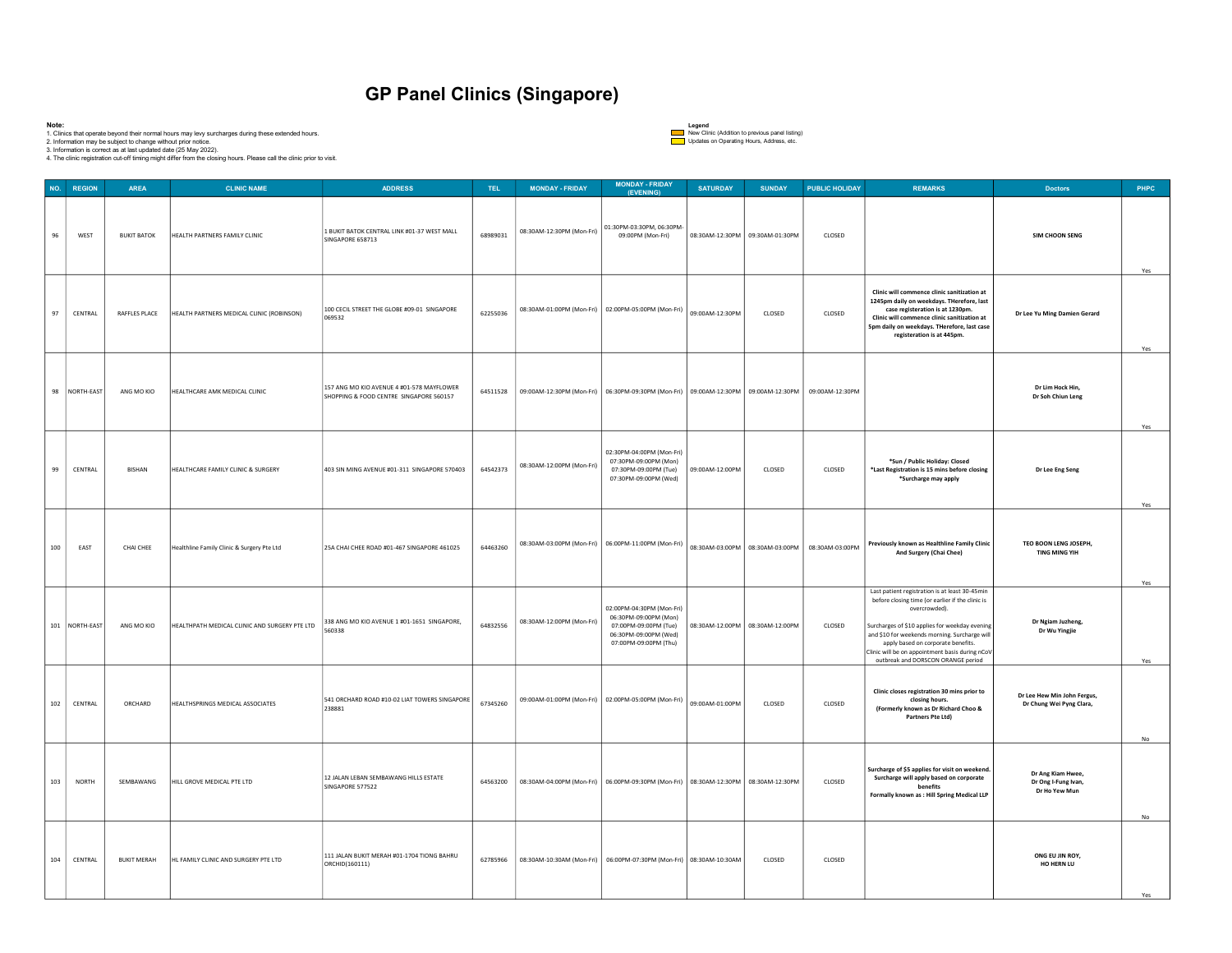# GP Panel Clinics (Singapore)

**Note:**
1. Clinics that operate beyond their normal hours may levy surcharges during these extended hours.
2. Information may be subject to change without prior notice.
3. Information is correct as at last updated date (25 May 2022).
4. The clinic registration cut-off timing might differ from the closing hours. Please call the clinic prior to visit.

**Legend**
- New Clinic (Addition to previous panel listing)
- Updates on Operating Hours, Address, etc.

| NO. | REGION | AREA | CLINIC NAME | ADDRESS | TEL | MONDAY - FRIDAY | MONDAY - FRIDAY (EVENING) | SATURDAY | SUNDAY | PUBLIC HOLIDAY | REMARKS | Doctors | PHPC |
|---|---|---|---|---|---|---|---|---|---|---|---|---|---|
| 96 | WEST | BUKIT BATOK | HEALTH PARTNERS FAMILY CLINIC | 1 BUKIT BATOK CENTRAL LINK #01-37 WEST MALL SINGAPORE 658713 | 68989031 | 08:30AM-12:30PM (Mon-Fri) | 01:30PM-03:30PM, 06:30PM-09:00PM (Mon-Fri) | 08:30AM-12:30PM | 09:30AM-01:30PM | CLOSED | | SIM CHOON SENG | Yes |
| 97 | CENTRAL | RAFFLES PLACE | HEALTH PARTNERS MEDICAL CLINIC (ROBINSON) | 100 CECIL STREET THE GLOBE #09-01 SINGAPORE 069532 | 62255036 | 08:30AM-01:00PM (Mon-Fri) | 02:00PM-05:00PM (Mon-Fri) | 09:00AM-12:30PM | CLOSED | CLOSED | Clinic will commence clinic sanitization at 1245pm daily on weekdays. THerefore, last case registeration is at 1230pm. Clinic will commence clinic sanitization at 5pm daily on weekdays. THerefore, last case registeration is at 445pm. | Dr Lee Yu Ming Damien Gerard | Yes |
| 98 | NORTH-EAST | ANG MO KIO | HEALTHCARE AMK MEDICAL CLINIC | 157 ANG MO KIO AVENUE 4 #01-578 MAYFLOWER SHOPPING & FOOD CENTRE SINGAPORE 560157 | 64511528 | 09:00AM-12:30PM (Mon-Fri) | 06:30PM-09:30PM (Mon-Fri) | 09:00AM-12:30PM | 09:00AM-12:30PM | 09:00AM-12:30PM | | Dr Lim Hock Hin, Dr Soh Chiun Leng | Yes |
| 99 | CENTRAL | BISHAN | HEALTHCARE FAMILY CLINIC & SURGERY | 403 SIN MING AVENUE #01-311 SINGAPORE 570403 | 64542373 | 08:30AM-12:00PM (Mon-Fri) | 02:30PM-04:00PM (Mon-Fri) 07:30PM-09:00PM (Mon) 07:30PM-09:00PM (Tue) 07:30PM-09:00PM (Wed) | 09:00AM-12:00PM | CLOSED | CLOSED | *Sun / Public Holiday: Closed *Last Registration is 15 mins before closing *Surcharge may apply | Dr Lee Eng Seng | Yes |
| 100 | EAST | CHAI CHEE | Healthline Family Clinic & Surgery Pte Ltd | 25A CHAI CHEE ROAD #01-467 SINGAPORE 461025 | 64463260 | 08:30AM-03:00PM (Mon-Fri) | 06:00PM-11:00PM (Mon-Fri) | 08:30AM-03:00PM | 08:30AM-03:00PM | 08:30AM-03:00PM | Previously known as Healthline Family Clinic And Surgery (Chai Chee) | TEO BOON LENG JOSEPH, TING MING YIH | Yes |
| 101 | NORTH-EAST | ANG MO KIO | HEALTHPATH MEDICAL CLINIC AND SURGERY PTE LTD | 338 ANG MO KIO AVENUE 1 #01-1651 SINGAPORE, 560338 | 64832556 | 08:30AM-12:00PM (Mon-Fri) | 02:00PM-04:30PM (Mon-Fri) 06:30PM-09:00PM (Mon) 07:00PM-09:00PM (Tue) 06:30PM-09:00PM (Wed) 07:00PM-09:00PM (Thu) | 08:30AM-12:00PM | 08:30AM-12:00PM | CLOSED | Last patient registration is at least 30-45min before closing time (or earlier if the clinic is overcrowded). Surcharges of $10 applies for weekday evening and $10 for weekends morning. Surcharge will apply based on corporate benefits. Clinic will be on appointment basis during nCoV outbreak and DORSCON ORANGE period | Dr Ngiam Juzheng, Dr Wu Yingjie | Yes |
| 102 | CENTRAL | ORCHARD | HEALTHSPRINGS MEDICAL ASSOCIATES | 541 ORCHARD ROAD #10-02 LIAT TOWERS SINGAPORE 238881 | 67345260 | 09:00AM-01:00PM (Mon-Fri) | 02:00PM-05:00PM (Mon-Fri) | 09:00AM-01:00PM | CLOSED | CLOSED | Clinic closes registration 30 mins prior to closing hours. (Formerly known as Dr Richard Choo & Partners Pte Ltd) | Dr Lee Hew Min John Fergus, Dr Chung Wei Pyng Clara, | No |
| 103 | NORTH | SEMBAWANG | HILL GROVE MEDICAL PTE LTD | 12 JALAN LEBAN SEMBAWANG HILLS ESTATE SINGAPORE 577522 | 64563200 | 08:30AM-04:00PM (Mon-Fri) | 06:00PM-09:30PM (Mon-Fri) | 08:30AM-12:30PM | 08:30AM-12:30PM | CLOSED | Surcharge of $5 applies for visit on weekend. Surcharge will apply based on corporate benefits Formally known as : Hill Spring Medical LLP | Dr Ang Kiam Hwee, Dr Ong I-Fung Ivan, Dr Ho Yew Mun | No |
| 104 | CENTRAL | BUKIT MERAH | HL FAMILY CLINIC AND SURGERY PTE LTD | 111 JALAN BUKIT MERAH #01-1704 TIONG BAHRU ORCHID(160111) | 62785966 | 08:30AM-10:30AM (Mon-Fri) | 06:00PM-07:30PM (Mon-Fri) | 08:30AM-10:30AM | CLOSED | CLOSED | | ONG EU JIN ROY, HO HERN LU | Yes |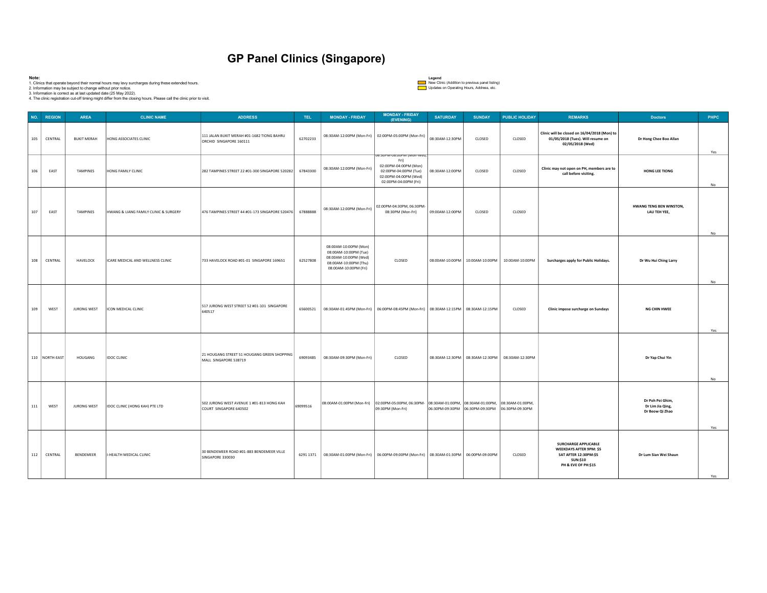# GP Panel Clinics (Singapore)

**Note:**
1. Clinics that operate beyond their normal hours may levy surcharges during these extended hours.
2. Information may be subject to change without prior notice.
3. Information is correct as at last updated date (25 May 2022).
4. The clinic registration cut-off timing might differ from the closing hours. Please call the clinic prior to visit.

**Legend**
- New Clinic (Addition to previous panel listing)
- Updates on Operating Hours, Address, etc.

| NO. | REGION | AREA | CLINIC NAME | ADDRESS | TEL | MONDAY - FRIDAY | MONDAY - FRIDAY (EVENING) | SATURDAY | SUNDAY | PUBLIC HOLIDAY | REMARKS | Doctors | PHPC |
|---|---|---|---|---|---|---|---|---|---|---|---|---|---|
| 105 | CENTRAL | BUKIT MERAH | HONG ASSOCIATES CLINIC | 111 JALAN BUKIT MERAH #01-1682 TIONG BAHRU ORCHID SINGAPORE 160111 | 62702233 | 08:30AM-12:00PM (Mon-Fri) | 02:00PM-05:00PM (Mon-Fri) | 08:30AM-12:30PM | CLOSED | CLOSED | **Clinic will be closed on 16/04/2018 (Mon) to 01/05/2018 (Tues). Will resume on 02/05/2018 (Wed)** | **Dr Hong Chee Boo Allan** | Yes |
| 106 | EAST | TAMPINES | HONG FAMILY CLINIC | 282 TAMPINES STREET 22 #01-300 SINGAPORE 520282 | 67843300 | 08:30AM-12:00PM (Mon-Fri) | 06:30PM-08:00PM (Mon-Wed, Fri) 02:00PM-04:00PM (Mon) 02:00PM-04:00PM (Tue) 02:00PM-04:00PM (Wed) 02:00PM-04:00PM (Fri) | 08:30AM-12:00PM | CLOSED | CLOSED | **Clinic may not open on PH, members are to call before visiting.** | **HONG LEE TIONG** | No |
| 107 | EAST | TAMPINES | HWANG & LIANG FAMILY CLINIC & SURGERY | 476 TAMPINES STREET 44 #01-173 SINGAPORE 520476 | 67888888 | 08:30AM-12:00PM (Mon-Fri) | 02:00PM-04:30PM, 06:30PM-08:30PM (Mon-Fri) | 09:00AM-12:00PM | CLOSED | CLOSED | | **HWANG TENG BEN WINSTON, LAU TEH YEE,** | No |
| 108 | CENTRAL | HAVELOCK | ICARE MEDICAL AND WELLNESS CLINIC | 733 HAVELOCK ROAD #01-01 SINGAPORE 169651 | 62527808 | 08:00AM-10:00PM (Mon) 08:00AM-10:00PM (Tue) 08:00AM-10:00PM (Wed) 08:00AM-10:00PM (Thu) 08:00AM-10:00PM (Fri) | CLOSED | 08:00AM-10:00PM | 10:00AM-10:00PM | 10:00AM-10:00PM | **Surcharges apply for Public Holidays.** | **Dr Wu Hui Ching Larry** | No |
| 109 | WEST | JURONG WEST | ICON MEDICAL CLINIC | 517 JURONG WEST STREET 52 #01-101 SINGAPORE 640517 | 65600521 | 08:30AM-01:45PM (Mon-Fri) | 06:00PM-08:45PM (Mon-Fri) | 08:30AM-12:15PM | 08:30AM-12:15PM | CLOSED | **Clinic impose surcharge on Sundays** | **NG CHIN HWEE** | Yes |
| 110 | NORTH-EAST | HOUGANG | IDOC CLINIC | 21 HOUGANG STREET 51 HOUGANG GREEN SHOPPING MALL SINGAPORE 538719 | 69093485 | 08:30AM-09:30PM (Mon-Fri) | CLOSED | 08:30AM-12:30PM | 08:30AM-12:30PM | 08:30AM-12:30PM | | **Dr Yap Chui Yin** | No |
| 111 | WEST | JURONG WEST | IDOC CLINIC (HONG KAH) PTE LTD | 502 JURONG WEST AVENUE 1 #01-813 HONG KAH COURT SINGAPORE 640502 | 69099516 | 08:00AM-01:00PM (Mon-Fri) | 02:00PM-05:00PM, 06:30PM-09:30PM (Mon-Fri) | 08:30AM-01:00PM, 06:30PM-09:30PM | 08:30AM-01:00PM, 06:30PM-09:30PM | 08:30AM-01:00PM, 06:30PM-09:30PM | | **Dr Poh Pei Ghim, Dr Lim Jia Qing, Dr Beow Qi Zhao** | Yes |
| 112 | CENTRAL | BENDEMEER | I-HEALTH MEDICAL CLINIC | 30 BENDEMEER ROAD #01-883 BENDEMEER VILLE SINGAPORE 330030 | 6291 1371 | 08:30AM-01:00PM (Mon-Fri) | 06:00PM-09:00PM (Mon-Fri) | 08:30AM-01:30PM | 06:00PM-09:00PM | CLOSED | **SURCHARGE APPLICABLE WEEKDAYS AFTER 9PM: $5 SAT AFTER 12:30PM:$5 SUN:$10 PH & EVE OF PH:$15** | **Dr Lum Sian Wei Shaun** | Yes |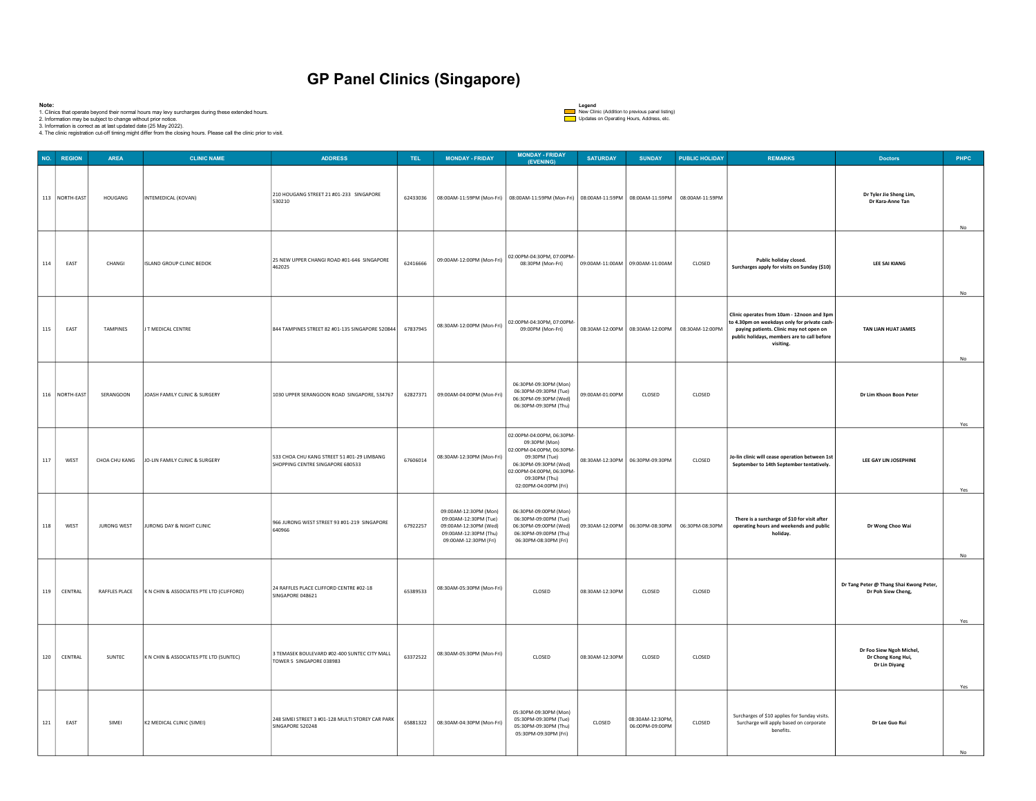# GP Panel Clinics (Singapore)

**Note:**
1. Clinics that operate beyond their normal hours may levy surcharges during these extended hours.
2. Information may be subject to change without prior notice.
3. Information is correct as at last updated date (25 May 2022).
4. The clinic registration cut-off timing might differ from the closing hours. Please call the clinic prior to visit.

**Legend**
New Clinic (Addition to previous panel listing)
Updates on Operating Hours, Address, etc.

| NO. | REGION | AREA | CLINIC NAME | ADDRESS | TEL | MONDAY - FRIDAY | MONDAY - FRIDAY (EVENING) | SATURDAY | SUNDAY | PUBLIC HOLIDAY | REMARKS | Doctors | PHPC |
|---|---|---|---|---|---|---|---|---|---|---|---|---|---|
| 113 | NORTH-EAST | HOUGANG | INTEMEDICAL (KOVAN) | 210 HOUGANG STREET 21 #01-233 SINGAPORE 530210 | 62433036 | 08:00AM-11:59PM (Mon-Fri) | 08:00AM-11:59PM (Mon-Fri) | 08:00AM-11:59PM | 08:00AM-11:59PM | 08:00AM-11:59PM | | Dr Tyler Jie Sheng Lim, Dr Kara-Anne Tan | No |
| 114 | EAST | CHANGI | ISLAND GROUP CLINIC BEDOK | 25 NEW UPPER CHANGI ROAD #01-646 SINGAPORE 462025 | 62416666 | 09:00AM-12:00PM (Mon-Fri) | 02:00PM-04:30PM, 07:00PM-08:30PM (Mon-Fri) | 09:00AM-11:00AM | 09:00AM-11:00AM | CLOSED | Public holiday closed. Surcharges apply for visits on Sunday ($10) | LEE SAI KIANG | No |
| 115 | EAST | TAMPINES | J T MEDICAL CENTRE | 844 TAMPINES STREET 82 #01-135 SINGAPORE 520844 | 67837945 | 08:30AM-12:00PM (Mon-Fri) | 02:00PM-04:30PM, 07:00PM-09:00PM (Mon-Fri) | 08:30AM-12:00PM | 08:30AM-12:00PM | 08:30AM-12:00PM | Clinic operates from 10am - 12noon and 3pm to 4.30pm on weekdays only for private cash-paying patients. Clinic may not open on public holidays, members are to call before visiting. | TAN LIAN HUAT JAMES | No |
| 116 | NORTH-EAST | SERANGOON | JOASH FAMILY CLINIC & SURGERY | 1030 UPPER SERANGOON ROAD SINGAPORE, 534767 | 62827371 | 09:00AM-04:00PM (Mon-Fri) | 06:30PM-09:30PM (Mon) 06:30PM-09:30PM (Tue) 06:30PM-09:30PM (Wed) 06:30PM-09:30PM (Thu) | 09:00AM-01:00PM | CLOSED | CLOSED | | Dr Lim Khoon Boon Peter | Yes |
| 117 | WEST | CHOA CHU KANG | JO-LIN FAMILY CLINIC & SURGERY | 533 CHOA CHU KANG STREET 51 #01-29 LIMBANG SHOPPING CENTRE SINGAPORE 680533 | 67606014 | 08:30AM-12:30PM (Mon-Fri) | 02:00PM-04:00PM, 06:30PM-09:30PM (Mon) 02:00PM-04:00PM, 06:30PM-09:30PM (Tue) 06:30PM-09:30PM (Wed) 02:00PM-04:00PM, 06:30PM-09:30PM (Thu) 02:00PM-04:00PM (Fri) | 08:30AM-12:30PM | 06:30PM-09:30PM | CLOSED | Jo-lin clinic will cease operation between 1st September to 14th September tentatively. | LEE GAY LIN JOSEPHINE | Yes |
| 118 | WEST | JURONG WEST | JURONG DAY & NIGHT CLINIC | 966 JURONG WEST STREET 93 #01-219 SINGAPORE 640966 | 67922257 | 09:00AM-12:30PM (Mon) 09:00AM-12:30PM (Tue) 09:00AM-12:30PM (Wed) 09:00AM-12:30PM (Thu) 09:00AM-12:30PM (Fri) | 06:30PM-09:00PM (Mon) 06:30PM-09:00PM (Tue) 06:30PM-09:00PM (Wed) 06:30PM-09:00PM (Thu) 06:30PM-08:30PM (Fri) | 09:30AM-12:00PM | 06:30PM-08:30PM | 06:30PM-08:30PM | There is a surcharge of $10 for visit after operating hours and weekends and public holiday. | Dr Wong Choo Wai | No |
| 119 | CENTRAL | RAFFLES PLACE | K N CHIN & ASSOCIATES PTE LTD (CLIFFORD) | 24 RAFFLES PLACE CLIFFORD CENTRE #02-18 SINGAPORE 048621 | 65389533 | 08:30AM-05:30PM (Mon-Fri) | CLOSED | 08:30AM-12:30PM | CLOSED | CLOSED | | Dr Tang Peter @ Thang Shai Kwong Peter, Dr Poh Siew Cheng, | Yes |
| 120 | CENTRAL | SUNTEC | K N CHIN & ASSOCIATES PTE LTD (SUNTEC) | 3 TEMASEK BOULEVARD #02-400 SUNTEC CITY MALL TOWER 5 SINGAPORE 038983 | 63372522 | 08:30AM-05:30PM (Mon-Fri) | CLOSED | 08:30AM-12:30PM | CLOSED | CLOSED | | Dr Foo Siew Ngoh Michel, Dr Chong Kong Hui, Dr Lin Diyang | Yes |
| 121 | EAST | SIMEI | K2 MEDICAL CLINIC (SIMEI) | 248 SIMEI STREET 3 #01-128 MULTI STOREY CAR PARK SINGAPORE 520248 | 65881322 | 08:30AM-04:30PM (Mon-Fri) | 05:30PM-09:30PM (Mon) 05:30PM-09:30PM (Tue) 05:30PM-09:30PM (Thu) 05:30PM-09:30PM (Fri) | CLOSED | 08:30AM-12:30PM, 06:00PM-09:00PM | CLOSED | Surcharges of $10 applies for Sunday visits. Surcharge will apply based on corporate benefits. | Dr Lee Guo Rui | No |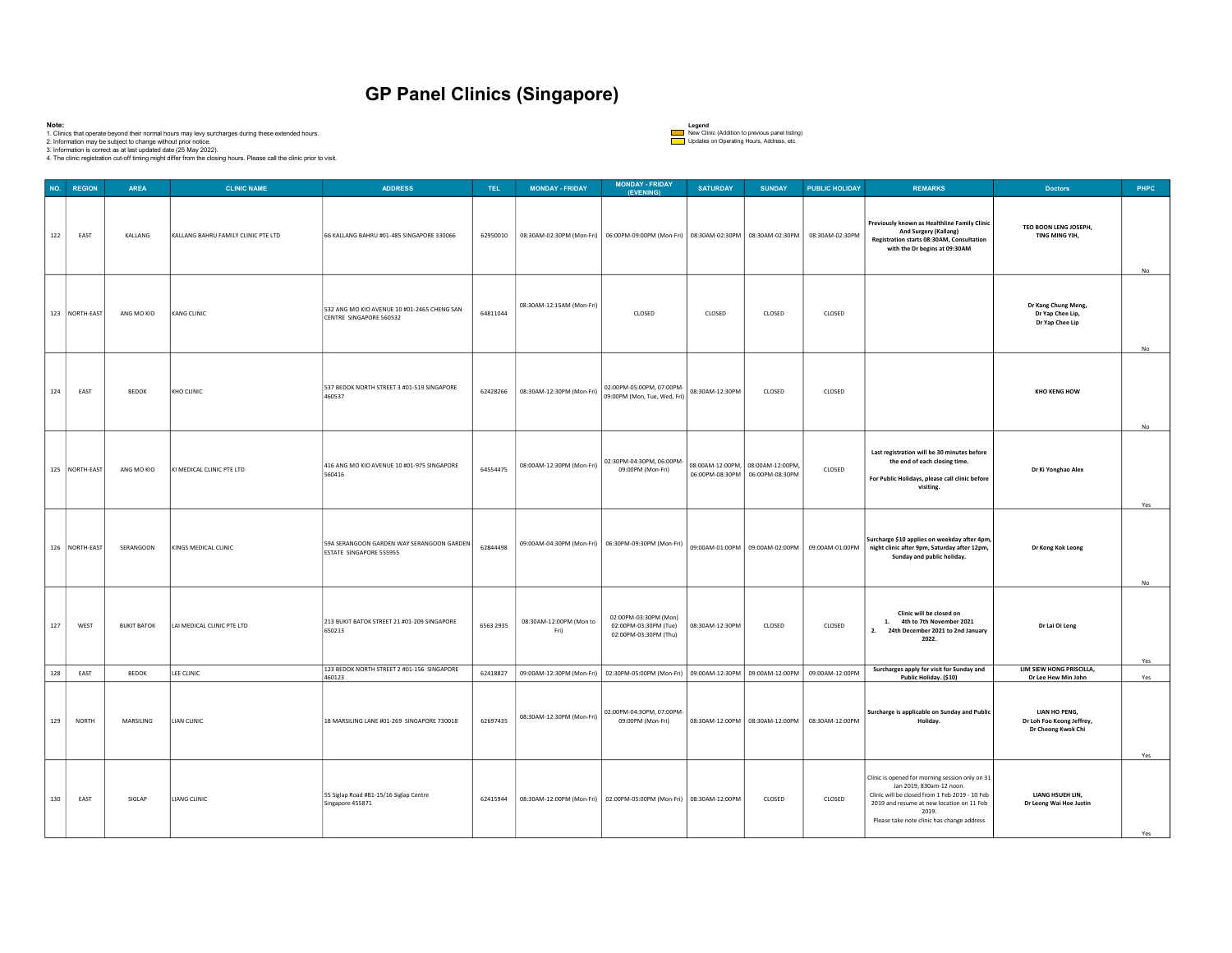# GP Panel Clinics (Singapore)

**Note:**
1. Clinics that operate beyond their normal hours may levy surcharges during these extended hours.
2. Information may be subject to change without prior notice.
3. Information is correct as at last updated date (25 May 2022).
4. The clinic registration cut-off timing might differ from the closing hours. Please call the clinic prior to visit.

**Legend**
New Clinic (Addition to previous panel listing)
Updates on Operating Hours, Address, etc.

| NO. | REGION | AREA | CLINIC NAME | ADDRESS | TEL | MONDAY - FRIDAY | MONDAY - FRIDAY (EVENING) | SATURDAY | SUNDAY | PUBLIC HOLIDAY | REMARKS | Doctors | PHPC |
|---|---|---|---|---|---|---|---|---|---|---|---|---|---|
| 122 | EAST | KALLANG | KALLANG BAHRU FAMILY CLINIC PTE LTD | 66 KALLANG BAHRU #01-485 SINGAPORE 330066 | 62950010 | 08:30AM-02:30PM (Mon-Fri) | 06:00PM-09:00PM (Mon-Fri) | 08:30AM-02:30PM | 08:30AM-02:30PM | 08:30AM-02:30PM | **Previously known as Healthline Family Clinic And Surgery (Kallang) Registration starts 08:30AM, Consultation with the Dr begins at 09:30AM** | **TEO BOON LENG JOSEPH, TING MING YIH,** | No |
| 123 | NORTH-EAST | ANG MO KIO | KANG CLINIC | 532 ANG MO KIO AVENUE 10 #01-2465 CHENG SAN CENTRE SINGAPORE 560532 | 64811044 | 08:30AM-12:15AM (Mon-Fri) | CLOSED | CLOSED | CLOSED | CLOSED | | **Dr Kang Chung Meng, Dr Yap Chee Lip, Dr Yap Chee Lip** | No |
| 124 | EAST | BEDOK | KHO CLINIC | 537 BEDOK NORTH STREET 3 #01-519 SINGAPORE 460537 | 62428266 | 08:30AM-12:30PM (Mon-Fri) | 02:00PM-05:00PM, 07:00PM-09:00PM (Mon, Tue, Wed, Fri) | 08:30AM-12:30PM | CLOSED | CLOSED | | **KHO KENG HOW** | No |
| 125 | NORTH-EAST | ANG MO KIO | KI MEDICAL CLINIC PTE LTD | 416 ANG MO KIO AVENUE 10 #01-975 SINGAPORE 560416 | 64554475 | 08:00AM-12:30PM (Mon-Fri) | 02:30PM-04:30PM, 06:00PM-09:00PM (Mon-Fri) | 08:00AM-12:00PM, 06:00PM-08:30PM | 08:00AM-12:00PM, 06:00PM-08:30PM | CLOSED | **Last registration will be 30 minutes before the end of each closing time. For Public Holidays, please call clinic before visiting.** | **Dr Ki Yonghao Alex** | Yes |
| 126 | NORTH-EAST | SERANGOON | KINGS MEDICAL CLINIC | 59A SERANGOON GARDEN WAY SERANGOON GARDEN ESTATE SINGAPORE 555955 | 62844498 | 09:00AM-04:30PM (Mon-Fri) | 06:30PM-09:30PM (Mon-Fri) | 09:00AM-01:00PM | 09:00AM-02:00PM | 09:00AM-01:00PM | **Surcharge $10 applies on weekday after 4pm, night clinic after 9pm, Saturday after 12pm, Sunday and public holiday.** | **Dr Kong Kok Leong** | No |
| 127 | WEST | BUKIT BATOK | LAI MEDICAL CLINIC PTE LTD | 213 BUKIT BATOK STREET 21 #01-209 SINGAPORE 650213 | 6563 2935 | 08:30AM-12:00PM (Mon to Fri) | 02:00PM-03:30PM (Mon) 02:00PM-03:30PM (Tue) 02:00PM-03:30PM (Thu) | 08:30AM-12:30PM | CLOSED | CLOSED | **Clinic will be closed on 1. 4th to 7th November 2021 2. 24th December 2021 to 2nd January 2022.** | **Dr Lai Oi Leng** | Yes |
| 128 | EAST | BEDOK | LEE CLINIC | 123 BEDOK NORTH STREET 2 #01-156 SINGAPORE 460123 | 62418827 | 09:00AM-12:30PM (Mon-Fri) | 02:30PM-05:00PM (Mon-Fri) | 09:00AM-12:30PM | 09:00AM-12:00PM | 09:00AM-12:00PM | **Surcharges apply for visit for Sunday and Public Holiday. ($10)** | **LIM SIEW HONG PRISCILLA, Dr Lee Hew Min John** | Yes |
| 129 | NORTH | MARSILING | LIAN CLINIC | 18 MARSILING LANE #01-269 SINGAPORE 730018 | 62697435 | 08:30AM-12:30PM (Mon-Fri) | 02:00PM-04:30PM, 07:00PM-09:00PM (Mon-Fri) | 08:30AM-12:00PM | 08:30AM-12:00PM | 08:30AM-12:00PM | **Surcharge is applicable on Sunday and Public Holiday.** | **LIAN HO PENG, Dr Loh Foo Keong Jeffrey, Dr Cheong Kwok Chi** | Yes |
| 130 | EAST | SIGLAP | LIANG CLINIC | 55 Siglap Road #B1-15/16 Siglap Centre Singapore 455871 | 62415944 | 08:30AM-12:00PM (Mon-Fri) | 02:00PM-05:00PM (Mon-Fri) | 08:30AM-12:00PM | CLOSED | CLOSED | Clinic is opened for morning session only on 31 Jan 2019, 830am-12 noon. Clinic will be closed from 1 Feb 2019 - 10 Feb 2019 and resume at new location on 11 Feb 2019. Please take note clinic has change address | **LIANG HSUEH LIN, Dr Leong Wai Hoe Justin** | Yes |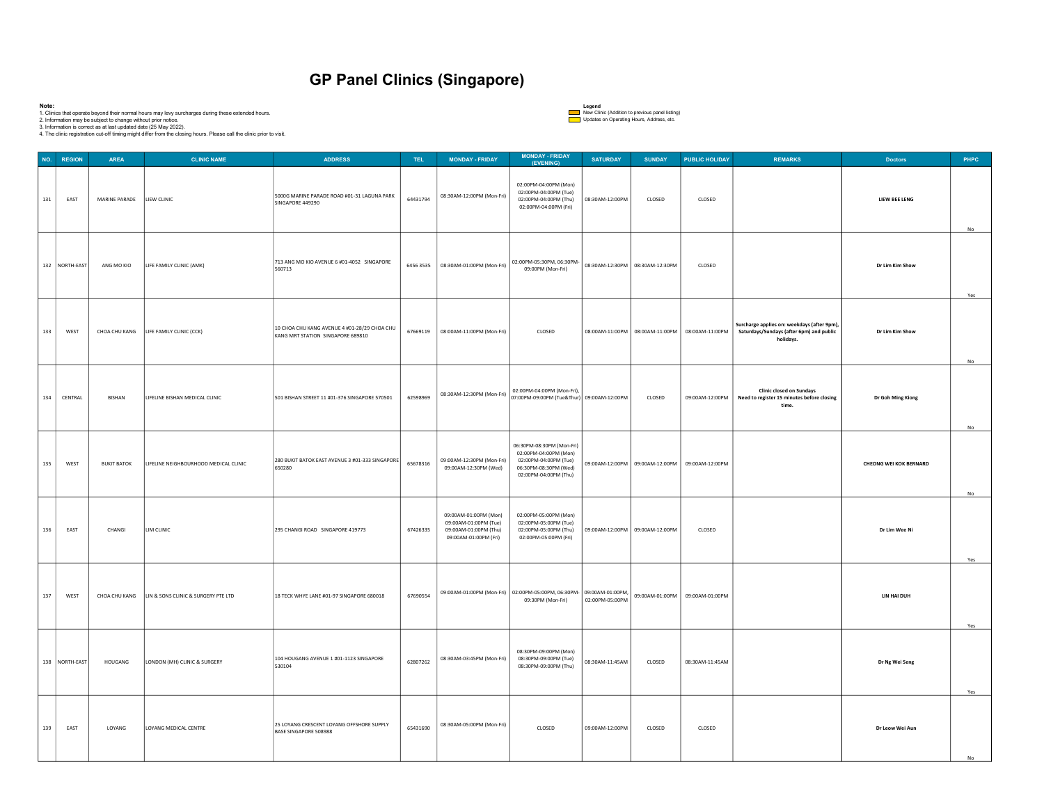# GP Panel Clinics (Singapore)

**Note:**
1. Clinics that operate beyond their normal hours may levy surcharges during these extended hours.
2. Information may be subject to change without prior notice.
3. Information is correct as at last updated date (25 May 2022).
4. The clinic registration cut-off timing might differ from the closing hours. Please call the clinic prior to visit.

**Legend**
- New Clinic (Addition to previous panel listing)
- Updates on Operating Hours, Address, etc.

| NO. | REGION | AREA | CLINIC NAME | ADDRESS | TEL | MONDAY - FRIDAY | MONDAY - FRIDAY (EVENING) | SATURDAY | SUNDAY | PUBLIC HOLIDAY | REMARKS | Doctors | PHPC |
|---|---|---|---|---|---|---|---|---|---|---|---|---|---|
| 131 | EAST | MARINE PARADE | LIEW CLINIC | 5000G MARINE PARADE ROAD #01-31 LAGUNA PARK SINGAPORE 449290 | 64431794 | 08:30AM-12:00PM (Mon-Fri) | 02:00PM-04:00PM (Mon) 02:00PM-04:00PM (Tue) 02:00PM-04:00PM (Thu) 02:00PM-04:00PM (Fri) | 08:30AM-12:00PM | CLOSED | CLOSED | | **LIEW BEE LENG** | No |
| 132 | NORTH-EAST | ANG MO KIO | LIFE FAMILY CLINIC (AMK) | 713 ANG MO KIO AVENUE 6 #01-4052 SINGAPORE 560713 | 6456 3535 | 08:30AM-01:00PM (Mon-Fri) | 02:00PM-05:30PM, 06:30PM-09:00PM (Mon-Fri) | 08:30AM-12:30PM | 08:30AM-12:30PM | CLOSED | | **Dr Lim Kim Show** | Yes |
| 133 | WEST | CHOA CHU KANG | LIFE FAMILY CLINIC (CCK) | 10 CHOA CHU KANG AVENUE 4 #01-28/29 CHOA CHU KANG MRT STATION SINGAPORE 689810 | 67669119 | 08:00AM-11:00PM (Mon-Fri) | CLOSED | 08:00AM-11:00PM | 08:00AM-11:00PM | 08:00AM-11:00PM | **Surcharge applies on: weekdays (after 9pm), Saturdays/Sundays (after 6pm) and public holidays.** | **Dr Lim Kim Show** | No |
| 134 | CENTRAL | BISHAN | LIFELINE BISHAN MEDICAL CLINIC | 501 BISHAN STREET 11 #01-376 SINGAPORE 570501 | 62598969 | 08:30AM-12:30PM (Mon-Fri) | 02:00PM-04:00PM (Mon-Fri), 07:00PM-09:00PM (Tue&Thur) | 09:00AM-12:00PM | CLOSED | 09:00AM-12:00PM | **Clinic closed on Sundays Need to register 15 minutes before closing time.** | **Dr Goh Ming Kiong** | No |
| 135 | WEST | BUKIT BATOK | LIFELINE NEIGHBOURHOOD MEDICAL CLINIC | 280 BUKIT BATOK EAST AVENUE 3 #01-333 SINGAPORE 650280 | 65678316 | 09:00AM-12:30PM (Mon-Fri) 09:00AM-12:30PM (Wed) | 06:30PM-08:30PM (Mon-Fri) 02:00PM-04:00PM (Mon) 02:00PM-04:00PM (Tue) 06:30PM-08:30PM (Wed) 02:00PM-04:00PM (Thu) | 09:00AM-12:00PM | 09:00AM-12:00PM | 09:00AM-12:00PM | | **CHEONG WEI KOK BERNARD** | No |
| 136 | EAST | CHANGI | LIM CLINIC | 295 CHANGI ROAD SINGAPORE 419773 | 67426335 | 09:00AM-01:00PM (Mon) 09:00AM-01:00PM (Tue) 09:00AM-01:00PM (Thu) 09:00AM-01:00PM (Fri) | 02:00PM-05:00PM (Mon) 02:00PM-05:00PM (Tue) 02:00PM-05:00PM (Thu) 02:00PM-05:00PM (Fri) | 09:00AM-12:00PM | 09:00AM-12:00PM | CLOSED | | **Dr Lim Wee Ni** | Yes |
| 137 | WEST | CHOA CHU KANG | LIN & SONS CLINIC & SURGERY PTE LTD | 18 TECK WHYE LANE #01-97 SINGAPORE 680018 | 67690554 | 09:00AM-01:00PM (Mon-Fri) | 02:00PM-05:00PM, 06:30PM-09:30PM (Mon-Fri) | 09:00AM-01:00PM, 02:00PM-05:00PM | 09:00AM-01:00PM | 09:00AM-01:00PM | | **LIN HAI DUH** | Yes |
| 138 | NORTH-EAST | HOUGANG | LONDON (MH) CLINIC & SURGERY | 104 HOUGANG AVENUE 1 #01-1123 SINGAPORE 530104 | 62807262 | 08:30AM-03:45PM (Mon-Fri) | 08:30PM-09:00PM (Mon) 08:30PM-09:00PM (Tue) 08:30PM-09:00PM (Thu) | 08:30AM-11:45AM | CLOSED | 08:30AM-11:45AM | | **Dr Ng Wei Seng** | Yes |
| 139 | EAST | LOYANG | LOYANG MEDICAL CENTRE | 25 LOYANG CRESCENT LOYANG OFFSHORE SUPPLY BASE SINGAPORE 508988 | 65431690 | 08:30AM-05:00PM (Mon-Fri) | CLOSED | 09:00AM-12:00PM | CLOSED | CLOSED | | **Dr Leow Wei Aun** | No |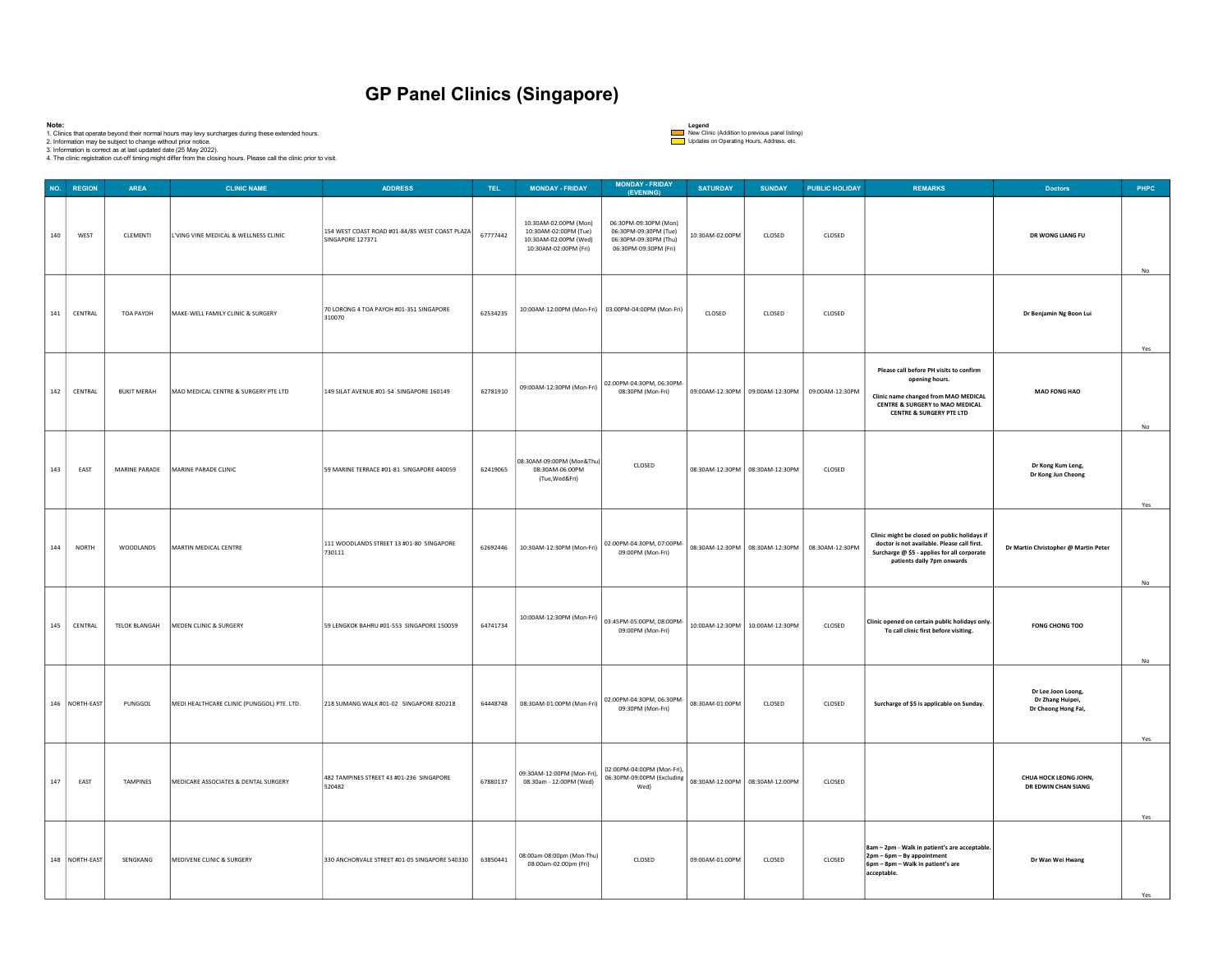# GP Panel Clinics (Singapore)

**Note:**
1. Clinics that operate beyond their normal hours may levy surcharges during these extended hours.
2. Information may be subject to change without prior notice.
3. Information is correct as at last updated date (25 May 2022).
4. The clinic registration cut-off timing might differ from the closing hours. Please call the clinic prior to visit.

**Legend**
New Clinic (Addition to previous panel listing)
Updates on Operating Hours, Address, etc.

| NO. | REGION | AREA | CLINIC NAME | ADDRESS | TEL | MONDAY - FRIDAY | MONDAY - FRIDAY (EVENING) | SATURDAY | SUNDAY | PUBLIC HOLIDAY | REMARKS | Doctors | PHPC |
|---|---|---|---|---|---|---|---|---|---|---|---|---|---|
| 140 | WEST | CLEMENTI | L'VING VINE MEDICAL & WELLNESS CLINIC | 154 WEST COAST ROAD #01-84/85 WEST COAST PLAZA SINGAPORE 127371 | 67777442 | 10:30AM-02:00PM (Mon) 10:30AM-02:00PM (Tue) 10:30AM-02:00PM (Wed) 10:30AM-02:00PM (Fri) | 06:30PM-09:30PM (Mon) 06:30PM-09:30PM (Tue) 06:30PM-09:30PM (Thu) 06:30PM-09:30PM (Fri) | 10:30AM-02:00PM | CLOSED | CLOSED | | DR WONG LIANG FU | No |
| 141 | CENTRAL | TOA PAYOH | MAKE-WELL FAMILY CLINIC & SURGERY | 70 LORONG 4 TOA PAYOH #01-351 SINGAPORE 310070 | 62534235 | 10:00AM-12:00PM (Mon-Fri) | 03:00PM-04:00PM (Mon-Fri) | CLOSED | CLOSED | CLOSED | | Dr Benjamin Ng Boon Lui | Yes |
| 142 | CENTRAL | BUKIT MERAH | MAO MEDICAL CENTRE & SURGERY PTE LTD | 149 SILAT AVENUE #01-54 SINGAPORE 160149 | 62781910 | 09:00AM-12:30PM (Mon-Fri) | 02:00PM-04:30PM, 06:30PM-08:30PM (Mon-Fri) | 09:00AM-12:30PM | 09:00AM-12:30PM | 09:00AM-12:30PM | Please call before PH visits to confirm opening hours. Clinic name changed from MAO MEDICAL CENTRE & SURGERY to MAO MEDICAL CENTRE & SURGERY PTE LTD | MAO FONG HAO | No |
| 143 | EAST | MARINE PARADE | MARINE PARADE CLINIC | 59 MARINE TERRACE #01-81 SINGAPORE 440059 | 62419065 | 08:30AM-09:00PM (Mon&Thu) 08:30AM-06:00PM (Tue,Wed&Fri) | CLOSED | 08:30AM-12:30PM | 08:30AM-12:30PM | CLOSED | | Dr Kong Kum Leng, Dr Kong Jun Cheong | Yes |
| 144 | NORTH | WOODLANDS | MARTIN MEDICAL CENTRE | 111 WOODLANDS STREET 13 #01-80 SINGAPORE 730111 | 62692446 | 10:30AM-12:30PM (Mon-Fri) | 02:00PM-04:30PM, 07:00PM-09:00PM (Mon-Fri) | 08:30AM-12:30PM | 08:30AM-12:30PM | 08:30AM-12:30PM | Clinic might be closed on public holidays if doctor is not available. Please call first. Surcharge @ $5 - applies for all corporate patients daily 7pm onwards | Dr Martin Christopher @ Martin Peter | No |
| 145 | CENTRAL | TELOK BLANGAH | MEDEN CLINIC & SURGERY | 59 LENGKOK BAHRU #01-553 SINGAPORE 150059 | 64741734 | 10:00AM-12:30PM (Mon-Fri) | 03:45PM-05:00PM, 08:00PM-09:00PM (Mon-Fri) | 10:00AM-12:30PM | 10:00AM-12:30PM | CLOSED | Clinic opened on certain public holidays only. To call clinic first before visiting. | FONG CHONG TOO | No |
| 146 | NORTH-EAST | PUNGGOL | MEDI HEALTHCARE CLINIC (PUNGGOL) PTE. LTD. | 218 SUMANG WALK #01-02 SINGAPORE 820218 | 64448748 | 08:30AM-01:00PM (Mon-Fri) | 02:00PM-04:30PM, 06:30PM-09:30PM (Mon-Fri) | 08:30AM-01:00PM | CLOSED | CLOSED | Surcharge of $5 is applicable on Sunday. | Dr Lee Joon Loong, Dr Zhang Huipei, Dr Cheong Hong Fai, | Yes |
| 147 | EAST | TAMPINES | MEDICARE ASSOCIATES & DENTAL SURGERY | 482 TAMPINES STREET 43 #01-236 SINGAPORE 520482 | 67880137 | 09:30AM-12:00PM (Mon-Fri), 08.30am - 12:00PM (Wed) | 02:00PM-04:00PM (Mon-Fri), 06:30PM-09:00PM (Excluding Wed) | 08:30AM-12:00PM | 08:30AM-12:00PM | CLOSED | | CHUA HOCK LEONG JOHN, DR EDWIN CHAN SIANG | Yes |
| 148 | NORTH-EAST | SENGKANG | MEDIVENE CLINIC & SURGERY | 330 ANCHORVALE STREET #01-05 SINGAPORE 540330 | 63850441 | 08:00am-08:00pm (Mon-Thu) 08:00am-02:00pm (Fri) | CLOSED | 09:00AM-01:00PM | CLOSED | CLOSED | 8am – 2pm - Walk in patient's are acceptable. 2pm – 6pm – By appointment 6pm – 8pm – Walk in patient's are acceptable. | Dr Wan Wei Hwang | Yes |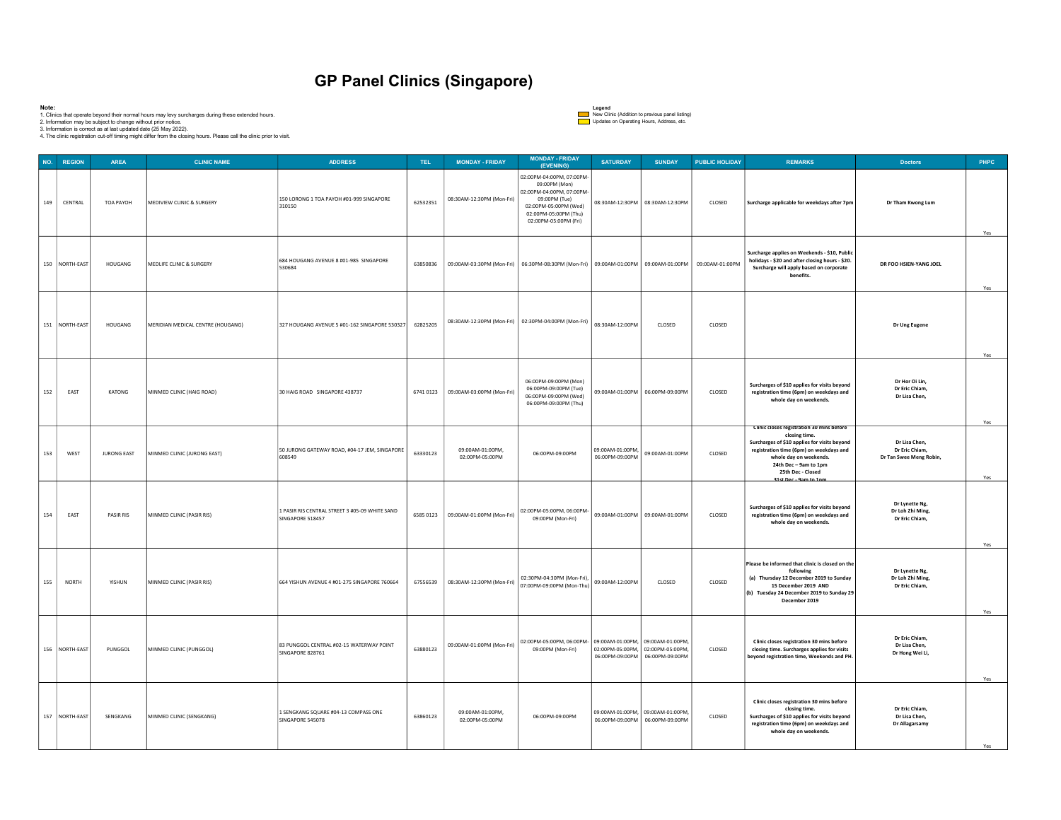# GP Panel Clinics (Singapore)

**Note:**
1. Clinics that operate beyond their normal hours may levy surcharges during these extended hours.
2. Information may be subject to change without prior notice.
3. Information is correct as at last updated date (25 May 2022).
4. The clinic registration cut-off timing might differ from the closing hours. Please call the clinic prior to visit.

**Legend**
New Clinic (Addition to previous panel listing)
Updates on Operating Hours, Address, etc.

| NO. | REGION | AREA | CLINIC NAME | ADDRESS | TEL | MONDAY - FRIDAY | MONDAY - FRIDAY (EVENING) | SATURDAY | SUNDAY | PUBLIC HOLIDAY | REMARKS | Doctors | PHPC |
|---|---|---|---|---|---|---|---|---|---|---|---|---|---|
| 149 | CENTRAL | TOA PAYOH | MEDIVIEW CLINIC & SURGERY | 150 LORONG 1 TOA PAYOH #01-999 SINGAPORE 310150 | 62532351 | 08:30AM-12:30PM (Mon-Fri) | 02:00PM-04:00PM, 07:00PM-09:00PM (Mon) 02:00PM-04:00PM, 07:00PM-09:00PM (Tue) 02:00PM-05:00PM (Wed) 02:00PM-05:00PM (Thu) 02:00PM-05:00PM (Fri) | 08:30AM-12:30PM | 08:30AM-12:30PM | CLOSED | **Surcharge applicable for weekdays after 7pm** | **Dr Tham Kwong Lum** | Yes |
| 150 | NORTH-EAST | HOUGANG | MEDLIFE CLINIC & SURGERY | 684 HOUGANG AVENUE 8 #01-985 SINGAPORE 530684 | 63850836 | 09:00AM-03:30PM (Mon-Fri) | 06:30PM-08:30PM (Mon-Fri) | 09:00AM-01:00PM | 09:00AM-01:00PM | 09:00AM-01:00PM | **Surcharge applies on Weekends - $10, Public holidays - $20 and after closing hours - $20. Surcharge will apply based on corporate benefits.** | **DR FOO HSIEN-YANG JOEL** | Yes |
| 151 | NORTH-EAST | HOUGANG | MERIDIAN MEDICAL CENTRE (HOUGANG) | 327 HOUGANG AVENUE 5 #01-162 SINGAPORE 530327 | 62825205 | 08:30AM-12:30PM (Mon-Fri) | 02:30PM-04:00PM (Mon-Fri) | 08:30AM-12:00PM | CLOSED | CLOSED | | **Dr Ung Eugene** | Yes |
| 152 | EAST | KATONG | MINMED CLINIC (HAIG ROAD) | 30 HAIG ROAD SINGAPORE 438737 | 6741 0123 | 09:00AM-03:00PM (Mon-Fri) | 06:00PM-09:00PM (Mon) 06:00PM-09:00PM (Tue) 06:00PM-09:00PM (Wed) 06:00PM-09:00PM (Thu) | 09:00AM-01:00PM | 06:00PM-09:00PM | CLOSED | **Surcharges of $10 applies for visits beyond registration time (6pm) on weekdays and whole day on weekends.** | **Dr Hor Oi Lin, Dr Eric Chiam, Dr Lisa Chen,** | Yes |
| 153 | WEST | JURONG EAST | MINMED CLINIC (JURONG EAST) | 50 JURONG GATEWAY ROAD, #04-17 JEM, SINGAPORE 608549 | 63330123 | 09:00AM-01:00PM, 02:00PM-05:00PM | 06:00PM-09:00PM | 09:00AM-01:00PM, 06:00PM-09:00PM | 09:00AM-01:00PM | CLOSED | **Clinic closes registration 30 mins before closing time. Surcharges of $10 applies for visits beyond registration time (6pm) on weekdays and whole day on weekends. 24th Dec – 9am to 1pm 25th Dec - Closed 31st Dec - 9am to 1pm** | **Dr Lisa Chen, Dr Eric Chiam, Dr Tan Swee Meng Robin,** | Yes |
| 154 | EAST | PASIR RIS | MINMED CLINIC (PASIR RIS) | 1 PASIR RIS CENTRAL STREET 3 #05-09 WHITE SAND SINGAPORE 518457 | 6585 0123 | 09:00AM-01:00PM (Mon-Fri) | 02:00PM-05:00PM, 06:00PM-09:00PM (Mon-Fri) | 09:00AM-01:00PM | 09:00AM-01:00PM | CLOSED | **Surcharges of $10 applies for visits beyond registration time (6pm) on weekdays and whole day on weekends.** | **Dr Lynette Ng, Dr Loh Zhi Ming, Dr Eric Chiam,** | Yes |
| 155 | NORTH | YISHUN | MINMED CLINIC (PASIR RIS) | 664 YISHUN AVENUE 4 #01-275 SINGAPORE 760664 | 67556539 | 08:30AM-12:30PM (Mon-Fri) | 02:30PM-04:30PM (Mon-Fri), 07:00PM-09:00PM (Mon-Thu) | 09:00AM-12:00PM | CLOSED | CLOSED | **Please be informed that clinic is closed on the following (a) Thursday 12 December 2019 to Sunday 15 December 2019 AND (b) Tuesday 24 December 2019 to Sunday 29 December 2019** | **Dr Lynette Ng, Dr Loh Zhi Ming, Dr Eric Chiam,** | Yes |
| 156 | NORTH-EAST | PUNGGOL | MINMED CLINIC (PUNGGOL) | 83 PUNGGOL CENTRAL #02-15 WATERWAY POINT SINGAPORE 828761 | 63880123 | 09:00AM-01:00PM (Mon-Fri) | 02:00PM-05:00PM, 06:00PM-09:00PM (Mon-Fri) | 09:00AM-01:00PM, 02:00PM-05:00PM, 06:00PM-09:00PM | 09:00AM-01:00PM, 02:00PM-05:00PM, 06:00PM-09:00PM | CLOSED | **Clinic closes registration 30 mins before closing time. Surcharges applies for visits beyond registration time, Weekends and PH.** | **Dr Eric Chiam, Dr Lisa Chen, Dr Hong Wei Li,** | Yes |
| 157 | NORTH-EAST | SENGKANG | MINMED CLINIC (SENGKANG) | 1 SENGKANG SQUARE #04-13 COMPASS ONE SINGAPORE 545078 | 63860123 | 09:00AM-01:00PM, 02:00PM-05:00PM | 06:00PM-09:00PM | 09:00AM-01:00PM, 06:00PM-09:00PM | 09:00AM-01:00PM, 06:00PM-09:00PM | CLOSED | **Clinic closes registration 30 mins before closing time. Surcharges of $10 applies for visits beyond registration time (6pm) on weekdays and whole day on weekends.** | **Dr Eric Chiam, Dr Lisa Chen, Dr Allagarsamy** | Yes |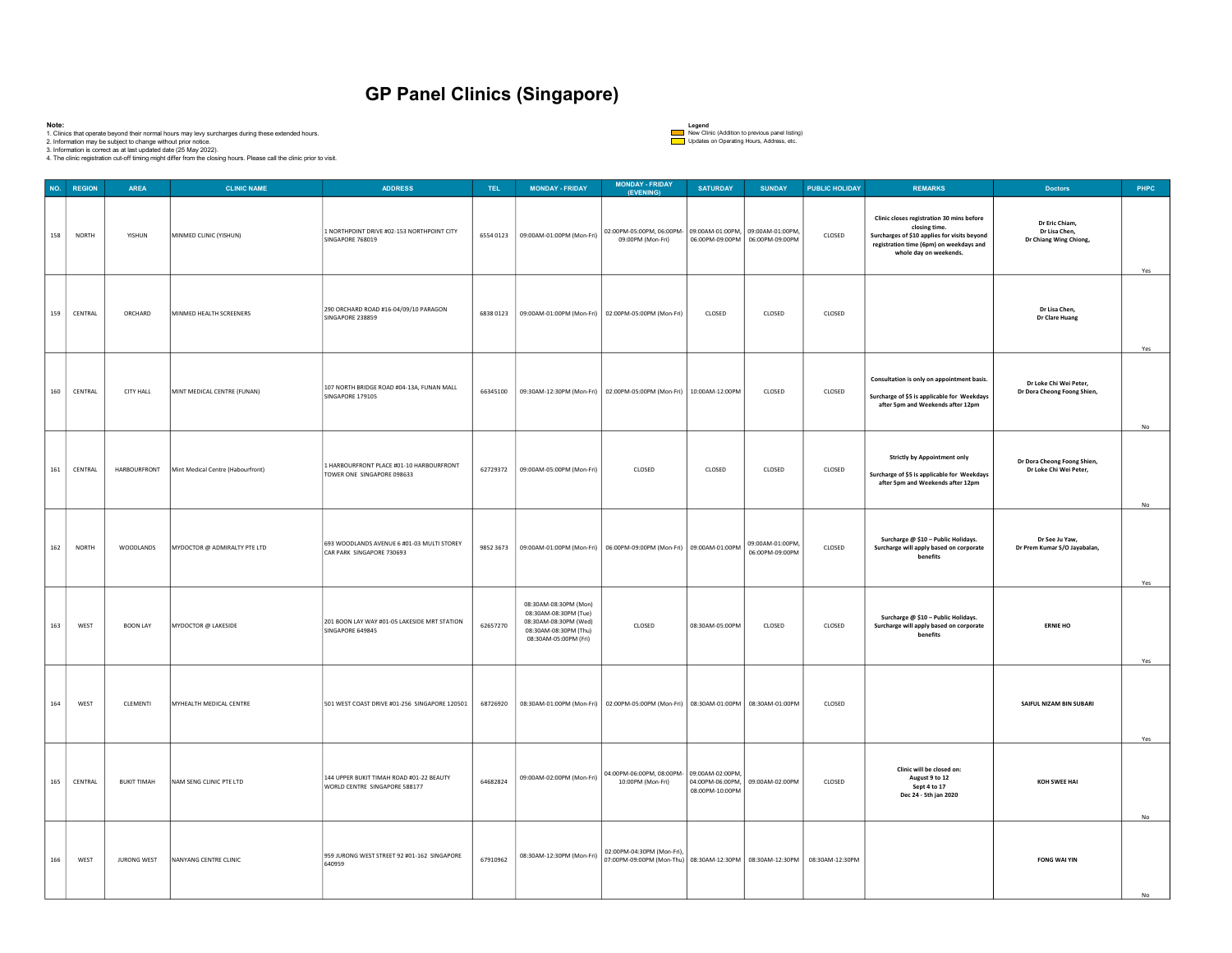# GP Panel Clinics (Singapore)

**Note:**
1. Clinics that operate beyond their normal hours may levy surcharges during these extended hours.
2. Information may be subject to change without prior notice.
3. Information is correct as at last updated date (25 May 2022).
4. The clinic registration cut-off timing might differ from the closing hours. Please call the clinic prior to visit.

**Legend**
New Clinic (Addition to previous panel listing)
Updates on Operating Hours, Address, etc.

| NO. | REGION | AREA | CLINIC NAME | ADDRESS | TEL | MONDAY - FRIDAY | MONDAY - FRIDAY (EVENING) | SATURDAY | SUNDAY | PUBLIC HOLIDAY | REMARKS | Doctors | PHPC |
|---|---|---|---|---|---|---|---|---|---|---|---|---|---|
| 158 | NORTH | YISHUN | MINMED CLINIC (YISHUN) | 1 NORTHPOINT DRIVE #02-153 NORTHPOINT CITY SINGAPORE 768019 | 6554 0123 | 09:00AM-01:00PM (Mon-Fri) | 02:00PM-05:00PM, 06:00PM-09:00PM (Mon-Fri) | 09:00AM-01:00PM, 06:00PM-09:00PM | 09:00AM-01:00PM, 06:00PM-09:00PM | CLOSED | **Clinic closes registration 30 mins before closing time. Surcharges of $10 applies for visits beyond registration time (6pm) on weekdays and whole day on weekends.** | **Dr Eric Chiam, Dr Lisa Chen, Dr Chiang Wing Chiong,** | Yes |
| 159 | CENTRAL | ORCHARD | MINMED HEALTH SCREENERS | 290 ORCHARD ROAD #16-04/09/10 PARAGON SINGAPORE 238859 | 6838 0123 | 09:00AM-01:00PM (Mon-Fri) | 02:00PM-05:00PM (Mon-Fri) | CLOSED | CLOSED | CLOSED | | **Dr Lisa Chen, Dr Clare Huang** | Yes |
| 160 | CENTRAL | CITY HALL | MINT MEDICAL CENTRE (FUNAN) | 107 NORTH BRIDGE ROAD #04-13A, FUNAN MALL SINGAPORE 179105 | 66345100 | 09:30AM-12:30PM (Mon-Fri) | 02:00PM-05:00PM (Mon-Fri) | 10:00AM-12:00PM | CLOSED | CLOSED | **Consultation is only on appointment basis. Surcharge of $5 is applicable for Weekdays after 5pm and Weekends after 12pm** | **Dr Loke Chi Wei Peter, Dr Dora Cheong Foong Shien,** | No |
| 161 | CENTRAL | HARBOURFRONT | Mint Medical Centre (Habourfront) | 1 HARBOURFRONT PLACE #01-10 HARBOURFRONT TOWER ONE SINGAPORE 098633 | 62729372 | 09:00AM-05:00PM (Mon-Fri) | CLOSED | CLOSED | CLOSED | CLOSED | **Strictly by Appointment only Surcharge of $5 is applicable for Weekdays after 5pm and Weekends after 12pm** | **Dr Dora Cheong Foong Shien, Dr Loke Chi Wei Peter,** | No |
| 162 | NORTH | WOODLANDS | MYDOCTOR @ ADMIRALTY PTE LTD | 693 WOODLANDS AVENUE 6 #01-03 MULTI STOREY CAR PARK SINGAPORE 730693 | 9852 3673 | 09:00AM-01:00PM (Mon-Fri) | 06:00PM-09:00PM (Mon-Fri) | 09:00AM-01:00PM | 09:00AM-01:00PM, 06:00PM-09:00PM | CLOSED | **Surcharge @ $10 – Public Holidays. Surcharge will apply based on corporate benefits** | **Dr See Ju Yaw, Dr Prem Kumar S/O Jayabalan,** | Yes |
| 163 | WEST | BOON LAY | MYDOCTOR @ LAKESIDE | 201 BOON LAY WAY #01-05 LAKESIDE MRT STATION SINGAPORE 649845 | 62657270 | 08:30AM-08:30PM (Mon) 08:30AM-08:30PM (Tue) 08:30AM-08:30PM (Wed) 08:30AM-08:30PM (Thu) 08:30AM-05:00PM (Fri) | CLOSED | 08:30AM-05:00PM | CLOSED | CLOSED | **Surcharge @ $10 – Public Holidays. Surcharge will apply based on corporate benefits** | **ERNIE HO** | Yes |
| 164 | WEST | CLEMENTI | MYHEALTH MEDICAL CENTRE | 501 WEST COAST DRIVE #01-256 SINGAPORE 120501 | 68726920 | 08:30AM-01:00PM (Mon-Fri) | 02:00PM-05:00PM (Mon-Fri) | 08:30AM-01:00PM | 08:30AM-01:00PM | CLOSED | | **SAIFUL NIZAM BIN SUBARI** | Yes |
| 165 | CENTRAL | BUKIT TIMAH | NAM SENG CLINIC PTE LTD | 144 UPPER BUKIT TIMAH ROAD #01-22 BEAUTY WORLD CENTRE SINGAPORE 588177 | 64682824 | 09:00AM-02:00PM (Mon-Fri) | 04:00PM-06:00PM, 08:00PM-10:00PM (Mon-Fri) | 09:00AM-02:00PM, 04:00PM-06:00PM, 08:00PM-10:00PM | 09:00AM-02:00PM | CLOSED | **Clinic will be closed on: August 9 to 12 Sept 4 to 17 Dec 24 - 5th jan 2020** | **KOH SWEE HAI** | No |
| 166 | WEST | JURONG WEST | NANYANG CENTRE CLINIC | 959 JURONG WEST STREET 92 #01-162 SINGAPORE 640959 | 67910962 | 08:30AM-12:30PM (Mon-Fri) | 02:00PM-04:30PM (Mon-Fri), 07:00PM-09:00PM (Mon-Thu) | 08:30AM-12:30PM | 08:30AM-12:30PM | 08:30AM-12:30PM | | **FONG WAI YIN** | No |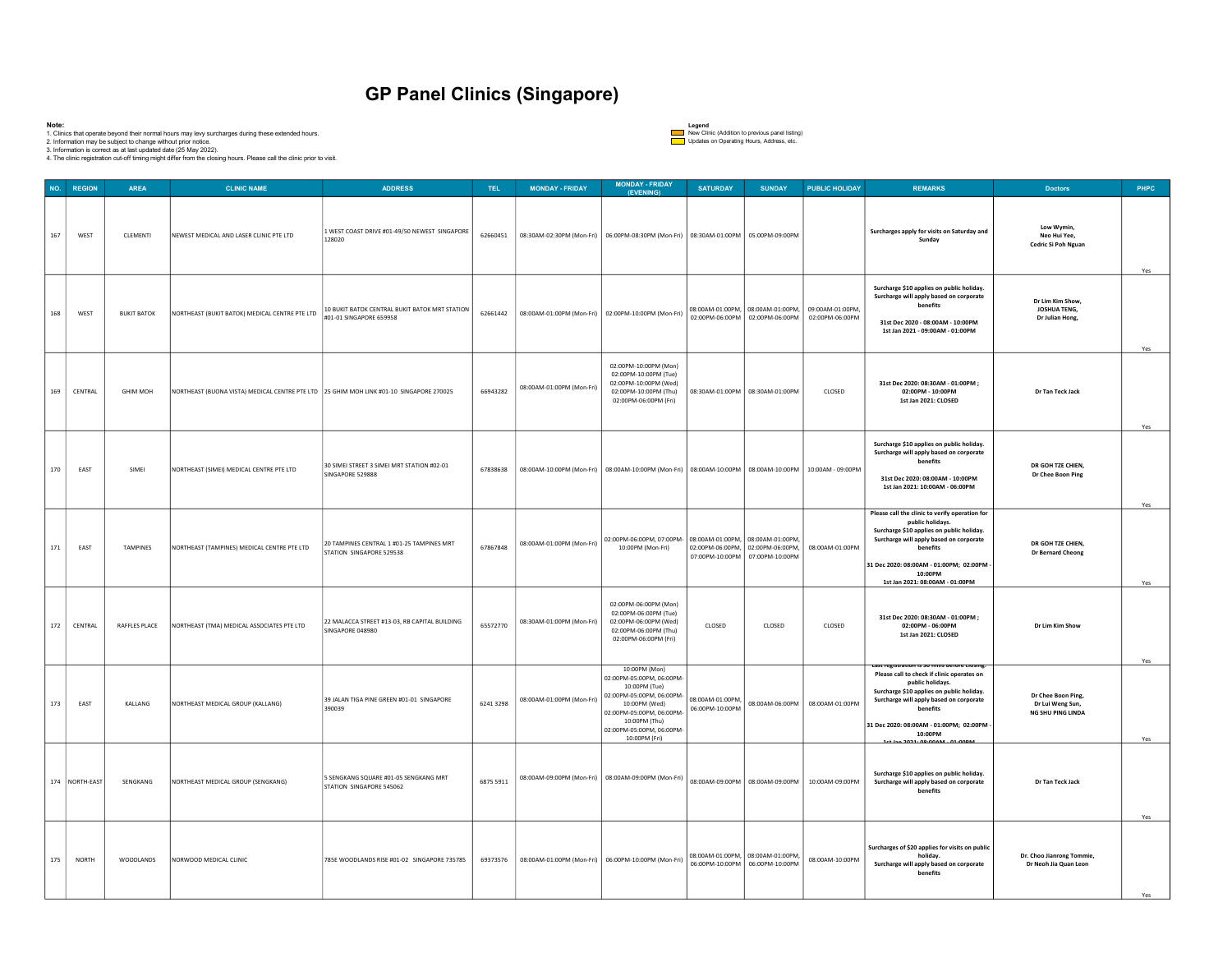# GP Panel Clinics (Singapore)

**Note:**
1. Clinics that operate beyond their normal hours may levy surcharges during these extended hours.
2. Information may be subject to change without prior notice.
3. Information is correct as at last updated date (25 May 2022).
4. The clinic registration cut-off timing might differ from the closing hours. Please call the clinic prior to visit.

**Legend**
New Clinic (Addition to previous panel listing)
Updates on Operating Hours, Address, etc.

| NO. | REGION | AREA | CLINIC NAME | ADDRESS | TEL | MONDAY - FRIDAY | MONDAY - FRIDAY (EVENING) | SATURDAY | SUNDAY | PUBLIC HOLIDAY | REMARKS | Doctors | PHPC |
|---|---|---|---|---|---|---|---|---|---|---|---|---|---|
| 167 | WEST | CLEMENTI | NEWEST MEDICAL AND LASER CLINIC PTE LTD | 1 WEST COAST DRIVE #01-49/50 NEWEST SINGAPORE 128020 | 62660451 | 08:30AM-02:30PM (Mon-Fri) | 06:00PM-08:30PM (Mon-Fri) | 08:30AM-01:00PM | 05:00PM-09:00PM | | **Surcharges apply for visits on Saturday and Sunday** | **Low Wymin, Neo Hui Yee, Cedric Si Poh Nguan** | Yes |
| 168 | WEST | BUKIT BATOK | NORTHEAST (BUKIT BATOK) MEDICAL CENTRE PTE LTD | 10 BUKIT BATOK CENTRAL BUKIT BATOK MRT STATION #01-01 SINGAPORE 659958 | 62661442 | 08:00AM-01:00PM (Mon-Fri) | 02:00PM-10:00PM (Mon-Fri) | 08:00AM-01:00PM, 02:00PM-06:00PM | 08:00AM-01:00PM, 02:00PM-06:00PM | 09:00AM-01:00PM, 02:00PM-06:00PM | **Surcharge $10 applies on public holiday. Surcharge will apply based on corporate benefits 31st Dec 2020 - 08:00AM - 10:00PM 1st Jan 2021 - 09:00AM - 01:00PM** | **Dr Lim Kim Show, JOSHUA TENG, Dr Julian Hong,** | Yes |
| 169 | CENTRAL | GHIM MOH | NORTHEAST (BUONA VISTA) MEDICAL CENTRE PTE LTD | 25 GHIM MOH LINK #01-10 SINGAPORE 270025 | 66943282 | 08:00AM-01:00PM (Mon-Fri) | 02:00PM-10:00PM (Mon) 02:00PM-10:00PM (Tue) 02:00PM-10:00PM (Wed) 02:00PM-10:00PM (Thu) 02:00PM-06:00PM (Fri) | 08:30AM-01:00PM | 08:30AM-01:00PM | CLOSED | **31st Dec 2020: 08:30AM - 01:00PM ; 02:00PM - 10:00PM 1st Jan 2021: CLOSED** | **Dr Tan Teck Jack** | Yes |
| 170 | EAST | SIMEI | NORTHEAST (SIMEI) MEDICAL CENTRE PTE LTD | 30 SIMEI STREET 3 SIMEI MRT STATION #02-01 SINGAPORE 529888 | 67838638 | 08:00AM-10:00PM (Mon-Fri) | 08:00AM-10:00PM (Mon-Fri) | 08:00AM-10:00PM | 08:00AM-10:00PM | 10:00AM - 09:00PM | **Surcharge $10 applies on public holiday. Surcharge will apply based on corporate benefits 31st Dec 2020: 08:00AM - 10:00PM 1st Jan 2021: 10:00AM - 06:00PM** | **DR GOH TZE CHIEN, Dr Chee Boon Ping** | Yes |
| 171 | EAST | TAMPINES | NORTHEAST (TAMPINES) MEDICAL CENTRE PTE LTD | 20 TAMPINES CENTRAL 1 #01-25 TAMPINES MRT STATION SINGAPORE 529538 | 67867848 | 08:00AM-01:00PM (Mon-Fri) | 02:00PM-06:00PM, 07:00PM-10:00PM (Mon-Fri) | 08:00AM-01:00PM, 02:00PM-06:00PM, 07:00PM-10:00PM | 08:00AM-01:00PM, 02:00PM-06:00PM, 07:00PM-10:00PM | 08:00AM-01:00PM | **Please call the clinic to verify operation for public holidays. Surcharge $10 applies on public holiday. Surcharge will apply based on corporate benefits 31 Dec 2020: 08:00AM - 01:00PM; 02:00PM - 10:00PM 1st Jan 2021: 08:00AM - 01:00PM** | **DR GOH TZE CHIEN, Dr Bernard Cheong** | Yes |
| 172 | CENTRAL | RAFFLES PLACE | NORTHEAST (TMA) MEDICAL ASSOCIATES PTE LTD | 22 MALACCA STREET #13-03, RB CAPITAL BUILDING SINGAPORE 048980 | 65572770 | 08:30AM-01:00PM (Mon-Fri) | 02:00PM-06:00PM (Mon) 02:00PM-06:00PM (Tue) 02:00PM-06:00PM (Wed) 02:00PM-06:00PM (Thu) 02:00PM-06:00PM (Fri) | CLOSED | CLOSED | CLOSED | **31st Dec 2020: 08:30AM - 01:00PM ; 02:00PM - 06:00PM 1st Jan 2021: CLOSED** | **Dr Lim Kim Show** | Yes |
| 173 | EAST | KALLANG | NORTHEAST MEDICAL GROUP (KALLANG) | 39 JALAN TIGA PINE GREEN #01-01 SINGAPORE 390039 | 6241 3298 | 08:00AM-01:00PM (Mon-Fri) | 10:00PM (Mon) 02:00PM-05:00PM, 06:00PM-10:00PM (Tue) 02:00PM-05:00PM, 06:00PM-10:00PM (Wed) 02:00PM-05:00PM, 06:00PM-10:00PM (Thu) 02:00PM-05:00PM, 06:00PM-10:00PM (Fri) | 08:00AM-01:00PM, 06:00PM-10:00PM | 08:00AM-06:00PM | 08:00AM-01:00PM | **Last registration is 30 mins before closing. Please call to check if clinic operates on public holidays. Surcharge $10 applies on public holiday. Surcharge will apply based on corporate benefits 31 Dec 2020: 08:00AM - 01:00PM; 02:00PM - 10:00PM 1st Jan 2021: 08:00AM - 01:00PM** | **Dr Chee Boon Ping, Dr Lui Weng Sun, NG SHU PING LINDA** | Yes |
| 174 | NORTH-EAST | SENGKANG | NORTHEAST MEDICAL GROUP (SENGKANG) | 5 SENGKANG SQUARE #01-05 SENGKANG MRT STATION SINGAPORE 545062 | 6875 5911 | 08:00AM-09:00PM (Mon-Fri) | 08:00AM-09:00PM (Mon-Fri) | 08:00AM-09:00PM | 08:00AM-09:00PM | 10:00AM-09:00PM | **Surcharge $10 applies on public holiday. Surcharge will apply based on corporate benefits** | **Dr Tan Teck Jack** | Yes |
| 175 | NORTH | WOODLANDS | NORWOOD MEDICAL CLINIC | 785E WOODLANDS RISE #01-02 SINGAPORE 735785 | 69373576 | 08:00AM-01:00PM (Mon-Fri) | 06:00PM-10:00PM (Mon-Fri) | 08:00AM-01:00PM, 06:00PM-10:00PM | 08:00AM-01:00PM, 06:00PM-10:00PM | 08:00AM-10:00PM | **Surcharges of $20 applies for visits on public holiday. Surcharge will apply based on corporate benefits** | **Dr. Choo Jianrong Tommie, Dr Neoh Jia Quan Leon** | Yes |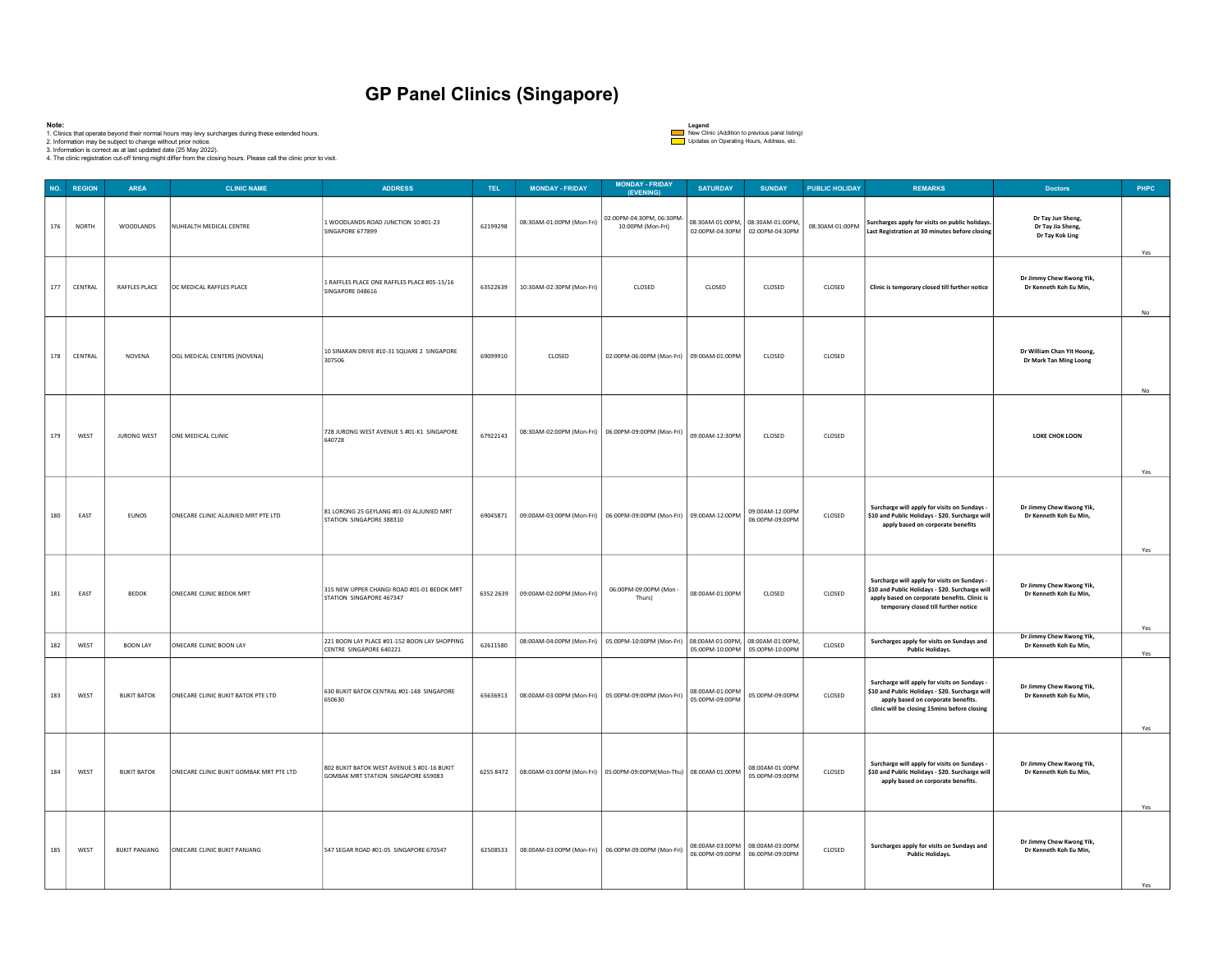# GP Panel Clinics (Singapore)

**Note:**
1. Clinics that operate beyond their normal hours may levy surcharges during these extended hours.
2. Information may be subject to change without prior notice.
3. Information is correct as at last updated date (25 May 2022).
4. The clinic registration cut-off timing might differ from the closing hours. Please call the clinic prior to visit.

**Legend**
- New Clinic (Addition to previous panel listing)
- Updates on Operating Hours, Address, etc.

| NO. | REGION | AREA | CLINIC NAME | ADDRESS | TEL | MONDAY - FRIDAY | MONDAY - FRIDAY (EVENING) | SATURDAY | SUNDAY | PUBLIC HOLIDAY | REMARKS | Doctors | PHPC |
|---|---|---|---|---|---|---|---|---|---|---|---|---|---|
| 176 | NORTH | WOODLANDS | NUHEALTH MEDICAL CENTRE | 1 WOODLANDS ROAD JUNCTION 10 #01-23 SINGAPORE 677899 | 62199298 | 08:30AM-01:00PM (Mon-Fri) | 02:00PM-04:30PM, 06:30PM-10:00PM (Mon-Fri) | 08:30AM-01:00PM, 02:00PM-04:30PM | 08:30AM-01:00PM, 02:00PM-04:30PM | 08:30AM-01:00PM | **Surcharges apply for visits on public holidays. Last Registration at 30 minutes before closing** | **Dr Tay Jun Sheng, Dr Tay Jia Sheng, Dr Tay Kok Ling** | Yes |
| 177 | CENTRAL | RAFFLES PLACE | OC MEDICAL RAFFLES PLACE | 1 RAFFLES PLACE ONE RAFFLES PLACE #05-15/16 SINGAPORE 048616 | 63522639 | 10:30AM-02:30PM (Mon-Fri) | CLOSED | CLOSED | CLOSED | CLOSED | **Clinic is temporary closed till further notice** | **Dr Jimmy Chew Kwong Yik, Dr Kenneth Koh Eu Min,** | No |
| 178 | CENTRAL | NOVENA | OGL MEDICAL CENTERS (NOVENA) | 10 SINARAN DRIVE #10-31 SQUARE 2 SINGAPORE 307506 | 69099910 | CLOSED | 02:00PM-06:00PM (Mon-Fri) | 09:00AM-01:00PM | CLOSED | CLOSED | | **Dr William Chan Yit Hoong, Dr Mark Tan Ming Loong** | No |
| 179 | WEST | JURONG WEST | ONE MEDICAL CLINIC | 728 JURONG WEST AVENUE 5 #01-K1 SINGAPORE 640728 | 67922143 | 08:30AM-02:00PM (Mon-Fri) | 06:00PM-09:00PM (Mon-Fri) | 09:00AM-12:30PM | CLOSED | CLOSED | | **LOKE CHOK LOON** | Yes |
| 180 | EAST | EUNOS | ONECARE CLINIC ALJUNIED MRT PTE LTD | 81 LORONG 25 GEYLANG #01-03 ALJUNIED MRT STATION SINGAPORE 388310 | 69045871 | 09:00AM-03:00PM (Mon-Fri) | 06:00PM-09:00PM (Mon-Fri) | 09:00AM-12:00PM | 09:00AM-12:00PM 06:00PM-09:00PM | CLOSED | **Surcharge will apply for visits on Sundays - $10 and Public Holidays - $20. Surcharge will apply based on corporate benefits** | **Dr Jimmy Chew Kwong Yik, Dr Kenneth Koh Eu Min,** | Yes |
| 181 | EAST | BEDOK | ONECARE CLINIC BEDOK MRT | 315 NEW UPPER CHANGI ROAD #01-01 BEDOK MRT STATION SINGAPORE 467347 | 6352 2639 | 09:00AM-02:00PM (Mon-Fri) | 06:00PM-09:00PM (Mon - Thurs) | 08:00AM-01:00PM | CLOSED | CLOSED | **Surcharge will apply for visits on Sundays - $10 and Public Holidays - $20. Surcharge will apply based on corporate benefits. Clinic is temporary closed till further notice** | **Dr Jimmy Chew Kwong Yik, Dr Kenneth Koh Eu Min,** | Yes |
| 182 | WEST | BOON LAY | ONECARE CLINIC BOON LAY | 221 BOON LAY PLACE #01-152 BOON LAY SHOPPING CENTRE SINGAPORE 640221 | 62611580 | 08:00AM-04:00PM (Mon-Fri) | 05:00PM-10:00PM (Mon-Fri) | 08:00AM-01:00PM, 05:00PM-10:00PM | 08:00AM-01:00PM, 05:00PM-10:00PM | CLOSED | **Surcharges apply for visits on Sundays and Public Holidays.** | **Dr Jimmy Chew Kwong Yik, Dr Kenneth Koh Eu Min,** | Yes |
| 183 | WEST | BUKIT BATOK | ONECARE CLINIC BUKIT BATOK PTE LTD | 630 BUKIT BATOK CENTRAL #01-148 SINGAPORE 650630 | 65636913 | 08:00AM-03:00PM (Mon-Fri) | 05:00PM-09:00PM (Mon-Fri) | 08:00AM-01:00PM 05:00PM-09:00PM | 05:00PM-09:00PM | CLOSED | **Surcharge will apply for visits on Sundays - $10 and Public Holidays - $20. Surcharge will apply based on corporate benefits. clinic will be closing 15mins before closing** | **Dr Jimmy Chew Kwong Yik, Dr Kenneth Koh Eu Min,** | Yes |
| 184 | WEST | BUKIT BATOK | ONECARE CLINIC BUKIT GOMBAK MRT PTE LTD | 802 BUKIT BATOK WEST AVENUE 5 #01-16 BUKIT GOMBAK MRT STATION SINGAPORE 659083 | 6255 8472 | 08:00AM-03:00PM (Mon-Fri) | 05:00PM-09:00PM(Mon-Thu) | 08:00AM-01:00PM | 08:00AM-01:00PM 05:00PM-09:00PM | CLOSED | **Surcharge will apply for visits on Sundays - $10 and Public Holidays - $20. Surcharge will apply based on corporate benefits.** | **Dr Jimmy Chew Kwong Yik, Dr Kenneth Koh Eu Min,** | Yes |
| 185 | WEST | BUKIT PANJANG | ONECARE CLINIC BUKIT PANJANG | 547 SEGAR ROAD #01-05 SINGAPORE 670547 | 62508533 | 08:00AM-03:00PM (Mon-Fri) | 06:00PM-09:00PM (Mon-Fri) | 08:00AM-03:00PM 06:00PM-09:00PM | 08:00AM-03:00PM 06:00PM-09:00PM | CLOSED | **Surcharges apply for visits on Sundays and Public Holidays.** | **Dr Jimmy Chew Kwong Yik, Dr Kenneth Koh Eu Min,** | Yes |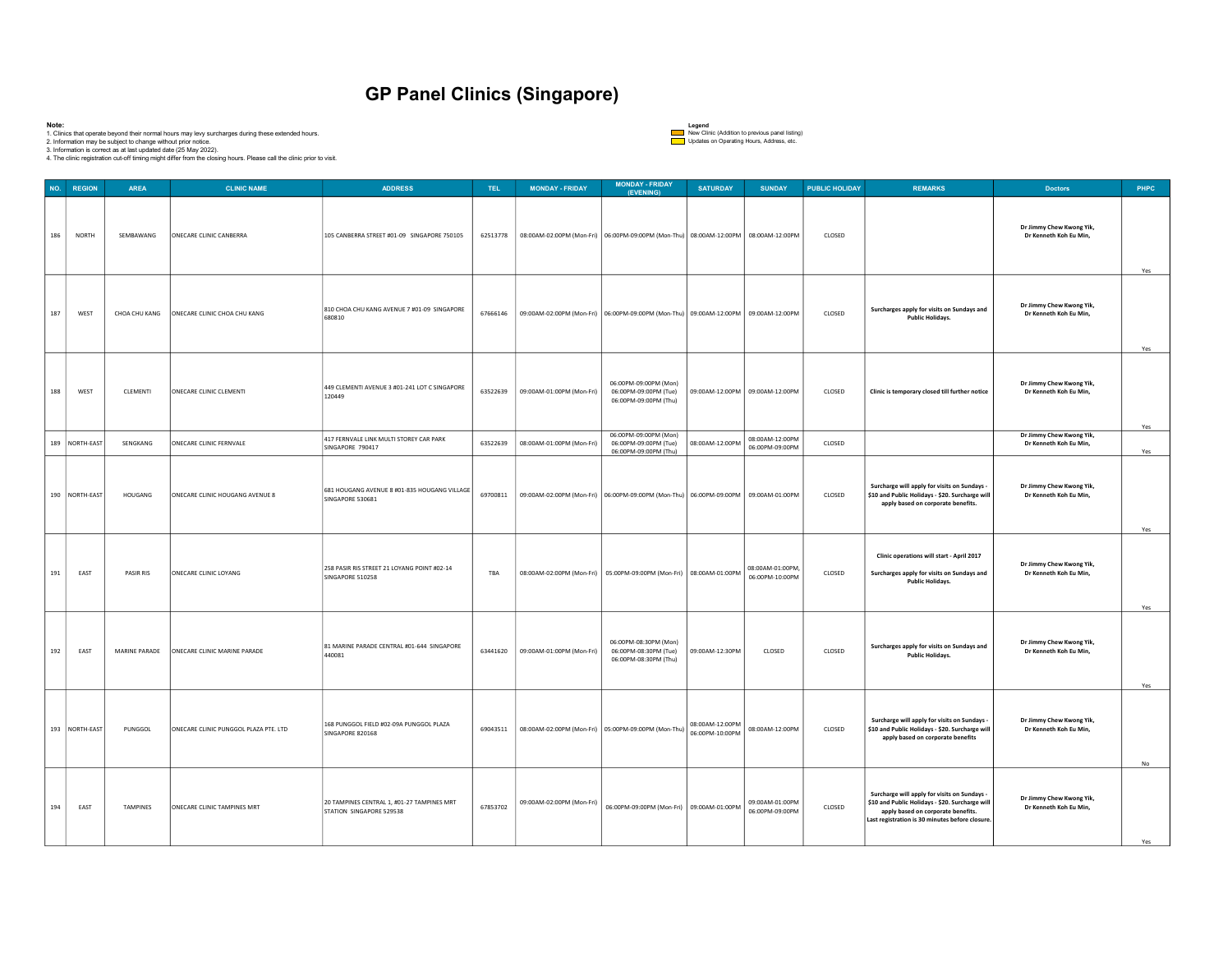# GP Panel Clinics (Singapore)

**Note:**
1. Clinics that operate beyond their normal hours may levy surcharges during these extended hours.
2. Information may be subject to change without prior notice.
3. Information is correct as at last updated date (25 May 2022).
4. The clinic registration cut-off timing might differ from the closing hours. Please call the clinic prior to visit.

**Legend**
New Clinic (Addition to previous panel listing)
Updates on Operating Hours, Address, etc.

| NO. | REGION | AREA | CLINIC NAME | ADDRESS | TEL | MONDAY - FRIDAY | MONDAY - FRIDAY (EVENING) | SATURDAY | SUNDAY | PUBLIC HOLIDAY | REMARKS | Doctors | PHPC |
|---|---|---|---|---|---|---|---|---|---|---|---|---|---|
| 186 | NORTH | SEMBAWANG | ONECARE CLINIC CANBERRA | 105 CANBERRA STREET #01-09 SINGAPORE 750105 | 62513778 | 08:00AM-02:00PM (Mon-Fri) | 06:00PM-09:00PM (Mon-Thu) | 08:00AM-12:00PM | 08:00AM-12:00PM | CLOSED | | Dr Jimmy Chew Kwong Yik, Dr Kenneth Koh Eu Min, | Yes |
| 187 | WEST | CHOA CHU KANG | ONECARE CLINIC CHOA CHU KANG | 810 CHOA CHU KANG AVENUE 7 #01-09 SINGAPORE 680810 | 67666146 | 09:00AM-02:00PM (Mon-Fri) | 06:00PM-09:00PM (Mon-Thu) | 09:00AM-12:00PM | 09:00AM-12:00PM | CLOSED | **Surcharges apply for visits on Sundays and Public Holidays.** | Dr Jimmy Chew Kwong Yik, Dr Kenneth Koh Eu Min, | Yes |
| 188 | WEST | CLEMENTI | ONECARE CLINIC CLEMENTI | 449 CLEMENTI AVENUE 3 #01-241 LOT C SINGAPORE 120449 | 63522639 | 09:00AM-01:00PM (Mon-Fri) | 06:00PM-09:00PM (Mon) 06:00PM-09:00PM (Tue) 06:00PM-09:00PM (Thu) | 09:00AM-12:00PM | 09:00AM-12:00PM | CLOSED | **Clinic is temporary closed till further notice** | Dr Jimmy Chew Kwong Yik, Dr Kenneth Koh Eu Min, | Yes |
| 189 | NORTH-EAST | SENGKANG | ONECARE CLINIC FERNVALE | 417 FERNVALE LINK MULTI STOREY CAR PARK SINGAPORE 790417 | 63522639 | 08:00AM-01:00PM (Mon-Fri) | 06:00PM-09:00PM (Mon) 06:00PM-09:00PM (Tue) 06:00PM-09:00PM (Thu) | 08:00AM-12:00PM | 08:00AM-12:00PM 06:00PM-09:00PM | CLOSED | | Dr Jimmy Chew Kwong Yik, Dr Kenneth Koh Eu Min, | Yes |
| 190 | NORTH-EAST | HOUGANG | ONECARE CLINIC HOUGANG AVENUE 8 | 681 HOUGANG AVENUE 8 #01-835 HOUGANG VILLAGE SINGAPORE 530681 | 69700811 | 09:00AM-02:00PM (Mon-Fri) | 06:00PM-09:00PM (Mon-Thu) | 06:00PM-09:00PM | 09:00AM-01:00PM | CLOSED | **Surcharge will apply for visits on Sundays - $10 and Public Holidays - $20. Surcharge will apply based on corporate benefits.** | Dr Jimmy Chew Kwong Yik, Dr Kenneth Koh Eu Min, | Yes |
| 191 | EAST | PASIR RIS | ONECARE CLINIC LOYANG | 258 PASIR RIS STREET 21 LOYANG POINT #02-14 SINGAPORE 510258 | TBA | 08:00AM-02:00PM (Mon-Fri) | 05:00PM-09:00PM (Mon-Fri) | 08:00AM-01:00PM | 08:00AM-01:00PM, 06:00PM-10:00PM | CLOSED | **Clinic operations will start - April 2017** **Surcharges apply for visits on Sundays and Public Holidays.** | Dr Jimmy Chew Kwong Yik, Dr Kenneth Koh Eu Min, | Yes |
| 192 | EAST | MARINE PARADE | ONECARE CLINIC MARINE PARADE | 81 MARINE PARADE CENTRAL #01-644 SINGAPORE 440081 | 63441620 | 09:00AM-01:00PM (Mon-Fri) | 06:00PM-08:30PM (Mon) 06:00PM-08:30PM (Tue) 06:00PM-08:30PM (Thu) | 09:00AM-12:30PM | CLOSED | CLOSED | **Surcharges apply for visits on Sundays and Public Holidays.** | Dr Jimmy Chew Kwong Yik, Dr Kenneth Koh Eu Min, | Yes |
| 193 | NORTH-EAST | PUNGGOL | ONECARE CLINIC PUNGGOL PLAZA PTE. LTD | 168 PUNGGOL FIELD #02-09A PUNGGOL PLAZA SINGAPORE 820168 | 69043511 | 08:00AM-02:00PM (Mon-Fri) | 05:00PM-09:00PM (Mon-Thu) | 08:00AM-12:00PM 06:00PM-10:00PM | 08:00AM-12:00PM | CLOSED | **Surcharge will apply for visits on Sundays - $10 and Public Holidays - $20. Surcharge will apply based on corporate benefits** | Dr Jimmy Chew Kwong Yik, Dr Kenneth Koh Eu Min, | No |
| 194 | EAST | TAMPINES | ONECARE CLINIC TAMPINES MRT | 20 TAMPINES CENTRAL 1, #01-27 TAMPINES MRT STATION SINGAPORE 529538 | 67853702 | 09:00AM-02:00PM (Mon-Fri) | 06:00PM-09:00PM (Mon-Fri) | 09:00AM-01:00PM | 09:00AM-01:00PM 06:00PM-09:00PM | CLOSED | **Surcharge will apply for visits on Sundays - $10 and Public Holidays - $20. Surcharge will apply based on corporate benefits. Last registration is 30 minutes before closure.** | Dr Jimmy Chew Kwong Yik, Dr Kenneth Koh Eu Min, | Yes |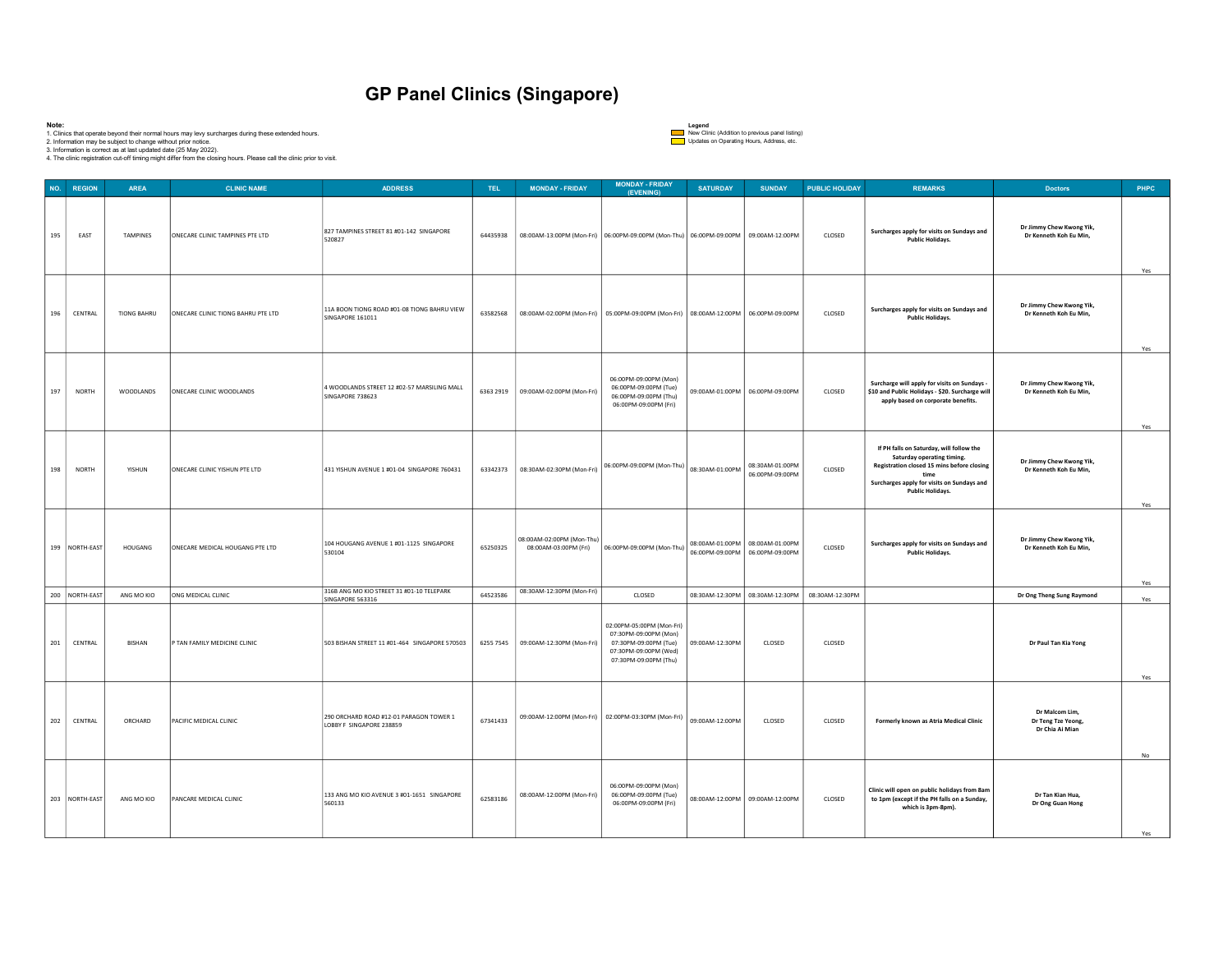# GP Panel Clinics (Singapore)

**Note:**
1. Clinics that operate beyond their normal hours may levy surcharges during these extended hours.
2. Information may be subject to change without prior notice.
3. Information is correct as at last updated date (25 May 2022).
4. The clinic registration cut-off timing might differ from the closing hours. Please call the clinic prior to visit.

**Legend**
New Clinic (Addition to previous panel listing)
Updates on Operating Hours, Address, etc.

| NO. | REGION | AREA | CLINIC NAME | ADDRESS | TEL | MONDAY - FRIDAY | MONDAY - FRIDAY (EVENING) | SATURDAY | SUNDAY | PUBLIC HOLIDAY | REMARKS | Doctors | PHPC |
|---|---|---|---|---|---|---|---|---|---|---|---|---|---|
| 195 | EAST | TAMPINES | ONECARE CLINIC TAMPINES PTE LTD | 827 TAMPINES STREET 81 #01-142 SINGAPORE 520827 | 64435938 | 08:00AM-13:00PM (Mon-Fri) | 06:00PM-09:00PM (Mon-Thu) | 06:00PM-09:00PM | 09:00AM-12:00PM | CLOSED | **Surcharges apply for visits on Sundays and Public Holidays.** | **Dr Jimmy Chew Kwong Yik, Dr Kenneth Koh Eu Min,** | Yes |
| 196 | CENTRAL | TIONG BAHRU | ONECARE CLINIC TIONG BAHRU PTE LTD | 11A BOON TIONG ROAD #01-08 TIONG BAHRU VIEW SINGAPORE 161011 | 63582568 | 08:00AM-02:00PM (Mon-Fri) | 05:00PM-09:00PM (Mon-Fri) | 08:00AM-12:00PM | 06:00PM-09:00PM | CLOSED | **Surcharges apply for visits on Sundays and Public Holidays.** | **Dr Jimmy Chew Kwong Yik, Dr Kenneth Koh Eu Min,** | Yes |
| 197 | NORTH | WOODLANDS | ONECARE CLINIC WOODLANDS | 4 WOODLANDS STREET 12 #02-57 MARSILING MALL SINGAPORE 738623 | 6363 2919 | 09:00AM-02:00PM (Mon-Fri) | 06:00PM-09:00PM (Mon) 06:00PM-09:00PM (Tue) 06:00PM-09:00PM (Thu) 06:00PM-09:00PM (Fri) | 09:00AM-01:00PM | 06:00PM-09:00PM | CLOSED | **Surcharge will apply for visits on Sundays - $10 and Public Holidays - $20. Surcharge will apply based on corporate benefits.** | **Dr Jimmy Chew Kwong Yik, Dr Kenneth Koh Eu Min,** | Yes |
| 198 | NORTH | YISHUN | ONECARE CLINIC YISHUN PTE LTD | 431 YISHUN AVENUE 1 #01-04 SINGAPORE 760431 | 63342373 | 08:30AM-02:30PM (Mon-Fri) | 06:00PM-09:00PM (Mon-Thu) | 08:30AM-01:00PM | 08:30AM-01:00PM 06:00PM-09:00PM | CLOSED | **If PH falls on Saturday, will follow the Saturday operating timing. Registration closed 15 mins before closing time Surcharges apply for visits on Sundays and Public Holidays.** | **Dr Jimmy Chew Kwong Yik, Dr Kenneth Koh Eu Min,** | Yes |
| 199 | NORTH-EAST | HOUGANG | ONECARE MEDICAL HOUGANG PTE LTD | 104 HOUGANG AVENUE 1 #01-1125 SINGAPORE 530104 | 65250325 | 08:00AM-02:00PM (Mon-Thu) 08:00AM-03:00PM (Fri) | 06:00PM-09:00PM (Mon-Thu) | 08:00AM-01:00PM 06:00PM-09:00PM | 08:00AM-01:00PM 06:00PM-09:00PM | CLOSED | **Surcharges apply for visits on Sundays and Public Holidays.** | **Dr Jimmy Chew Kwong Yik, Dr Kenneth Koh Eu Min,** | Yes |
| 200 | NORTH-EAST | ANG MO KIO | ONG MEDICAL CLINIC | 316B ANG MO KIO STREET 31 #01-10 TELEPARK SINGAPORE 563316 | 64523586 | 08:30AM-12:30PM (Mon-Fri) | CLOSED | 08:30AM-12:30PM | 08:30AM-12:30PM | 08:30AM-12:30PM | | **Dr Ong Theng Sung Raymond** | Yes |
| 201 | CENTRAL | BISHAN | P TAN FAMILY MEDICINE CLINIC | 503 BISHAN STREET 11 #01-464 SINGAPORE 570503 | 6255 7545 | 09:00AM-12:30PM (Mon-Fri) | 02:00PM-05:00PM (Mon-Fri) 07:30PM-09:00PM (Mon) 07:30PM-09:00PM (Tue) 07:30PM-09:00PM (Wed) 07:30PM-09:00PM (Thu) | 09:00AM-12:30PM | CLOSED | CLOSED | | **Dr Paul Tan Kia Yong** | Yes |
| 202 | CENTRAL | ORCHARD | PACIFIC MEDICAL CLINIC | 290 ORCHARD ROAD #12-01 PARAGON TOWER 1 LOBBY F SINGAPORE 238859 | 67341433 | 09:00AM-12:00PM (Mon-Fri) | 02:00PM-03:30PM (Mon-Fri) | 09:00AM-12:00PM | CLOSED | CLOSED | **Formerly known as Atria Medical Clinic** | **Dr Malcom Lim, Dr Teng Tze Yeong, Dr Chia Ai Mian** | No |
| 203 | NORTH-EAST | ANG MO KIO | PANCARE MEDICAL CLINIC | 133 ANG MO KIO AVENUE 3 #01-1651 SINGAPORE 560133 | 62583186 | 08:00AM-12:00PM (Mon-Fri) | 06:00PM-09:00PM (Mon) 06:00PM-09:00PM (Tue) 06:00PM-09:00PM (Fri) | 08:00AM-12:00PM | 09:00AM-12:00PM | CLOSED | **Clinic will open on public holidays from 8am to 1pm (except if the PH falls on a Sunday, which is 3pm-8pm).** | **Dr Tan Kian Hua, Dr Ong Guan Hong** | Yes |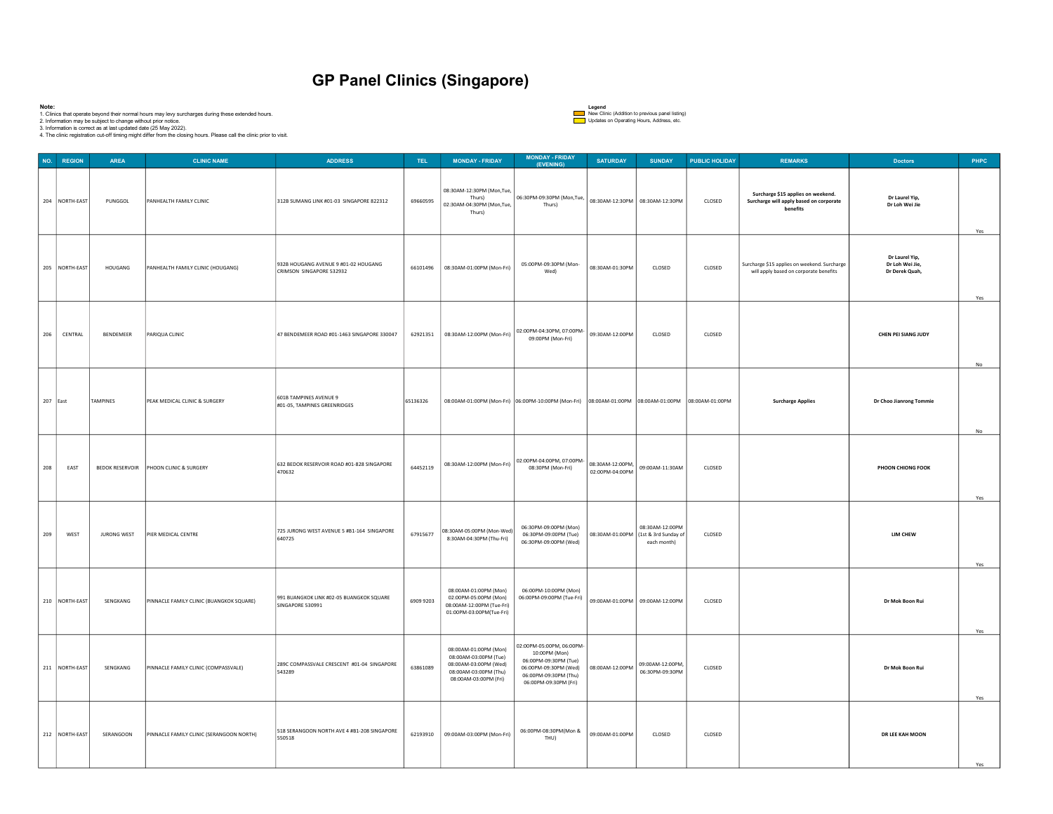# GP Panel Clinics (Singapore)

**Note:**
1. Clinics that operate beyond their normal hours may levy surcharges during these extended hours.
2. Information may be subject to change without prior notice.
3. Information is correct as at last updated date (25 May 2022).
4. The clinic registration cut-off timing might differ from the closing hours. Please call the clinic prior to visit.

**Legend**
New Clinic (Addition to previous panel listing)
Updates on Operating Hours, Address, etc.

| NO. | REGION | AREA | CLINIC NAME | ADDRESS | TEL | MONDAY - FRIDAY | MONDAY - FRIDAY (EVENING) | SATURDAY | SUNDAY | PUBLIC HOLIDAY | REMARKS | Doctors | PHPC |
|---|---|---|---|---|---|---|---|---|---|---|---|---|---|
| 204 | NORTH-EAST | PUNGGOL | PANHEALTH FAMILY CLINIC | 312B SUMANG LINK #01-03 SINGAPORE 822312 | 69660595 | 08:30AM-12:30PM (Mon,Tue, Thurs) 02:30AM-04:30PM (Mon,Tue, Thurs) | 06:30PM-09:30PM (Mon,Tue, Thurs) | 08:30AM-12:30PM | 08:30AM-12:30PM | CLOSED | **Surcharge $15 applies on weekend. Surcharge will apply based on corporate benefits** | **Dr Laurel Yip, Dr Loh Wei Jie** | Yes |
| 205 | NORTH-EAST | HOUGANG | PANHEALTH FAMILY CLINIC (HOUGANG) | 932B HOUGANG AVENUE 9 #01-02 HOUGANG CRIMSON SINGAPORE 532932 | 66101496 | 08:30AM-01:00PM (Mon-Fri) | 05:00PM-09:30PM (Mon-Wed) | 08:30AM-01:30PM | CLOSED | CLOSED | Surcharge $15 applies on weekend. Surcharge will apply based on corporate benefits | **Dr Laurel Yip, Dr Loh Wei Jie, Dr Derek Quah,** | Yes |
| 206 | CENTRAL | BENDEMEER | PARIQUA CLINIC | 47 BENDEMEER ROAD #01-1463 SINGAPORE 330047 | 62921351 | 08:30AM-12:00PM (Mon-Fri) | 02:00PM-04:30PM, 07:00PM-09:00PM (Mon-Fri) | 09:30AM-12:00PM | CLOSED | CLOSED | | **CHEN PEI SIANG JUDY** | No |
| 207 | East | TAMPINES | PEAK MEDICAL CLINIC & SURGERY | 601B TAMPINES AVENUE 9 #01-05, TAMPINES GREENRIDGES | 65136326 | 08:00AM-01:00PM (Mon-Fri) | 06:00PM-10:00PM (Mon-Fri) | 08:00AM-01:00PM | 08:00AM-01:00PM | 08:00AM-01:00PM | **Surcharge Applies** | **Dr Choo Jianrong Tommie** | No |
| 208 | EAST | BEDOK RESERVOIR | PHOON CLINIC & SURGERY | 632 BEDOK RESERVOIR ROAD #01-828 SINGAPORE 470632 | 64452119 | 08:30AM-12:00PM (Mon-Fri) | 02:00PM-04:00PM, 07:00PM-08:30PM (Mon-Fri) | 08:30AM-12:00PM, 02:00PM-04:00PM | 09:00AM-11:30AM | CLOSED | | **PHOON CHIONG FOOK** | Yes |
| 209 | WEST | JURONG WEST | PIER MEDICAL CENTRE | 725 JURONG WEST AVENUE 5 #B1-164 SINGAPORE 640725 | 67915677 | 08:30AM-05:00PM (Mon-Wed) 8:30AM-04:30PM (Thu-Fri) | 06:30PM-09:00PM (Mon) 06:30PM-09:00PM (Tue) 06:30PM-09:00PM (Wed) | 08:30AM-01:00PM | 08:30AM-12:00PM (1st & 3rd Sunday of each month) | CLOSED | | **LIM CHEW** | Yes |
| 210 | NORTH-EAST | SENGKANG | PINNACLE FAMILY CLINIC (BUANGKOK SQUARE) | 991 BUANGKOK LINK #02-05 BUANGKOK SQUARE SINGAPORE 530991 | 6909 9203 | 08:00AM-01:00PM (Mon) 02:00PM-05:00PM (Mon) 08:00AM-12:00PM (Tue-Fri) 01:00PM-03:00PM(Tue-Fri) | 06:00PM-10:00PM (Mon) 06:00PM-09:00PM (Tue-Fri) | 09:00AM-01:00PM | 09:00AM-12:00PM | CLOSED | | **Dr Mok Boon Rui** | Yes |
| 211 | NORTH-EAST | SENGKANG | PINNACLE FAMILY CLINIC (COMPASSVALE) | 289C COMPASSVALE CRESCENT #01-04 SINGAPORE 543289 | 63861089 | 08:00AM-01:00PM (Mon) 08:00AM-03:00PM (Tue) 08:00AM-03:00PM (Wed) 08:00AM-03:00PM (Thu) 08:00AM-03:00PM (Fri) | 02:00PM-05:00PM, 06:00PM-10:00PM (Mon) 06:00PM-09:30PM (Tue) 06:00PM-09:30PM (Wed) 06:00PM-09:30PM (Thu) 06:00PM-09:30PM (Fri) | 08:00AM-12:00PM | 09:00AM-12:00PM, 06:30PM-09:30PM | CLOSED | | **Dr Mok Boon Rui** | Yes |
| 212 | NORTH-EAST | SERANGOON | PINNACLE FAMILY CLINIC (SERANGOON NORTH) | 518 SERANGOON NORTH AVE 4 #B1-208 SINGAPORE 550518 | 62193910 | 09:00AM-03:00PM (Mon-Fri) | 06:00PM-08:30PM(Mon & THU) | 09:00AM-01:00PM | CLOSED | CLOSED | | **DR LEE KAH MOON** | Yes |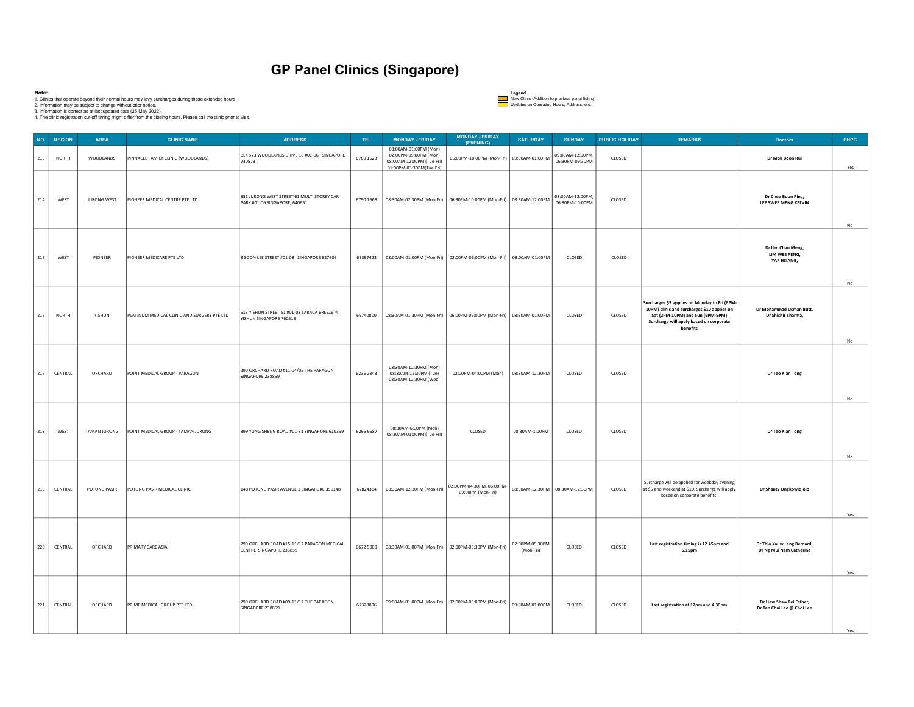# GP Panel Clinics (Singapore)

**Note:**
1. Clinics that operate beyond their normal hours may levy surcharges during these extended hours.
2. Information may be subject to change without prior notice.
3. Information is correct as at last updated date (25 May 2022).
4. The clinic registration cut-off timing might differ from the closing hours. Please call the clinic prior to visit.

**Legend**
- New Clinic (Addition to previous panel listing)
- Updates on Operating Hours, Address, etc.

| NO. | REGION | AREA | CLINIC NAME | ADDRESS | TEL | MONDAY - FRIDAY | MONDAY - FRIDAY (EVENING) | SATURDAY | SUNDAY | PUBLIC HOLIDAY | REMARKS | Doctors | PHPC |
|---|---|---|---|---|---|---|---|---|---|---|---|---|---|
| 213 | NORTH | WOODLANDS | PINNACLE FAMILY CLINIC (WOODLANDS) | BLK 573 WOODLANDS DRIVE 16 #01-06 SINGAPORE 730573 | 6760 1623 | 08:00AM-01:00PM (Mon) 02:00PM-05:00PM (Mon) 08:00AM-12:00PM (Tue-Fri) 01:00PM-03:30PM(Tue-Fri) | 06:00PM-10:00PM (Mon-Fri) | 09:00AM-01:00PM | 09:00AM-12:00PM, 06:30PM-09:30PM | CLOSED | | **Dr Mok Boon Rui** | Yes |
| 214 | WEST | JURONG WEST | PIONEER MEDICAL CENTRE PTE LTD | 651 JURONG WEST STREET 61 MULTI STOREY CAR PARK #01-06 SINGAPORE, 640651 | 6790 7668 | 08:30AM-02:30PM (Mon-Fri) | 06:30PM-10:00PM (Mon-Fri) | 08:30AM-12:00PM | 08:30AM-12:00PM, 06:30PM-10:00PM | CLOSED | | **Dr Chee Boon Ping, LEE SWEE MENG KELVIN** | No |
| 215 | WEST | PIONEER | PIONEER MEDICARE PTE LTD | 3 SOON LEE STREET #01-08 SINGAPORE 627606 | 63397422 | 08:00AM-01:00PM (Mon-Fri) | 02:00PM-06:00PM (Mon-Fri) | 08:00AM-01:00PM | CLOSED | CLOSED | | **Dr Lim Chan Meng, LIM WEE PENG, YAP HSIANG,** | No |
| 216 | NORTH | YISHUN | PLATINUM MEDICAL CLINIC AND SURGERY PTE LTD | 513 YISHUN STREET 51 #01-03 SARACA BREEZE @ YISHUN SINGAPORE 760513 | 69740800 | 08:30AM-01:30PM (Mon-Fri) | 06:00PM-09:00PM (Mon-Fri) | 08:30AM-01:00PM | CLOSED | CLOSED | **Surcharges $5 applies on Monday to Fri (6PM-10PM) clinic and surcharges $10 applies on Sat (2PM-10PM) and Sun (6PM-9PM) Surcharge will apply based on corporate benefits** | **Dr Mohammad Usman Butt, Dr Shishir Sharma,** | No |
| 217 | CENTRAL | ORCHARD | POINT MEDICAL GROUP - PARAGON | 290 ORCHARD ROAD #11-04/05 THE PARAGON SINGAPORE 238859 | 6235 2343 | 08:30AM-12:30PM (Mon) 08:30AM-12:30PM (Tue) 08:30AM-12:30PM (Wed) | 02:00PM-04:00PM (Mon) | 08:30AM-12:30PM | CLOSED | CLOSED | | **Dr Teo Kian Tong** | No |
| 218 | WEST | TAMAN JURONG | POINT MEDICAL GROUP - TAMAN JURONG | 399 YUNG SHENG ROAD #01-31 SINGAPORE 610399 | 6265 6587 | 08:30AM-6:00PM (Mon) 08:30AM-01:00PM (Tue-Fri) | CLOSED | 08:30AM-1:00PM | CLOSED | CLOSED | | **Dr Teo Kian Tong** | No |
| 219 | CENTRAL | POTONG PASIR | POTONG PASIR MEDICAL CLINIC | 148 POTONG PASIR AVENUE 1 SINGAPORE 350148 | 62824384 | 08:30AM-12:30PM (Mon-Fri) | 02:00PM-04:30PM, 06:00PM-09:00PM (Mon-Fri) | 08:30AM-12:30PM | 08:30AM-12:30PM | CLOSED | Surcharge will be applied for weekday evening at $5 and weekend at $10. Surcharge will apply based on corporate benefits. | **Dr Shanty Ongkowidjojo** | Yes |
| 220 | CENTRAL | ORCHARD | PRIMARY CARE ASIA | 290 ORCHARD ROAD #15-11/12 PARAGON MEDICAL CENTRE SINGAPORE 238859 | 6672 5008 | 08:30AM-01:00PM (Mon-Fri) | 02:00PM-05:30PM (Mon-Fri) | 02:00PM-05:30PM (Mon-Fri) | CLOSED | CLOSED | **Last registration timing is 12.45pm and 5.15pm** | **Dr Thio Yauw Leng Bernard, Dr Ng Mui Nam Catherine** | Yes |
| 221 | CENTRAL | ORCHARD | PRIME MEDICAL GROUP PTE LTD | 290 ORCHARD ROAD #09-11/12 THE PARAGON SINGAPORE 238859 | 67328096 | 09:00AM-01:00PM (Mon-Fri) | 02:00PM-05:00PM (Mon-Fri) | 09:00AM-01:00PM | CLOSED | CLOSED | **Last registration at 12pm and 4.30pm** | **Dr Liew Shaw Fei Esther, Dr Tan Chai Lee @ Choi Lee** | Yes |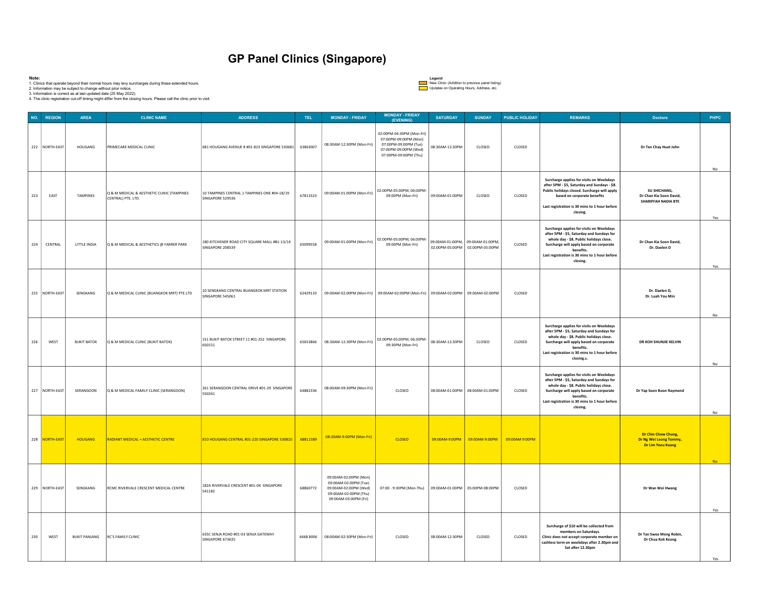# GP Panel Clinics (Singapore)

**Note:**
1. Clinics that operate beyond their normal hours may levy surcharges during these extended hours.
2. Information may be subject to change without prior notice.
3. Information is correct as at last updated date (25 May 2022).
4. The clinic registration cut-off timing might differ from the closing hours. Please call the clinic prior to visit.

**Legend**
- New Clinic (Addition to previous panel listing)
- Updates on Operating Hours, Address, etc.

| NO. | REGION | AREA | CLINIC NAME | ADDRESS | TEL | MONDAY - FRIDAY | MONDAY - FRIDAY (EVENING) | SATURDAY | SUNDAY | PUBLIC HOLIDAY | REMARKS | Doctors | PHPC |
|---|---|---|---|---|---|---|---|---|---|---|---|---|---|
| 222 | NORTH-EAST | HOUGANG | PRIMECARE MEDICAL CLINIC | 681 HOUGANG AVENUE 8 #01-823 SINGAPORE 530681 | 63863007 | 08:30AM-12:30PM (Mon-Fri) | 02:00PM-04:30PM (Mon-Fri) 07:00PM-09:00PM (Mon) 07:00PM-09:00PM (Tue) 07:00PM-09:00PM (Wed) 07:00PM-09:00PM (Thu) | 08:30AM-12:30PM | CLOSED | CLOSED | | **Dr Tan Chay Huat John** | No |
| 223 | EAST | TAMPINES | Q & M MEDICAL & AESTHETIC CLINIC (TAMPINES CENTRAL) PTE. LTD. | 10 TAMPINES CENTRAL 1 TAMPINES ONE #04-18/19 SINGAPORE 529536 | 67813323 | 09:00AM-01:00PM (Mon-Fri) | 02:00PM-05:00PM, 06:00PM-09:00PM (Mon-Fri) | 09:00AM-01:00PM | CLOSED | CLOSED | **Surcharge applies for visits on Weekdays after 5PM - $5, Saturday and Sundays - $8. Public holidays closed. Surcharge will apply based on corporate benefits Last registration is 30 mins to 1 hour before closing.** | **SU SHICHANG, Dr Chan Kia Soon David, SHARIFFAH NADIA BTE** | Yes |
| 224 | CENTRAL | LITTLE INDIA | Q & M MEDICAL & AESTHETICS @ FARRER PARK | 180 KITCHENER ROAD CITY SQUARE MALL #B1-13/14 SINGAPORE 208539 | 65099558 | 09:00AM-01:00PM (Mon-Fri) | 02:00PM-05:00PM, 06:00PM-09:00PM (Mon-Fri) | 09:00AM-01:00PM, 02:00PM-05:00PM | 09:00AM-01:00PM, 02:00PM-05:00PM | CLOSED | **Surcharge applies for visits on Weekdays after 5PM - $5, Saturday and Sundays for whole day - $8. Public holidays close. Surcharge will apply based on corporate benefits. Last registration is 30 mins to 1 hour before closing.** | **Dr Chan Kia Soon David, Dr. Daelen D** | Yes |
| 225 | NORTH-EAST | SENGKANG | Q & M MEDICAL CLINIC (BUANGKOK MRT) PTE.LTD | 10 SENGKANG CENTRAL BUANGKOK MRT STATION SINGAPORE 545061 | 62429133 | 09:00AM-02:00PM (Mon-Fri) | 09:00AM-02:00PM (Mon-Fri) | 09:00AM-02:00PM | 09:00AM-02:00PM | CLOSED | | **Dr. Daelen D, Dr. Luah You Min** | No |
| 226 | WEST | BUKIT BATOK | Q & M MEDICAL CLINIC (BUKIT BATOK) | 151 BUKIT BATOK STREET 11 #01-252 SINGAPORE 650151 | 65653866 | 08:30AM-12:30PM (Mon-Fri) | 02:00PM-05:00PM, 06:30PM-09:30PM (Mon-Fri) | 08:30AM-12:30PM | CLOSED | CLOSED | **Surcharge applies for visits on Weekdays after 5PM - $5, Saturday and Sundays for whole day - $8. Public holidays close. Surcharge will apply based on corporate benefits. Last registration is 30 mins to 1 hour before closing.s.** | **DR KOH SHUNJIE KELVIN** | No |
| 227 | NORTH-EAST | SERANGOON | Q & M MEDICAL FAMILY CLINIC (SERANGOON) | 261 SERANGOON CENTRAL DRIVE #01-29 SINGAPORE 550261 | 64882336 | 08:00AM-09:30PM (Mon-Fri) | CLOSED | 08:00AM-01:00PM | 08:00AM-01:00PM | CLOSED | **Surcharge applies for visits on Weekdays after 5PM - $5, Saturday and Sundays for whole day - $8. Public holidays close. Surcharge will apply based on corporate benefits. Last registration is 30 mins to 1 hour before closing.** | **Dr Yap Soon Boon Raymond** | No |
| 228 | NORTH-EAST | HOUGANG | RADIANT MEDICAL + AESTHETIC CENTRE | 810 HOUGANG CENTRAL #01-220 SINGAPORE 530810 | 68812389 | 08:30AM-9:00PM (Mon-Fri) | CLOSED | 09:00AM-9:00PM | 09:00AM-9:00PM | 09:00AM-9:00PM | | **Dr Chin Chow Chung, Dr Ng Wei Leong Tommy, Dr Lim Yeeu Kuang** | No |
| 229 | NORTH-EAST | SENGKANG | RCMC RIVERVALE CRESCENT MEDICAL CENTRE | 182A RIVERVALE CRESCENT #01-04 SINGAPORE 541182 | 68860772 | 09:00AM-02:00PM (Mon) 09:00AM-02:00PM (Tue) 09:00AM-02:00PM (Wed) 09:00AM-02:00PM (Thu) 09:00AM-03:00PM (Fri) | 07:00 - 9:30PM (Mon-Thu) | 09:00AM-01:00PM | 05:00PM-08:00PM | CLOSED | | **Dr Wan Wei Hwang** | Yes |
| 230 | WEST | BUKIT PANJANG | RC'S FAMILY CLINIC | 635C SENJA ROAD #01-03 SENJA GATEWAY SINGAPORE 673635 | 6468 8006 | 08:00AM-02:30PM (Mon-Fri) | CLOSED | 08:00AM-12:30PM | CLOSED | CLOSED | **Surcharge of $10 will be collected from members on Saturdays. Clinic does not accept corporate member on cashless term on weekdays after 2.30pm and Sat after 12.30pm** | **Dr Tan Swee Meng Robin, Dr Chua Kok Keong** | Yes |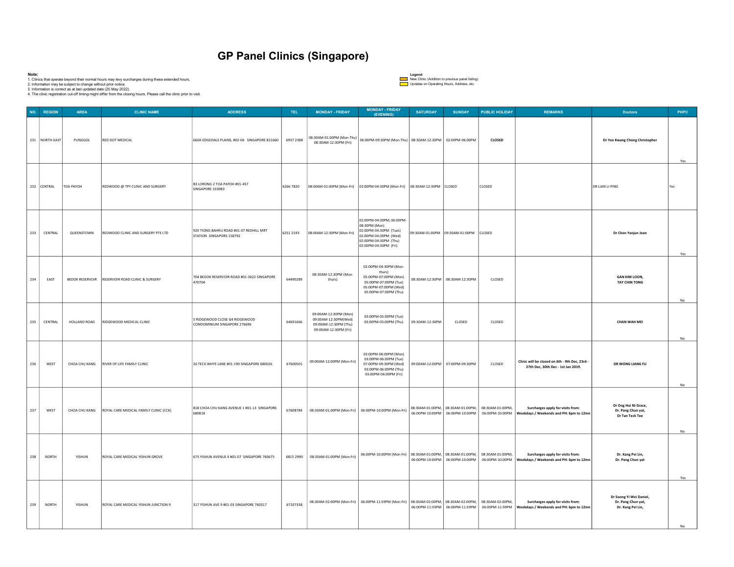# GP Panel Clinics (Singapore)

**Note:**
1. Clinics that operate beyond their normal hours may levy surcharges during these extended hours.
2. Information may be subject to change without prior notice.
3. Information is correct as at last updated date (25 May 2022).
4. The clinic registration cut-off timing might differ from the closing hours. Please call the clinic prior to visit.

**Legend**
- New Clinic (Addition to previous panel listing)
- Updates on Operating Hours, Address, etc.

| NO. | REGION | AREA | CLINIC NAME | ADDRESS | TEL | MONDAY - FRIDAY | MONDAY - FRIDAY (EVENING) | SATURDAY | SUNDAY | PUBLIC HOLIDAY | REMARKS | Doctors | PHPC |
|---|---|---|---|---|---|---|---|---|---|---|---|---|---|
| 231 | NORTH-EAST | PUNGGOL | RED DOT MEDICAL | 660A EDGEDALE PLAINS, #02-06 SINGAPORE 821660 | 6937 2388 | 08:30AM-01:00PM (Mon-Thu) 08:30AM-12:30PM (Fri) | 06:00PM-09:30PM (Mon-Thu) | 08:30AM-12:30PM | 02:00PM-06:00PM | CLOSED | | Dr Yeo Kwang Chong Christopher | Yes |
| 232 | CENTRAL | TOA PAYOH | REDWOOD @ TPY CLINIC AND SURGERY | 83 LORONG 2 TOA PAYOH #01-457 SINGAPORE 310083 | 6266 7820 | 08:00AM-01:00PM (Mon-Fri) | 02:00PM-04:30PM (Mon-Fri) | 08:30AM-12:30PM | CLOSED | CLOSED | | DR LIAN LI PING | Yes |
| 233 | CENTRAL | QUEENSTOWN | REDWOOD CLINIC AND SURGERY PTE LTD | 920 TIONG BAHRU ROAD #01-07 REDHILL MRT STATION SINGAPORE 158792 | 6251 2193 | 08:00AM-12:30PM (Mon-Fri) | 02:00PM-04:30PM; 06:00PM-08:30PM (Mon) 02:00PM-04:30PM (Tues) 02:00PM-04:30PM (Wed) 02:00PM-04:30PM (Thu) 02:00PM-04:30PM (Fri) | 09:30AM-01:00PM | 09:30AM-01:00PM | CLOSED | | Dr Chen Yanjun Jean | Yes |
| 234 | EAST | BEDOK RESERVOIR | RESERVOIR ROAD CLINIC & SURGERY | 704 BEDOK RESERVOIR ROAD #01-3622 SINGAPORE 470704 | 64490289 | 08:30AM-12:30PM (Mon-thurs) | 02:00PM-04:30PM (Mon-thurs) 05:00PM-07:00PM (Mon) 05:00PM-07:00PM (Tue) 05:00PM-07:00PM (Wed) 05:00PM-07:00PM (Thu) | 08:30AM-12:30PM | 08:30AM-12:30PM | CLOSED | | GAN KIM LOON, TAY CHIN TONG | No |
| 235 | CENTRAL | HOLLAND ROAD | RIDGEWOOD MEDICAL CLINIC | 5 RIDGEWOOD CLOSE G4 RIDGEWOOD CONDOMINIUM SINGAPORE 276696 | 64691666 | 09:00AM-12:30PM (Mon) 09:00AM-12:30PM(Wed) 09:00AM-12:30PM (Thu) 09:00AM-12:30PM (Fri) | 03:00PM-05:00PM (Tue) 03:00PM-05:00PM (Thu) | 09:30AM-12:30PM | CLOSED | CLOSED | | CHAN WAH MEI | No |
| 236 | WEST | CHOA CHU KANG | RIVER OF LIFE FAMILY CLINIC | 26 TECK WHYE LANE #01-190 SINGAPORE 680026 | 67600501 | 09:00AM-12:00PM (Mon-Fri) | 03:00PM-06:00PM (Mon) 03:00PM-06:00PM (Tue) 07:00PM-09:30PM (Wed) 03:00PM-06:00PM (Thu) 03:00PM-06:00PM (Fri) | 09:00AM-12:00PM | 07:00PM-09:30PM | CLOSED | Clinic will be closed on 6th - 9th Dec, 23rd - 27th Dec, 30th Dec - 1st Jan 2019. | DR WONG LIANG FU | No |
| 237 | WEST | CHOA CHU KANG | ROYAL CARE MEDICAL FAMILY CLINIC (CCK) | 818 CHOA CHU KANG AVENUE 1 #01-13 SINGAPORE 680818 | 67608784 | 08:30AM-01:00PM (Mon-Fri) | 06:00PM-10:00PM (Mon-Fri) | 08:30AM-01:00PM, 06:00PM-10:00PM | 08:30AM-01:00PM, 06:00PM-10:00PM | 08:30AM-01:00PM, 06:00PM-10:00PM | Surcharges apply for visits from: Weekdays / Weekends and PH: 6pm to 12mn | Dr Ong Hui Ni Grace, Dr. Pang Chun yat, Dr Tan Teck Tee | No |
| 238 | NORTH | YISHUN | ROYAL CARE MEDICAL YISHUN GROVE | 675 YISHUN AVENUE 4 #01-07 SINGAPORE 760675 | 6815 2990 | 08:30AM-01:00PM (Mon-Fri) | 06:00PM-10:00PM (Mon-Fri) | 08:30AM-01:00PM, 06:00PM-10:00PM | 08:30AM-01:00PM, 06:00PM-10:00PM | 08:30AM-01:00PM, 06:00PM-10:00PM | Surcharges apply for visits from: Weekdays / Weekends and PH: 6pm to 12mn | Dr. Kang Pei Lin, Dr. Pang Chun yat | Yes |
| 239 | NORTH | YISHUN | ROYAL CARE MEDICAL YISHUN JUNCTION 9 | 317 YISHUN AVE 9 #01-03 SINGAPORE 760317 | 67107338 | 08:30AM-02:00PM (Mon-Fri) | 06:00PM-11:59PM (Mon-Fri) | 08:30AM-02:00PM, 06:00PM-11:59PM | 08:30AM-02:00PM, 06:00PM-11:59PM | 08:30AM-02:00PM, 06:00PM-11:59PM | Surcharges apply for visits from: Weekdays / Weekends and PH: 6pm to 12mn | Dr Soong Yi Wei Daniel, Dr. Pang Chun yat, Dr. Kang Pei Lin, | No |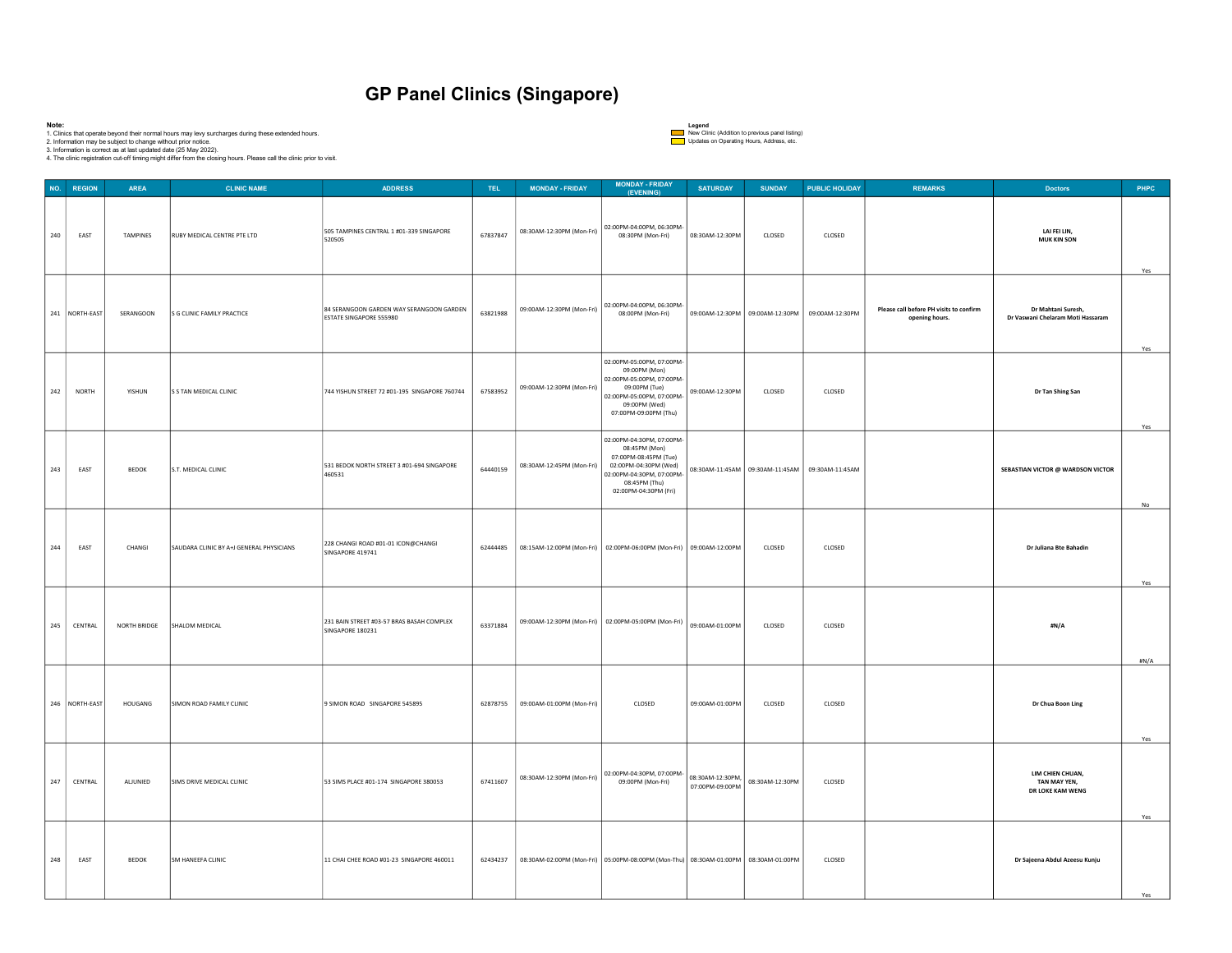# GP Panel Clinics (Singapore)

**Note:**
1. Clinics that operate beyond their normal hours may levy surcharges during these extended hours.
2. Information may be subject to change without prior notice.
3. Information is correct as at last updated date (25 May 2022).
4. The clinic registration cut-off timing might differ from the closing hours. Please call the clinic prior to visit.

**Legend**
- New Clinic (Addition to previous panel listing)
- Updates on Operating Hours, Address, etc.

| NO. | REGION | AREA | CLINIC NAME | ADDRESS | TEL | MONDAY - FRIDAY | MONDAY - FRIDAY (EVENING) | SATURDAY | SUNDAY | PUBLIC HOLIDAY | REMARKS | Doctors | PHPC |
|---|---|---|---|---|---|---|---|---|---|---|---|---|---|
| 240 | EAST | TAMPINES | RUBY MEDICAL CENTRE PTE LTD | 505 TAMPINES CENTRAL 1 #01-339 SINGAPORE 520505 | 67837847 | 08:30AM-12:30PM (Mon-Fri) | 02:00PM-04:00PM, 06:30PM-08:30PM (Mon-Fri) | 08:30AM-12:30PM | CLOSED | CLOSED | | LAI FEI LIN, MUK KIN SON | Yes |
| 241 | NORTH-EAST | SERANGOON | S G CLINIC FAMILY PRACTICE | 84 SERANGOON GARDEN WAY SERANGOON GARDEN ESTATE SINGAPORE 555980 | 63821988 | 09:00AM-12:30PM (Mon-Fri) | 02:00PM-04:00PM, 06:30PM-08:00PM (Mon-Fri) | 09:00AM-12:30PM | 09:00AM-12:30PM | 09:00AM-12:30PM | Please call before PH visits to confirm opening hours. | Dr Mahtani Suresh, Dr Vaswani Chelaram Moti Hassaram | Yes |
| 242 | NORTH | YISHUN | S S TAN MEDICAL CLINIC | 744 YISHUN STREET 72 #01-195 SINGAPORE 760744 | 67583952 | 09:00AM-12:30PM (Mon-Fri) | 02:00PM-05:00PM, 07:00PM-09:00PM (Mon) 02:00PM-05:00PM, 07:00PM-09:00PM (Tue) 02:00PM-05:00PM, 07:00PM-09:00PM (Wed) 07:00PM-09:00PM (Thu) | 09:00AM-12:30PM | CLOSED | CLOSED | | Dr Tan Shing San | Yes |
| 243 | EAST | BEDOK | S.T. MEDICAL CLINIC | 531 BEDOK NORTH STREET 3 #01-694 SINGAPORE 460531 | 64440159 | 08:30AM-12:45PM (Mon-Fri) | 02:00PM-04:30PM, 07:00PM-08:45PM (Mon) 07:00PM-08:45PM (Tue) 02:00PM-04:30PM (Wed) 02:00PM-04:30PM, 07:00PM-08:45PM (Thu) 02:00PM-04:30PM (Fri) | 08:30AM-11:45AM | 09:30AM-11:45AM | 09:30AM-11:45AM | | SEBASTIAN VICTOR @ WARDSON VICTOR | No |
| 244 | EAST | CHANGI | SAUDARA CLINIC BY A+J GENERAL PHYSICIANS | 228 CHANGI ROAD #01-01 ICON@CHANGI SINGAPORE 419741 | 62444485 | 08:15AM-12:00PM (Mon-Fri) | 02:00PM-06:00PM (Mon-Fri) | 09:00AM-12:00PM | CLOSED | CLOSED | | Dr Juliana Bte Bahadin | Yes |
| 245 | CENTRAL | NORTH BRIDGE | SHALOM MEDICAL | 231 BAIN STREET #03-57 BRAS BASAH COMPLEX SINGAPORE 180231 | 63371884 | 09:00AM-12:30PM (Mon-Fri) | 02:00PM-05:00PM (Mon-Fri) | 09:00AM-01:00PM | CLOSED | CLOSED | | #N/A | #N/A |
| 246 | NORTH-EAST | HOUGANG | SIMON ROAD FAMILY CLINIC | 9 SIMON ROAD SINGAPORE 545895 | 62878755 | 09:00AM-01:00PM (Mon-Fri) | CLOSED | 09:00AM-01:00PM | CLOSED | CLOSED | | Dr Chua Boon Ling | Yes |
| 247 | CENTRAL | ALJUNIED | SIMS DRIVE MEDICAL CLINIC | 53 SIMS PLACE #01-174 SINGAPORE 380053 | 67411607 | 08:30AM-12:30PM (Mon-Fri) | 02:00PM-04:30PM, 07:00PM-09:00PM (Mon-Fri) | 08:30AM-12:30PM, 07:00PM-09:00PM | 08:30AM-12:30PM | CLOSED | | LIM CHIEN CHUAN, TAN MAY YEN, DR LOKE KAM WENG | Yes |
| 248 | EAST | BEDOK | SM HANEEFA CLINIC | 11 CHAI CHEE ROAD #01-23 SINGAPORE 460011 | 62434237 | 08:30AM-02:00PM (Mon-Fri) | 05:00PM-08:00PM (Mon-Thu) | 08:30AM-01:00PM | 08:30AM-01:00PM | CLOSED | | Dr Sajeena Abdul Azeesu Kunju | Yes |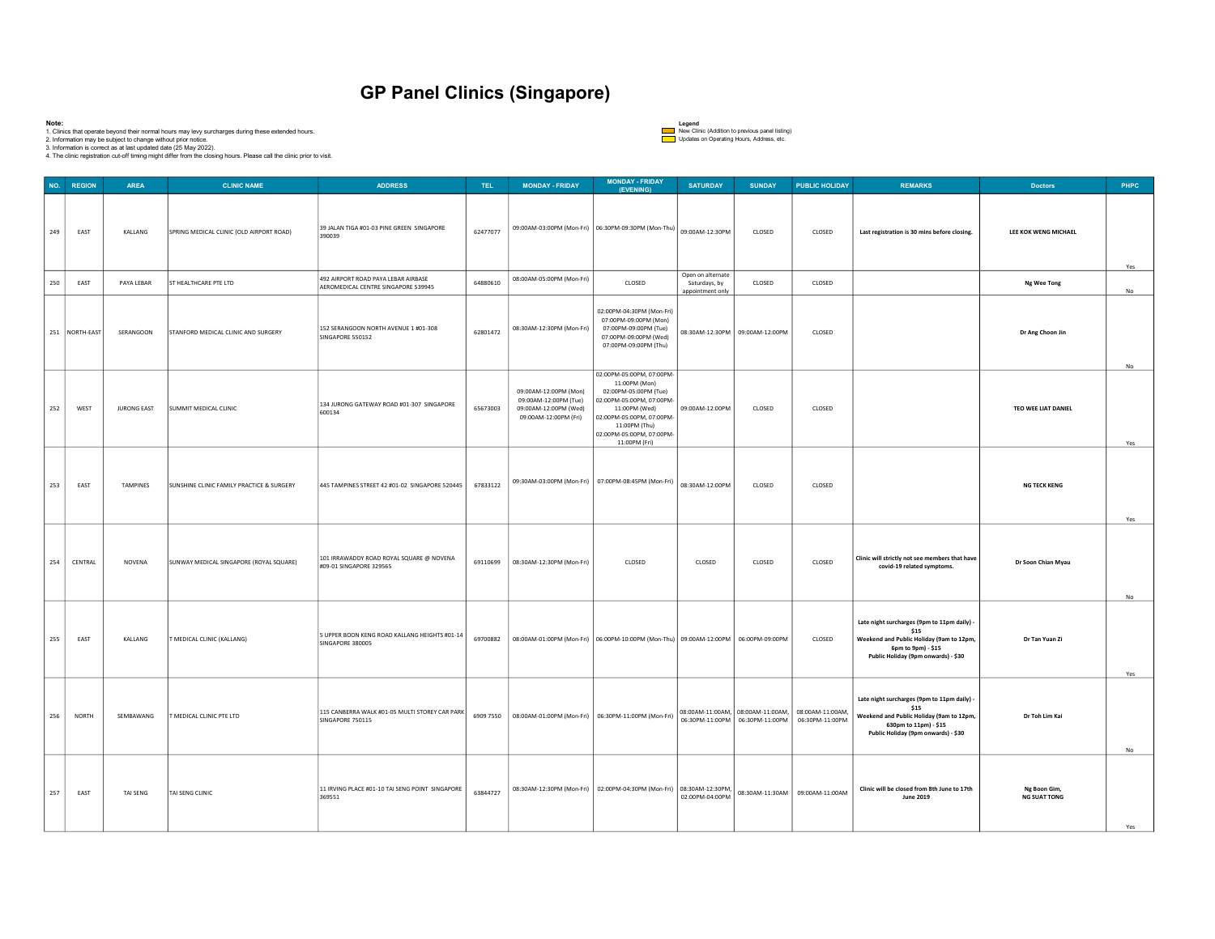# GP Panel Clinics (Singapore)

**Note:**
1. Clinics that operate beyond their normal hours may levy surcharges during these extended hours.
2. Information may be subject to change without prior notice.
3. Information is correct as at last updated date (25 May 2022).
4. The clinic registration cut-off timing might differ from the closing hours. Please call the clinic prior to visit.

**Legend**
New Clinic (Addition to previous panel listing)
Updates on Operating Hours, Address, etc.

| NO. | REGION | AREA | CLINIC NAME | ADDRESS | TEL | MONDAY - FRIDAY | MONDAY - FRIDAY (EVENING) | SATURDAY | SUNDAY | PUBLIC HOLIDAY | REMARKS | Doctors | PHPC |
|---|---|---|---|---|---|---|---|---|---|---|---|---|---|
| 249 | EAST | KALLANG | SPRING MEDICAL CLINIC (OLD AIRPORT ROAD) | 39 JALAN TIGA #01-03 PINE GREEN SINGAPORE 390039 | 62477077 | 09:00AM-03:00PM (Mon-Fri) | 06:30PM-09:30PM (Mon-Thu) | 09:00AM-12:30PM | CLOSED | CLOSED | **Last registration is 30 mins before closing.** | **LEE KOK WENG MICHAEL** | Yes |
| 250 | EAST | PAYA LEBAR | ST HEALTHCARE PTE LTD | 492 AIRPORT ROAD PAYA LEBAR AIRBASE AEROMEDICAL CENTRE SINGAPORE 539945 | 64880610 | 08:00AM-05:00PM (Mon-Fri) | CLOSED | Open on alternate Saturdays, by appointment only | CLOSED | CLOSED | | **Ng Wee Tong** | No |
| 251 | NORTH-EAST | SERANGOON | STANFORD MEDICAL CLINIC AND SURGERY | 152 SERANGOON NORTH AVENUE 1 #01-308 SINGAPORE 550152 | 62801472 | 08:30AM-12:30PM (Mon-Fri) | 02:00PM-04:30PM (Mon-Fri) 07:00PM-09:00PM (Mon) 07:00PM-09:00PM (Tue) 07:00PM-09:00PM (Wed) 07:00PM-09:00PM (Thu) | 08:30AM-12:30PM | 09:00AM-12:00PM | CLOSED | | **Dr Ang Choon Jin** | No |
| 252 | WEST | JURONG EAST | SUMMIT MEDICAL CLINIC | 134 JURONG GATEWAY ROAD #01-307 SINGAPORE 600134 | 65673003 | 09:00AM-12:00PM (Mon) 09:00AM-12:00PM (Tue) 09:00AM-12:00PM (Wed) 09:00AM-12:00PM (Fri) | 02:00PM-05:00PM, 07:00PM-11:00PM (Mon) 02:00PM-05:00PM (Tue) 02:00PM-05:00PM, 07:00PM-11:00PM (Wed) 02:00PM-05:00PM, 07:00PM-11:00PM (Thu) 02:00PM-05:00PM, 07:00PM-11:00PM (Fri) | 09:00AM-12:00PM | CLOSED | CLOSED | | **TEO WEE LIAT DANIEL** | Yes |
| 253 | EAST | TAMPINES | SUNSHINE CLINIC FAMILY PRACTICE & SURGERY | 445 TAMPINES STREET 42 #01-02 SINGAPORE 520445 | 67833122 | 09:30AM-03:00PM (Mon-Fri) | 07:00PM-08:45PM (Mon-Fri) | 08:30AM-12:00PM | CLOSED | CLOSED | | **NG TECK KENG** | Yes |
| 254 | CENTRAL | NOVENA | SUNWAY MEDICAL SINGAPORE (ROYAL SQUARE) | 101 IRRAWADDY ROAD ROYAL SQUARE @ NOVENA #09-01 SINGAPORE 329565 | 69110699 | 08:30AM-12:30PM (Mon-Fri) | CLOSED | CLOSED | CLOSED | CLOSED | **Clinic will strictly not see members that have covid-19 related symptoms.** | **Dr Soon Chian Myau** | No |
| 255 | EAST | KALLANG | T MEDICAL CLINIC (KALLANG) | 5 UPPER BOON KENG ROAD KALLANG HEIGHTS #01-14 SINGAPORE 380005 | 69700882 | 08:00AM-01:00PM (Mon-Fri) | 06:00PM-10:00PM (Mon-Thu) | 09:00AM-12:00PM | 06:00PM-09:00PM | CLOSED | **Late night surcharges (9pm to 11pm daily) - $15 Weekend and Public Holiday (9am to 12pm, 6pm to 9pm) - $15 Public Holiday (9pm onwards) - $30** | **Dr Tan Yuan Zi** | Yes |
| 256 | NORTH | SEMBAWANG | T MEDICAL CLINIC PTE LTD | 115 CANBERRA WALK #01-05 MULTI STOREY CAR PARK SINGAPORE 750115 | 6909 7550 | 08:00AM-01:00PM (Mon-Fri) | 06:30PM-11:00PM (Mon-Fri) | 08:00AM-11:00AM, 06:30PM-11:00PM | 08:00AM-11:00AM, 06:30PM-11:00PM | 08:00AM-11:00AM, 06:30PM-11:00PM | **Late night surcharges (9pm to 11pm daily) - $15 Weekend and Public Holiday (9am to 12pm, 630pm to 11pm) - $15 Public Holiday (9pm onwards) - $30** | **Dr Toh Lim Kai** | No |
| 257 | EAST | TAI SENG | TAI SENG CLINIC | 11 IRVING PLACE #01-10 TAI SENG POINT SINGAPORE 369551 | 63844727 | 08:30AM-12:30PM (Mon-Fri) | 02:00PM-04:30PM (Mon-Fri) | 08:30AM-12:30PM, 02:00PM-04:00PM | 08:30AM-11:30AM | 09:00AM-11:00AM | **Clinic will be closed from 8th June to 17th June 2019** | **Ng Boon Gim, NG SUAT TONG** | Yes |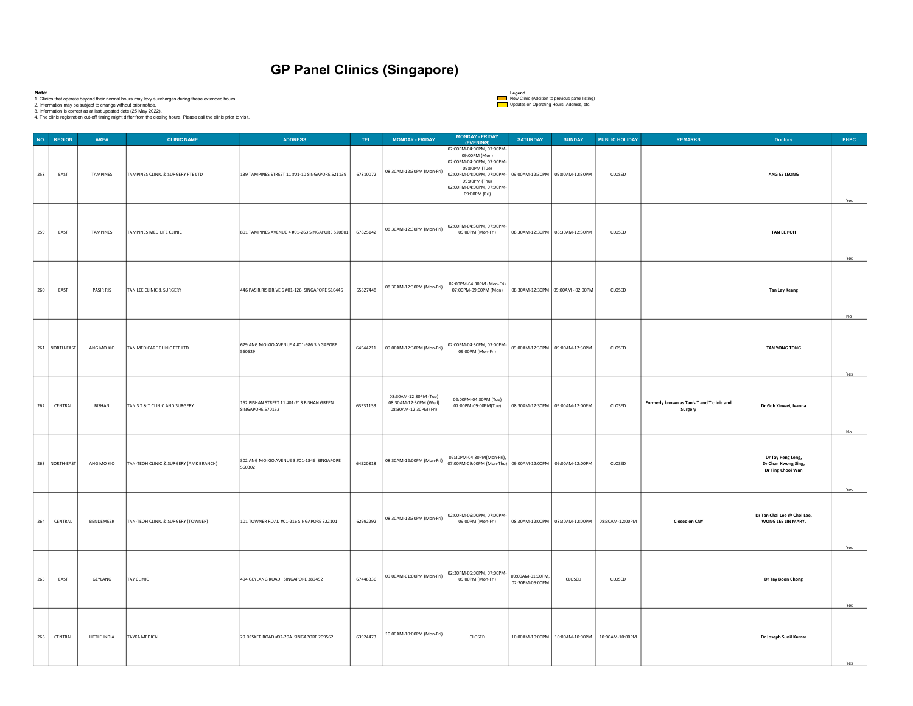# GP Panel Clinics (Singapore)

**Note:**
1. Clinics that operate beyond their normal hours may levy surcharges during these extended hours.
2. Information may be subject to change without prior notice.
3. Information is correct as at last updated date (25 May 2022).
4. The clinic registration cut-off timing might differ from the closing hours. Please call the clinic prior to visit.

**Legend**
New Clinic (Addition to previous panel listing)
Updates on Operating Hours, Address, etc.

| NO. | REGION | AREA | CLINIC NAME | ADDRESS | TEL | MONDAY - FRIDAY | MONDAY - FRIDAY (EVENING) | SATURDAY | SUNDAY | PUBLIC HOLIDAY | REMARKS | Doctors | PHPC |
|---|---|---|---|---|---|---|---|---|---|---|---|---|---|
| 258 | EAST | TAMPINES | TAMPINES CLINIC & SURGERY PTE LTD | 139 TAMPINES STREET 11 #01-10 SINGAPORE 521139 | 67810072 | 08:30AM-12:30PM (Mon-Fri) | 02:00PM-04:00PM, 07:00PM-09:00PM (Mon) 02:00PM-04:00PM, 07:00PM-09:00PM (Tue) 02:00PM-04:00PM, 07:00PM-09:00PM (Thu) 02:00PM-04:00PM, 07:00PM-09:00PM (Fri) | 09:00AM-12:30PM | 09:00AM-12:30PM | CLOSED | | **ANG EE LEONG** | Yes |
| 259 | EAST | TAMPINES | TAMPINES MEDILIFE CLINIC | 801 TAMPINES AVENUE 4 #01-263 SINGAPORE 520801 | 67825142 | 08:30AM-12:30PM (Mon-Fri) | 02:00PM-04:30PM, 07:00PM-09:00PM (Mon-Fri) | 08:30AM-12:30PM | 08:30AM-12:30PM | CLOSED | | **TAN EE POH** | Yes |
| 260 | EAST | PASIR RIS | TAN LEE CLINIC & SURGERY | 446 PASIR RIS DRIVE 6 #01-126 SINGAPORE 510446 | 65827448 | 08:30AM-12:30PM (Mon-Fri) | 02:00PM-04:30PM (Mon-Fri) 07:00PM-09:00PM (Mon) | 08:30AM-12:30PM | 09:00AM - 02:00PM | CLOSED | | **Tan Lay Keang** | No |
| 261 | NORTH-EAST | ANG MO KIO | TAN MEDICARE CLINIC PTE LTD | 629 ANG MO KIO AVENUE 4 #01-986 SINGAPORE 560629 | 64544211 | 09:00AM-12:30PM (Mon-Fri) | 02:00PM-04:30PM, 07:00PM-09:00PM (Mon-Fri) | 09:00AM-12:30PM | 09:00AM-12:30PM | CLOSED | | **TAN YONG TONG** | Yes |
| 262 | CENTRAL | BISHAN | TAN'S T & T CLINIC AND SURGERY | 152 BISHAN STREET 11 #01-213 BISHAN GREEN SINGAPORE 570152 | 63531133 | 08:30AM-12:30PM (Tue) 08:30AM-12:30PM (Wed) 08:30AM-12:30PM (Fri) | 02:00PM-04:30PM (Tue) 07:00PM-09:00PM(Tue) | 08:30AM-12:30PM | 09:00AM-12:00PM | CLOSED | **Formerly known as Tan's T and T clinic and Surgery** | **Dr Goh Xinwei, Ivanna** | No |
| 263 | NORTH-EAST | ANG MO KIO | TAN-TEOH CLINIC & SURGERY (AMK BRANCH) | 302 ANG MO KIO AVENUE 3 #01-1846 SINGAPORE 560302 | 64520818 | 08:30AM-12:00PM (Mon-Fri) | 02:30PM-04:30PM(Mon-Fri), 07:00PM-09:00PM (Mon-Thu) | 09:00AM-12:00PM | 09:00AM-12:00PM | CLOSED | | **Dr Tay Peng Leng, Dr Chan Kwong Sing, Dr Ting Chooi Wan** | Yes |
| 264 | CENTRAL | BENDEMEER | TAN-TEOH CLINIC & SURGERY (TOWNER) | 101 TOWNER ROAD #01-216 SINGAPORE 322101 | 62992292 | 08:30AM-12:30PM (Mon-Fri) | 02:00PM-06:00PM, 07:00PM-09:00PM (Mon-Fri) | 08:30AM-12:00PM | 08:30AM-12:00PM | 08:30AM-12:00PM | **Closed on CNY** | **Dr Tan Chai Lee @ Choi Lee, WONG LEE LIN MARY,** | Yes |
| 265 | EAST | GEYLANG | TAY CLINIC | 494 GEYLANG ROAD SINGAPORE 389452 | 67446336 | 09:00AM-01:00PM (Mon-Fri) | 02:30PM-05:00PM, 07:00PM-09:00PM (Mon-Fri) | 09:00AM-01:00PM, 02:30PM-05:00PM | CLOSED | CLOSED | | **Dr Tay Boon Chong** | Yes |
| 266 | CENTRAL | LITTLE INDIA | TAYKA MEDICAL | 29 DESKER ROAD #02-29A SINGAPORE 209562 | 63924473 | 10:00AM-10:00PM (Mon-Fri) | CLOSED | 10:00AM-10:00PM | 10:00AM-10:00PM | 10:00AM-10:00PM | | **Dr Joseph Sunil Kumar** | Yes |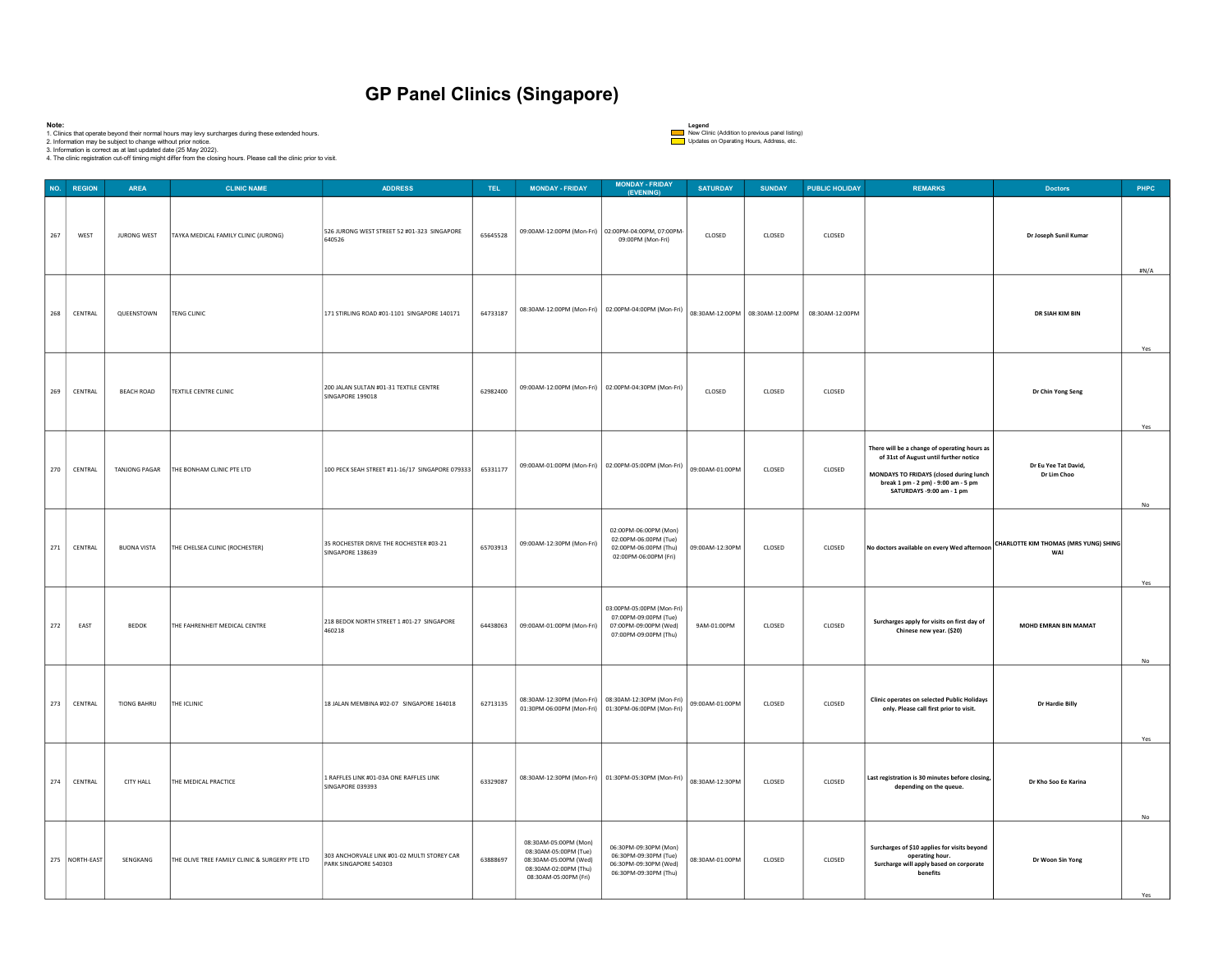# GP Panel Clinics (Singapore)

**Note:**
1. Clinics that operate beyond their normal hours may levy surcharges during these extended hours.
2. Information may be subject to change without prior notice.
3. Information is correct as at last updated date (25 May 2022).
4. The clinic registration cut-off timing might differ from the closing hours. Please call the clinic prior to visit.

**Legend**
New Clinic (Addition to previous panel listing)
Updates on Operating Hours, Address, etc.

| NO. | REGION | AREA | CLINIC NAME | ADDRESS | TEL | MONDAY - FRIDAY | MONDAY - FRIDAY (EVENING) | SATURDAY | SUNDAY | PUBLIC HOLIDAY | REMARKS | Doctors | PHPC |
|---|---|---|---|---|---|---|---|---|---|---|---|---|---|
| 267 | WEST | JURONG WEST | TAYKA MEDICAL FAMILY CLINIC (JURONG) | 526 JURONG WEST STREET 52 #01-323 SINGAPORE 640526 | 65645528 | 09:00AM-12:00PM (Mon-Fri) | 02:00PM-04:00PM, 07:00PM-09:00PM (Mon-Fri) | CLOSED | CLOSED | CLOSED | | **Dr Joseph Sunil Kumar** | #N/A |
| 268 | CENTRAL | QUEENSTOWN | TENG CLINIC | 171 STIRLING ROAD #01-1101 SINGAPORE 140171 | 64733187 | 08:30AM-12:00PM (Mon-Fri) | 02:00PM-04:00PM (Mon-Fri) | 08:30AM-12:00PM | 08:30AM-12:00PM | 08:30AM-12:00PM | | **DR SIAH KIM BIN** | Yes |
| 269 | CENTRAL | BEACH ROAD | TEXTILE CENTRE CLINIC | 200 JALAN SULTAN #01-31 TEXTILE CENTRE SINGAPORE 199018 | 62982400 | 09:00AM-12:00PM (Mon-Fri) | 02:00PM-04:30PM (Mon-Fri) | CLOSED | CLOSED | CLOSED | | **Dr Chin Yong Seng** | Yes |
| 270 | CENTRAL | TANJONG PAGAR | THE BONHAM CLINIC PTE LTD | 100 PECK SEAH STREET #11-16/17 SINGAPORE 079333 | 65331177 | 09:00AM-01:00PM (Mon-Fri) | 02:00PM-05:00PM (Mon-Fri) | 09:00AM-01:00PM | CLOSED | CLOSED | **There will be a change of operating hours as of 31st of August until further notice<br><br>MONDAYS TO FRIDAYS (closed during lunch break 1 pm - 2 pm) - 9:00 am - 5 pm<br>SATURDAYS -9:00 am - 1 pm** | **Dr Eu Yee Tat David,<br>Dr Lim Choo** | No |
| 271 | CENTRAL | BUONA VISTA | THE CHELSEA CLINIC (ROCHESTER) | 35 ROCHESTER DRIVE THE ROCHESTER #03-21 SINGAPORE 138639 | 65703913 | 09:00AM-12:30PM (Mon-Fri) | 02:00PM-06:00PM (Mon)<br>02:00PM-06:00PM (Tue)<br>02:00PM-06:00PM (Thu)<br>02:00PM-06:00PM (Fri) | 09:00AM-12:30PM | CLOSED | CLOSED | **No doctors available on every Wed afternoon** | **CHARLOTTE KIM THOMAS (MRS YUNG) SHING WAI** | Yes |
| 272 | EAST | BEDOK | THE FAHRENHEIT MEDICAL CENTRE | 218 BEDOK NORTH STREET 1 #01-27 SINGAPORE 460218 | 64438063 | 09:00AM-01:00PM (Mon-Fri) | 03:00PM-05:00PM (Mon-Fri)<br>07:00PM-09:00PM (Tue)<br>07:00PM-09:00PM (Wed)<br>07:00PM-09:00PM (Thu) | 9AM-01:00PM | CLOSED | CLOSED | **Surcharges apply for visits on first day of Chinese new year. ($20)** | **MOHD EMRAN BIN MAMAT** | No |
| 273 | CENTRAL | TIONG BAHRU | THE ICLINIC | 18 JALAN MEMBINA #02-07 SINGAPORE 164018 | 62713135 | 08:30AM-12:30PM (Mon-Fri)<br>01:30PM-06:00PM (Mon-Fri) | 08:30AM-12:30PM (Mon-Fri)<br>01:30PM-06:00PM (Mon-Fri) | 09:00AM-01:00PM | CLOSED | CLOSED | **Clinic operates on selected Public Holidays only. Please call first prior to visit.** | **Dr Hardie Billy** | Yes |
| 274 | CENTRAL | CITY HALL | THE MEDICAL PRACTICE | 1 RAFFLES LINK #01-03A ONE RAFFLES LINK SINGAPORE 039393 | 63329087 | 08:30AM-12:30PM (Mon-Fri) | 01:30PM-05:30PM (Mon-Fri) | 08:30AM-12:30PM | CLOSED | CLOSED | **Last registration is 30 minutes before closing, depending on the queue.** | **Dr Kho Soo Ee Karina** | No |
| 275 | NORTH-EAST | SENGKANG | THE OLIVE TREE FAMILY CLINIC & SURGERY PTE LTD | 303 ANCHORVALE LINK #01-02 MULTI STOREY CAR PARK SINGAPORE 540303 | 63888697 | 08:30AM-05:00PM (Mon)<br>08:30AM-05:00PM (Tue)<br>08:30AM-05:00PM (Wed)<br>08:30AM-02:00PM (Thu)<br>08:30AM-05:00PM (Fri) | 06:30PM-09:30PM (Mon)<br>06:30PM-09:30PM (Tue)<br>06:30PM-09:30PM (Wed)<br>06:30PM-09:30PM (Thu) | 08:30AM-01:00PM | CLOSED | CLOSED | **Surcharges of $10 applies for visits beyond operating hour.<br>Surcharge will apply based on corporate benefits** | **Dr Woon Sin Yong** | Yes |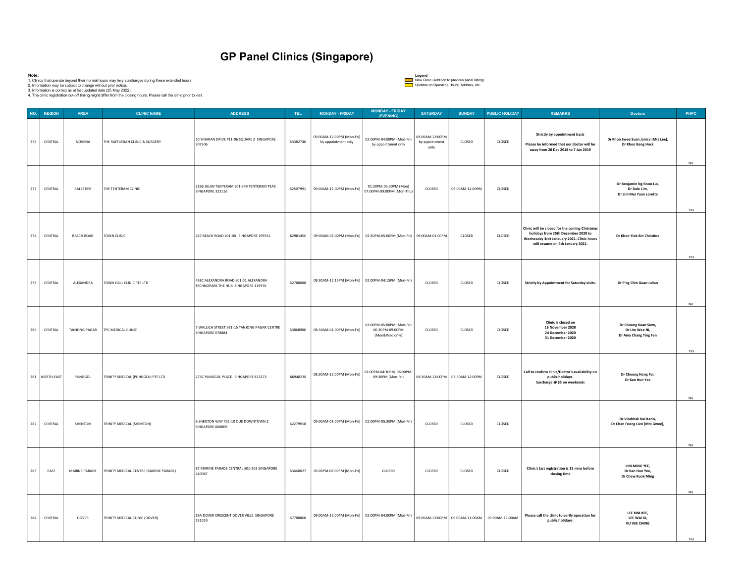# GP Panel Clinics (Singapore)

**Note:**
1. Clinics that operate beyond their normal hours may levy surcharges during these extended hours.
2. Information may be subject to change without prior notice.
3. Information is correct as at last updated date (25 May 2022).
4. The clinic registration cut-off timing might differ from the closing hours. Please call the clinic prior to visit.

**Legend**
New Clinic (Addition to previous panel listing)
Updates on Operating Hours, Address, etc.

| NO. | REGION | AREA | CLINIC NAME | ADDRESS | TEL | MONDAY - FRIDAY | MONDAY - FRIDAY (EVENING) | SATURDAY | SUNDAY | PUBLIC HOLIDAY | REMARKS | Doctors | PHPC |
|---|---|---|---|---|---|---|---|---|---|---|---|---|---|
| 276 | CENTRAL | NOVENA | THE RAFFLESIAN CLINIC & SURGERY | 10 SINARAN DRIVE #11-06 SQUARE 2 SINGAPORE 307506 | 63382740 | 09:00AM-12:00PM (Mon-Fri) by appointment only | 02:00PM-04:00PM (Mon-Fri) by appointment only | 09:00AM-12:00PM by appointment only | CLOSED | CLOSED | Strictly by appointment basis<br>Please be informed that our doctor will be away from 20 Dec 2018 to 7 Jan 2019 | Dr Khoo Swee Suan Janice (Mrs Lee), Dr Khoo Beng Hock | No |
| 277 | CENTRAL | BALESTIER | THE TENTERAM CLINIC | 116B JALAN TENTERAM #01-549 TENTERAM PEAK SINGAPORE 322116 | 62507991 | 09:00AM-12:00PM (Mon-Fri) | 01:30PM-03:30PM (Mon) 07:00PM-09:00PM (Mon-Thu) | CLOSED | 09:00AM-12:00PM | CLOSED | | Dr Benjamin Ng Boon Lui, Dr Dale Lim, Dr Lim Mei Yuan Loretta | Yes |
| 278 | CENTRAL | BEACH ROAD | TOWN CLINIC | 287 BEACH ROAD #01-00 SINGAPORE 199551 | 62981456 | 09:00AM-01:00PM (Mon-Fri) | 02:30PM-05:00PM (Mon-Fri) | 09:00AM-01:00PM | CLOSED | CLOSED | Clinic will be closed for the coming Christmas holidays from 25th December 2020 to Wednesday 3rdt Janauary 2021. Clinic hours will resume on 4th January 2021. | Dr Khoo Yiok Bin Christine | Yes |
| 279 | CENTRAL | ALEXANDRA | TOWN HALL CLINIC PTE LTD | 438C ALEXANDRA ROAD #01-01 ALEXANDRA TECHNOPARK THE HUB SINGAPORE 119976 | 62788088 | 08:30AM-12:15PM (Mon-Fri) | 02:00PM-04:15PM (Mon-Fri) | CLOSED | CLOSED | CLOSED | Strictly by Appointment for Saturday visits. | Dr P'ng Chin Guan Julian | No |
| 280 | CENTRAL | TANJONG PAGAR | TPC MEDICAL CLINIC | 7 WALLICH STREET #B1-15 TANJONG PAGAR CENTRE SINGAPORE 078884 | 63868980 | 08:30AM-01:00PM (Mon-Fri) | 02:00PM-05:00PM (Mon-Fri) 06:30PM-09:00PM (Mon&Wed only) | CLOSED | CLOSED | CLOSED | Clinic is closed on 16 November 2020 24 December 2020 31 December 2020 | Dr Choong Kuan Siew, Dr Lim Wee Ni, Dr Amy Chang Ting Fen | Yes |
| 281 | NORTH-EAST | PUNGGOL | TRINITY MEDICAL (PUNGGOL) PTE LTD | 273C PUNGGOL PLACE SINGAPORE 823273 | 66948238 | 08:30AM-12:00PM (Mon-Fri) | 02:00PM-04:30PM, 06:00PM-09:30PM (Mon-Fri) | 08:30AM-12:00PM | 08:30AM-12:00PM | CLOSED | Call to confirm clinic/Doctor's availability on public holidays. Surcharge @ $5 on weekends | Dr Cheong Hong Fai, Dr Kan Hun Yee | No |
| 282 | CENTRAL | SHENTON | TRINITY MEDICAL (SHENTON) | 6 SHENTON WAY #21-10 OUE DOWNTOWN 2 SINGAPORE 068809 | 62279918 | 09:00AM-01:00PM (Mon-Fri) | 02:00PM-05:30PM (Mon-Fri) | CLOSED | CLOSED | CLOSED | | Dr Virabhak Nai Karin, Dr Chan Foong Lien (Mrs Gwee), | No |
| 283 | EAST | MARINE PARADE | TRINITY MEDICAL CENTRE (MARINE PARADE) | 87 MARINE PARADE CENTRAL #01-503 SINGAPORE 440087 | 63440027 | 05:00PM-08:00PM (Mon-Fri) | CLOSED | CLOSED | CLOSED | CLOSED | Clinic's last registration is 15 mins before closing time | LIM MING YEE, Dr Kan Hun Yee, Dr Chew Kuok Ming | No |
| 284 | CENTRAL | DOVER | TRINITY MEDICAL CLINIC (DOVER) | 19A DOVER CRESCENT DOVER VILLE SINGAPORE 131019 | 67788868 | 09:00AM-12:00PM (Mon-Fri) | 02:00PM-04:00PM (Mon-Fri) | 09:00AM-12:00PM | 09:00AM-11:00AM | 09:00AM-11:00AM | Please call the clinic to verify operation for public holidays. | LEE KIM KEE, LEE WAI KI, KU VEE CHING | Yes |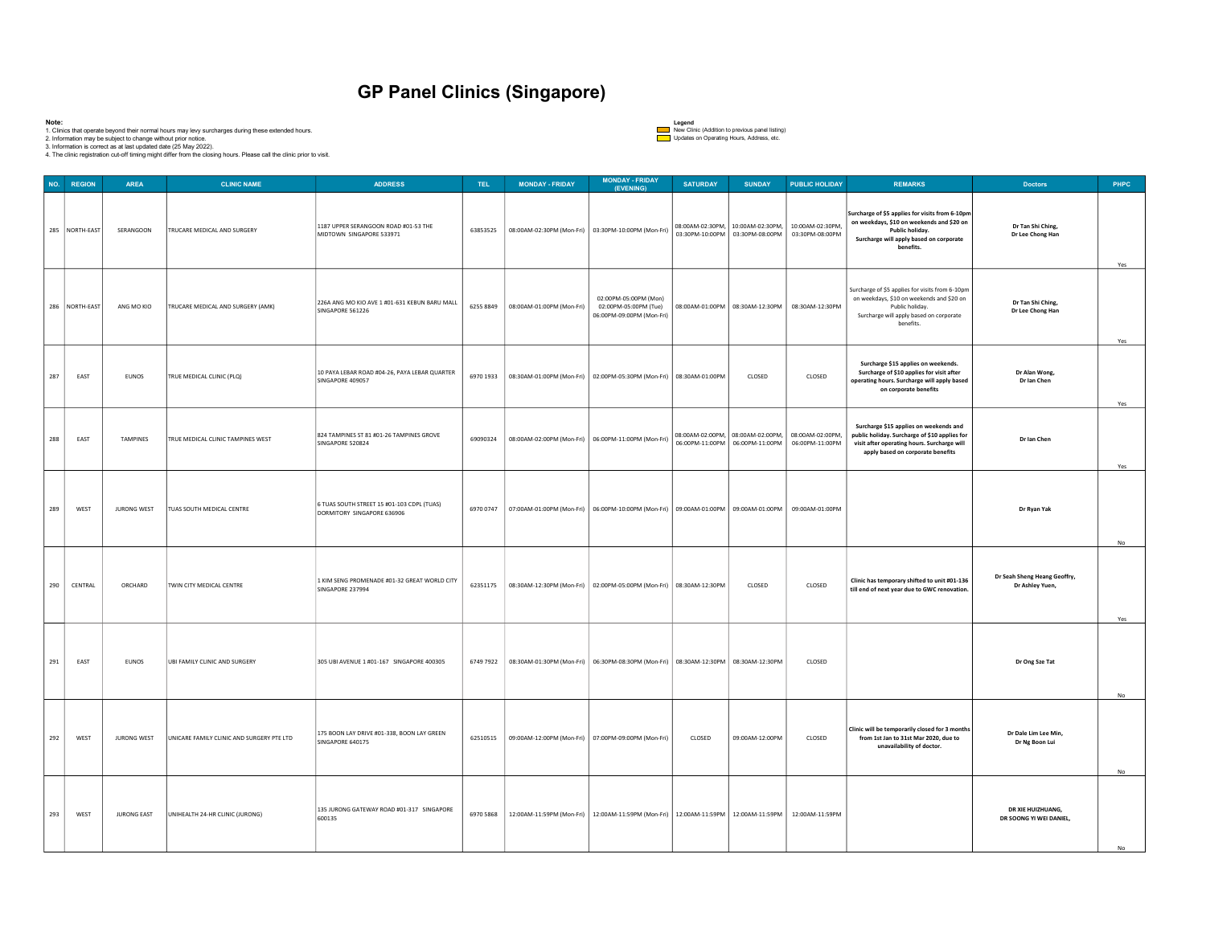# GP Panel Clinics (Singapore)

**Note:**
1. Clinics that operate beyond their normal hours may levy surcharges during these extended hours.
2. Information may be subject to change without prior notice.
3. Information is correct as at last updated date (25 May 2022).
4. The clinic registration cut-off timing might differ from the closing hours. Please call the clinic prior to visit.

**Legend**
- New Clinic (Addition to previous panel listing)
- Updates on Operating Hours, Address, etc.

| NO. | REGION | AREA | CLINIC NAME | ADDRESS | TEL | MONDAY - FRIDAY | MONDAY - FRIDAY (EVENING) | SATURDAY | SUNDAY | PUBLIC HOLIDAY | REMARKS | Doctors | PHPC |
|---|---|---|---|---|---|---|---|---|---|---|---|---|---|
| 285 | NORTH-EAST | SERANGOON | TRUCARE MEDICAL AND SURGERY | 1187 UPPER SERANGOON ROAD #01-53 THE MIDTOWN SINGAPORE 533971 | 63853525 | 08:00AM-02:30PM (Mon-Fri) | 03:30PM-10:00PM (Mon-Fri) | 08:00AM-02:30PM, 03:30PM-10:00PM | 10:00AM-02:30PM, 03:30PM-08:00PM | 10:00AM-02:30PM, 03:30PM-08:00PM | **Surcharge of $5 applies for visits from 6-10pm on weekdays, $10 on weekends and $20 on Public holiday. Surcharge will apply based on corporate benefits.** | **Dr Tan Shi Ching, Dr Lee Chong Han** | Yes |
| 286 | NORTH-EAST | ANG MO KIO | TRUCARE MEDICAL AND SURGERY (AMK) | 226A ANG MO KIO AVE 1 #01-631 KEBUN BARU MALL SINGAPORE 561226 | 6255 8849 | 08:00AM-01:00PM (Mon-Fri) | 02:00PM-05:00PM (Mon) 02:00PM-05:00PM (Tue) 06:00PM-09:00PM (Mon-Fri) | 08:00AM-01:00PM | 08:30AM-12:30PM | 08:30AM-12:30PM | Surcharge of $5 applies for visits from 6-10pm on weekdays, $10 on weekends and $20 on Public holiday. Surcharge will apply based on corporate benefits. | **Dr Tan Shi Ching, Dr Lee Chong Han** | Yes |
| 287 | EAST | EUNOS | TRUE MEDICAL CLINIC (PLQ) | 10 PAYA LEBAR ROAD #04-26, PAYA LEBAR QUARTER SINGAPORE 409057 | 6970 1933 | 08:30AM-01:00PM (Mon-Fri) | 02:00PM-05:30PM (Mon-Fri) | 08:30AM-01:00PM | CLOSED | CLOSED | **Surcharge $15 applies on weekends. Surcharge of $10 applies for visit after operating hours. Surcharge will apply based on corporate benefits** | **Dr Alan Wong, Dr Ian Chen** | Yes |
| 288 | EAST | TAMPINES | TRUE MEDICAL CLINIC TAMPINES WEST | 824 TAMPINES ST 81 #01-26 TAMPINES GROVE SINGAPORE 520824 | 69090324 | 08:00AM-02:00PM (Mon-Fri) | 06:00PM-11:00PM (Mon-Fri) | 08:00AM-02:00PM, 06:00PM-11:00PM | 08:00AM-02:00PM, 06:00PM-11:00PM | 08:00AM-02:00PM, 06:00PM-11:00PM | **Surcharge $15 applies on weekends and public holiday. Surcharge of $10 applies for visit after operating hours. Surcharge will apply based on corporate benefits** | **Dr Ian Chen** | Yes |
| 289 | WEST | JURONG WEST | TUAS SOUTH MEDICAL CENTRE | 6 TUAS SOUTH STREET 15 #01-103 CDPL (TUAS) DORMITORY SINGAPORE 636906 | 6970 0747 | 07:00AM-01:00PM (Mon-Fri) | 06:00PM-10:00PM (Mon-Fri) | 09:00AM-01:00PM | 09:00AM-01:00PM | 09:00AM-01:00PM | | **Dr Ryan Yak** | No |
| 290 | CENTRAL | ORCHARD | TWIN CITY MEDICAL CENTRE | 1 KIM SENG PROMENADE #01-32 GREAT WORLD CITY SINGAPORE 237994 | 62351175 | 08:30AM-12:30PM (Mon-Fri) | 02:00PM-05:00PM (Mon-Fri) | 08:30AM-12:30PM | CLOSED | CLOSED | **Clinic has temporary shifted to unit #01-136 till end of next year due to GWC renovation.** | **Dr Seah Sheng Heang Geoffry, Dr Ashley Yuen,** | Yes |
| 291 | EAST | EUNOS | UBI FAMILY CLINIC AND SURGERY | 305 UBI AVENUE 1 #01-167 SINGAPORE 400305 | 6749 7922 | 08:30AM-01:30PM (Mon-Fri) | 06:30PM-08:30PM (Mon-Fri) | 08:30AM-12:30PM | 08:30AM-12:30PM | CLOSED | | **Dr Ong Sze Tat** | No |
| 292 | WEST | JURONG WEST | UNICARE FAMILY CLINIC AND SURGERY PTE LTD | 175 BOON LAY DRIVE #01-338, BOON LAY GREEN SINGAPORE 640175 | 62510515 | 09:00AM-12:00PM (Mon-Fri) | 07:00PM-09:00PM (Mon-Fri) | CLOSED | 09:00AM-12:00PM | CLOSED | **Clinic will be temporarily closed for 3 months from 1st Jan to 31st Mar 2020, due to unavailability of doctor.** | **Dr Dale Lim Lee Min, Dr Ng Boon Lui** | No |
| 293 | WEST | JURONG EAST | UNIHEALTH 24-HR CLINIC (JURONG) | 135 JURONG GATEWAY ROAD #01-317 SINGAPORE 600135 | 6970 5868 | 12:00AM-11:59PM (Mon-Fri) | 12:00AM-11:59PM (Mon-Fri) | 12:00AM-11:59PM | 12:00AM-11:59PM | 12:00AM-11:59PM | | **DR XIE HUIZHUANG, DR SOONG YI WEI DANIEL,** | No |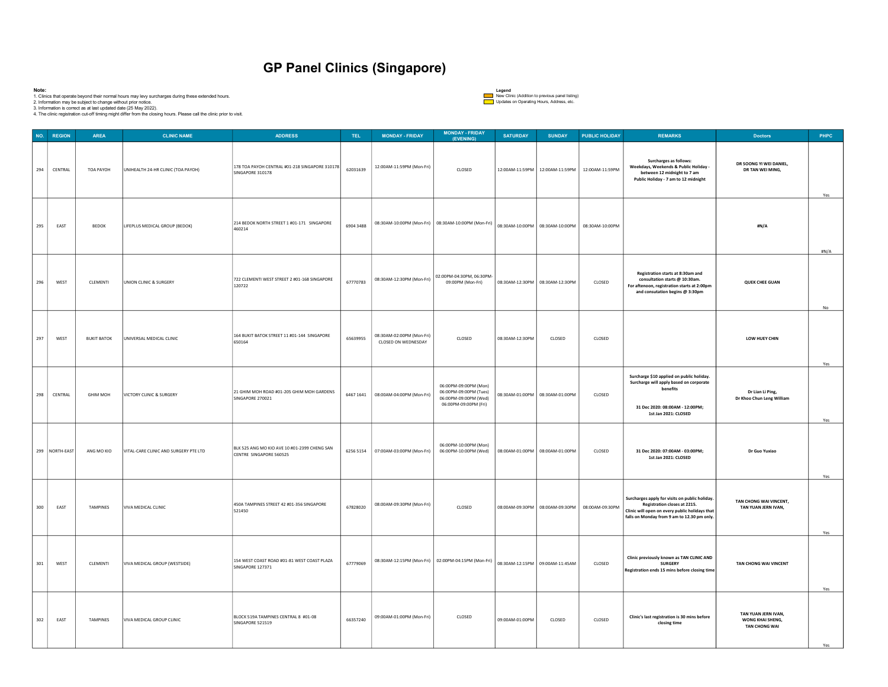# GP Panel Clinics (Singapore)

**Note:**
1. Clinics that operate beyond their normal hours may levy surcharges during these extended hours.
2. Information may be subject to change without prior notice.
3. Information is correct as at last updated date (25 May 2022).
4. The clinic registration cut-off timing might differ from the closing hours. Please call the clinic prior to visit.

**Legend**
New Clinic (Addition to previous panel listing)
Updates on Operating Hours, Address, etc.

| NO. | REGION | AREA | CLINIC NAME | ADDRESS | TEL | MONDAY - FRIDAY | MONDAY - FRIDAY (EVENING) | SATURDAY | SUNDAY | PUBLIC HOLIDAY | REMARKS | Doctors | PHPC |
|---|---|---|---|---|---|---|---|---|---|---|---|---|---|
| 294 | CENTRAL | TOA PAYOH | UNIHEALTH 24-HR CLINIC (TOA PAYOH) | 178 TOA PAYOH CENTRAL #01-218 SINGAPORE 310178 SINGAPORE 310178 | 62031639 | 12:00AM-11:59PM (Mon-Fri) | CLOSED | 12:00AM-11:59PM | 12:00AM-11:59PM | 12:00AM-11:59PM | Surcharges as follows: Weekdays, Weekends & Public Holiday - between 12 midnight to 7 am Public Holiday - 7 am to 12 midnight | DR SOONG YI WEI DANIEL, DR TAN WEI MING, | Yes |
| 295 | EAST | BEDOK | LIFEPLUS MEDICAL GROUP (BEDOK) | 214 BEDOK NORTH STREET 1 #01-171 SINGAPORE 460214 | 6904 3488 | 08:30AM-10:00PM (Mon-Fri) | 08:30AM-10:00PM (Mon-Fri) | 08:30AM-10:00PM | 08:30AM-10:00PM | 08:30AM-10:00PM | | #N/A | #N/A |
| 296 | WEST | CLEMENTI | UNION CLINIC & SURGERY | 722 CLEMENTI WEST STREET 2 #01-168 SINGAPORE 120722 | 67770783 | 08:30AM-12:30PM (Mon-Fri) | 02:00PM-04:30PM, 06:30PM-09:00PM (Mon-Fri) | 08:30AM-12:30PM | 08:30AM-12:30PM | CLOSED | Registration starts at 8:30am and consultation starts @ 10:30am. For afternoon, registration starts at 2:00pm and consutation begins @ 3:30pm | QUEK CHEE GUAN | No |
| 297 | WEST | BUKIT BATOK | UNIVERSAL MEDICAL CLINIC | 164 BUKIT BATOK STREET 11 #01-144 SINGAPORE 650164 | 65639955 | 08:30AM-02:00PM (Mon-Fri) CLOSED ON WEDNESDAY | CLOSED | 08:30AM-12:30PM | CLOSED | CLOSED | | LOW HUEY CHIN | Yes |
| 298 | CENTRAL | GHIM MOH | VICTORY CLINIC & SURGERY | 21 GHIM MOH ROAD #01-205 GHIM MOH GARDENS SINGAPORE 270021 | 6467 1641 | 08:00AM-04:00PM (Mon-Fri) | 06:00PM-09:00PM (Mon) 06:00PM-09:00PM (Tues) 06:00PM-09:00PM (Wed) 06:00PM-09:00PM (Fri) | 08:30AM-01:00PM | 08:30AM-01:00PM | CLOSED | Surcharge $10 applied on public holiday. Surcharge will apply based on corporate benefits<br><br>31 Dec 2020: 08:00AM - 12:00PM; 1st Jan 2021: CLOSED | Dr Lian Li Ping, Dr Khoo Chun Leng William | Yes |
| 299 | NORTH-EAST | ANG MO KIO | VITAL-CARE CLINIC AND SURGERY PTE LTD | BLK 525 ANG MO KIO AVE 10 #01-2399 CHENG SAN CENTRE SINGAPORE 560525 | 6256 5154 | 07:00AM-03:00PM (Mon-Fri) | 06:00PM-10:00PM (Mon) 06:00PM-10:00PM (Wed) | 08:00AM-01:00PM | 08:00AM-01:00PM | CLOSED | 31 Dec 2020: 07:00AM - 03:00PM; 1st Jan 2021: CLOSED | Dr Guo Yuxiao | Yes |
| 300 | EAST | TAMPINES | VIVA MEDICAL CLINIC | 450A TAMPINES STREET 42 #01-356 SINGAPORE 521450 | 67828020 | 08:00AM-09:30PM (Mon-Fri) | CLOSED | 08:00AM-09:30PM | 08:00AM-09:30PM | 08:00AM-09:30PM | Surcharges apply for visits on public holiday. Registration closes at 2215. Clinic will open on every public holidays that falls on Monday from 9 am to 12.30 pm only. | TAN CHONG WAI VINCENT, TAN YUAN JERN IVAN, | Yes |
| 301 | WEST | CLEMENTI | VIVA MEDICAL GROUP (WESTSIDE) | 154 WEST COAST ROAD #01-81 WEST COAST PLAZA SINGAPORE 127371 | 67779069 | 08:30AM-12:15PM (Mon-Fri) | 02:00PM-04:15PM (Mon-Fri) | 08:30AM-12:15PM | 09:00AM-11:45AM | CLOSED | Clinic previously known as TAN CLINIC AND SURGERY Registration ends 15 mins before closing time | TAN CHONG WAI VINCENT | Yes |
| 302 | EAST | TAMPINES | VIVA MEDICAL GROUP CLINIC | BLOCK 519A TAMPINES CENTRAL 8 #01-08 SINGAPORE 521519 | 66357240 | 09:00AM-01:00PM (Mon-Fri) | CLOSED | 09:00AM-01:00PM | CLOSED | CLOSED | Clinic's last registration is 30 mins before closing time | TAN YUAN JERN IVAN, WONG KHAI SHENG, TAN CHONG WAI | Yes |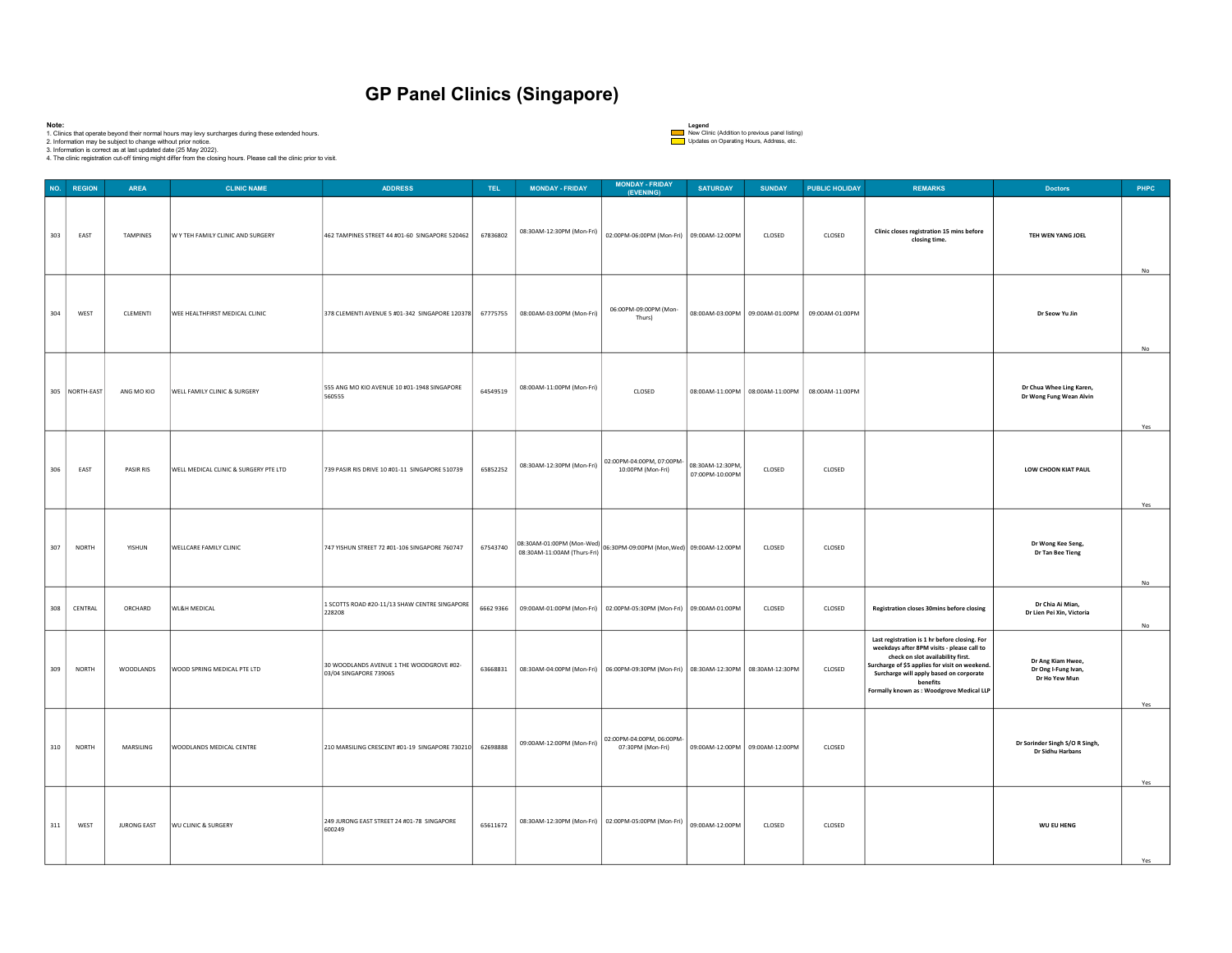# GP Panel Clinics (Singapore)

**Note:**
1. Clinics that operate beyond their normal hours may levy surcharges during these extended hours.
2. Information may be subject to change without prior notice.
3. Information is correct as at last updated date (25 May 2022).
4. The clinic registration cut-off timing might differ from the closing hours. Please call the clinic prior to visit.

**Legend**
- New Clinic (Addition to previous panel listing)
- Updates on Operating Hours, Address, etc.

| NO. | REGION | AREA | CLINIC NAME | ADDRESS | TEL | MONDAY - FRIDAY | MONDAY - FRIDAY (EVENING) | SATURDAY | SUNDAY | PUBLIC HOLIDAY | REMARKS | Doctors | PHPC |
|---|---|---|---|---|---|---|---|---|---|---|---|---|---|
| 303 | EAST | TAMPINES | W Y TEH FAMILY CLINIC AND SURGERY | 462 TAMPINES STREET 44 #01-60 SINGAPORE 520462 | 67836802 | 08:30AM-12:30PM (Mon-Fri) | 02:00PM-06:00PM (Mon-Fri) | 09:00AM-12:00PM | CLOSED | CLOSED | **Clinic closes registration 15 mins before closing time.** | **TEH WEN YANG JOEL** | No |
| 304 | WEST | CLEMENTI | WEE HEALTHFIRST MEDICAL CLINIC | 378 CLEMENTI AVENUE 5 #01-342 SINGAPORE 120378 | 67775755 | 08:00AM-03:00PM (Mon-Fri) | 06:00PM-09:00PM (Mon-Thurs) | 08:00AM-03:00PM | 09:00AM-01:00PM | 09:00AM-01:00PM | | **Dr Seow Yu Jin** | No |
| 305 | NORTH-EAST | ANG MO KIO | WELL FAMILY CLINIC & SURGERY | 555 ANG MO KIO AVENUE 10 #01-1948 SINGAPORE 560555 | 64549519 | 08:00AM-11:00PM (Mon-Fri) | CLOSED | 08:00AM-11:00PM | 08:00AM-11:00PM | 08:00AM-11:00PM | | **Dr Chua Whee Ling Karen, Dr Wong Fung Wean Alvin** | Yes |
| 306 | EAST | PASIR RIS | WELL MEDICAL CLINIC & SURGERY PTE LTD | 739 PASIR RIS DRIVE 10 #01-11 SINGAPORE 510739 | 65852252 | 08:30AM-12:30PM (Mon-Fri) | 02:00PM-04:00PM, 07:00PM-10:00PM (Mon-Fri) | 08:30AM-12:30PM, 07:00PM-10:00PM | CLOSED | CLOSED | | **LOW CHOON KIAT PAUL** | Yes |
| 307 | NORTH | YISHUN | WELLCARE FAMILY CLINIC | 747 YISHUN STREET 72 #01-106 SINGAPORE 760747 | 67543740 | 08:30AM-01:00PM (Mon-Wed) 08:30AM-11:00AM (Thurs-Fri) | 06:30PM-09:00PM (Mon,Wed) | 09:00AM-12:00PM | CLOSED | CLOSED | | **Dr Wong Kee Seng, Dr Tan Bee Tieng** | No |
| 308 | CENTRAL | ORCHARD | WL&H MEDICAL | 1 SCOTTS ROAD #20-11/13 SHAW CENTRE SINGAPORE 228208 | 6662 9366 | 09:00AM-01:00PM (Mon-Fri) | 02:00PM-05:30PM (Mon-Fri) | 09:00AM-01:00PM | CLOSED | CLOSED | **Registration closes 30mins before closing** | **Dr Chia Ai Mian, Dr Lien Pei Xin, Victoria** | No |
| 309 | NORTH | WOODLANDS | WOOD SPRING MEDICAL PTE LTD | 30 WOODLANDS AVENUE 1 THE WOODGROVE #02-03/04 SINGAPORE 739065 | 63668831 | 08:30AM-04:00PM (Mon-Fri) | 06:00PM-09:30PM (Mon-Fri) | 08:30AM-12:30PM | 08:30AM-12:30PM | CLOSED | **Last registration is 1 hr before closing. For weekdays after 8PM visits - please call to check on slot availability first. Surcharge of $5 applies for visit on weekend. Surcharge will apply based on corporate benefits Formally known as : Woodgrove Medical LLP** | **Dr Ang Kiam Hwee, Dr Ong I-Fung Ivan, Dr Ho Yew Mun** | Yes |
| 310 | NORTH | MARSILING | WOODLANDS MEDICAL CENTRE | 210 MARSILING CRESCENT #01-19 SINGAPORE 730210 | 62698888 | 09:00AM-12:00PM (Mon-Fri) | 02:00PM-04:00PM, 06:00PM-07:30PM (Mon-Fri) | 09:00AM-12:00PM | 09:00AM-12:00PM | CLOSED | | **Dr Sorinder Singh S/O R Singh, Dr Sidhu Harbans** | Yes |
| 311 | WEST | JURONG EAST | WU CLINIC & SURGERY | 249 JURONG EAST STREET 24 #01-78 SINGAPORE 600249 | 65611672 | 08:30AM-12:30PM (Mon-Fri) | 02:00PM-05:00PM (Mon-Fri) | 09:00AM-12:00PM | CLOSED | CLOSED | | **WU EU HENG** | Yes |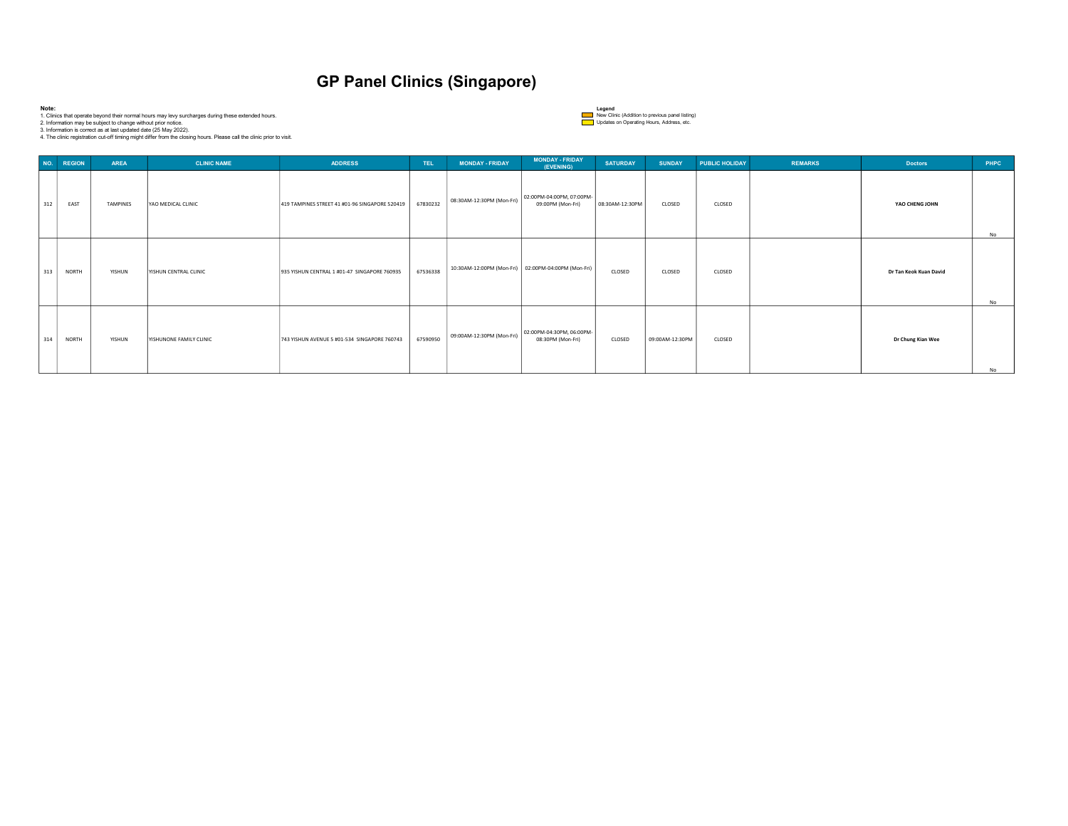# GP Panel Clinics (Singapore)

**Note:**
1. Clinics that operate beyond their normal hours may levy surcharges during these extended hours.
2. Information may be subject to change without prior notice.
3. Information is correct as at last updated date (25 May 2022).
4. The clinic registration cut-off timing might differ from the closing hours. Please call the clinic prior to visit.

**Legend**
New Clinic (Addition to previous panel listing)
Updates on Operating Hours, Address, etc.

| NO. | REGION | AREA | CLINIC NAME | ADDRESS | TEL | MONDAY - FRIDAY | MONDAY - FRIDAY (EVENING) | SATURDAY | SUNDAY | PUBLIC HOLIDAY | REMARKS | Doctors | PHPC |
|---|---|---|---|---|---|---|---|---|---|---|---|---|---|
| 312 | EAST | TAMPINES | YAO MEDICAL CLINIC | 419 TAMPINES STREET 41 #01-96 SINGAPORE 520419 | 67830232 | 08:30AM-12:30PM (Mon-Fri) | 02:00PM-04:00PM, 07:00PM-09:00PM (Mon-Fri) | 08:30AM-12:30PM | CLOSED | CLOSED | | **YAO CHENG JOHN** | No |
| 313 | NORTH | YISHUN | YISHUN CENTRAL CLINIC | 935 YISHUN CENTRAL 1 #01-47 SINGAPORE 760935 | 67536338 | 10:30AM-12:00PM (Mon-Fri) | 02:00PM-04:00PM (Mon-Fri) | CLOSED | CLOSED | CLOSED | | **Dr Tan Keok Kuan David** | No |
| 314 | NORTH | YISHUN | YISHUNONE FAMILY CLINIC | 743 YISHUN AVENUE 5 #01-534 SINGAPORE 760743 | 67590950 | 09:00AM-12:30PM (Mon-Fri) | 02:00PM-04:30PM, 06:00PM-08:30PM (Mon-Fri) | CLOSED | 09:00AM-12:30PM | CLOSED | | **Dr Chung Kian Wee** | No |